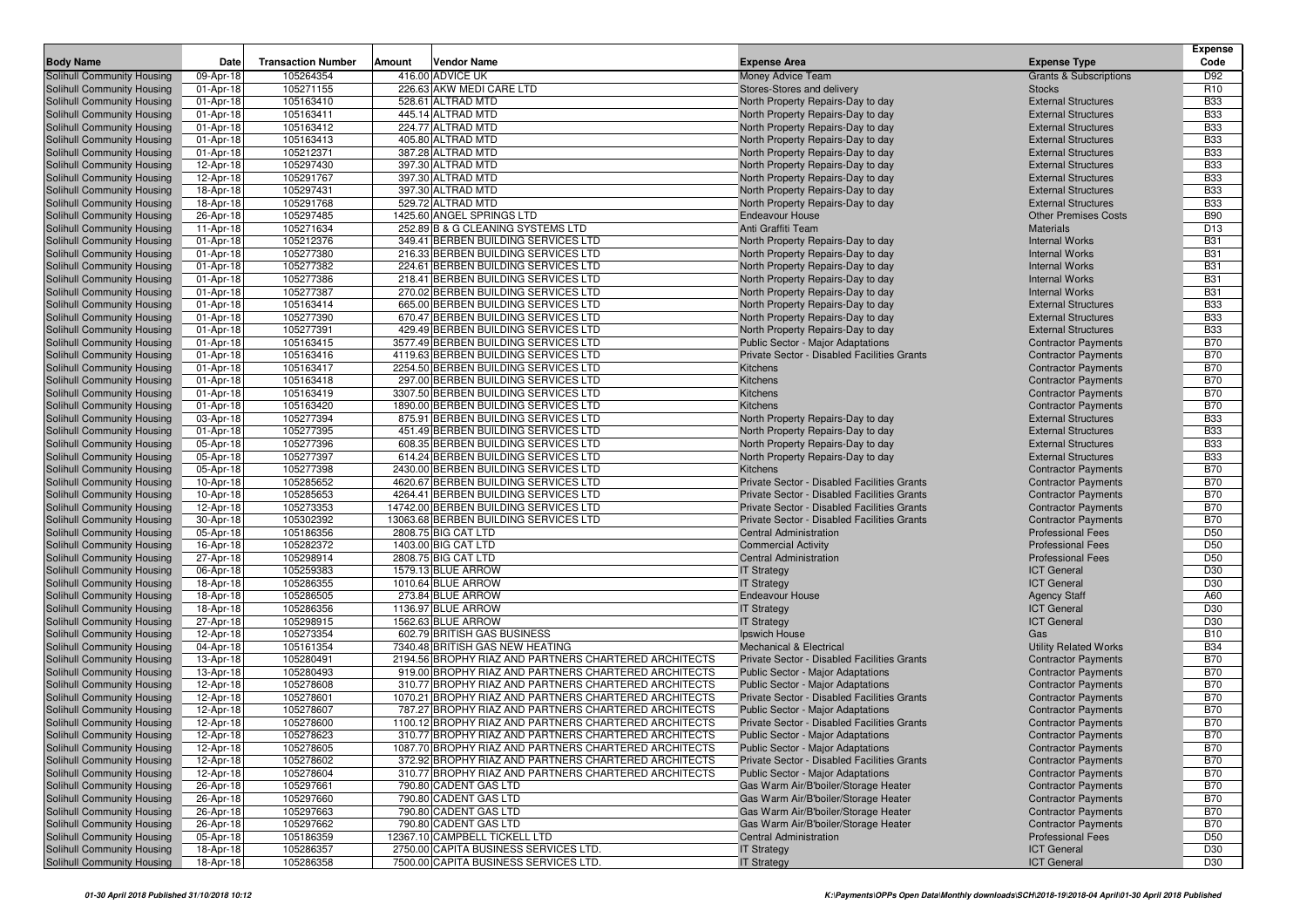| Body Name | Date | Transaction Number | Amount | Vendor Name | Expense Area | Expense Type | Expense Code |
|---|---|---|---|---|---|---|---|
| Solihull Community Housing | 09-Apr-18 | 105264354 | 416.00 | ADVICE UK | Money Advice Team | Grants & Subscriptions | D92 |
| Solihull Community Housing | 01-Apr-18 | 105271155 | 226.63 | AKW MEDI CARE LTD | Stores-Stores and delivery | Stocks | R10 |
| Solihull Community Housing | 01-Apr-18 | 105163410 | 528.61 | ALTRAD MTD | North Property Repairs-Day to day | External Structures | B33 |
| Solihull Community Housing | 01-Apr-18 | 105163411 | 445.14 | ALTRAD MTD | North Property Repairs-Day to day | External Structures | B33 |
| Solihull Community Housing | 01-Apr-18 | 105163412 | 224.77 | ALTRAD MTD | North Property Repairs-Day to day | External Structures | B33 |
| Solihull Community Housing | 01-Apr-18 | 105163413 | 405.80 | ALTRAD MTD | North Property Repairs-Day to day | External Structures | B33 |
| Solihull Community Housing | 01-Apr-18 | 105212371 | 387.28 | ALTRAD MTD | North Property Repairs-Day to day | External Structures | B33 |
| Solihull Community Housing | 12-Apr-18 | 105297430 | 397.30 | ALTRAD MTD | North Property Repairs-Day to day | External Structures | B33 |
| Solihull Community Housing | 12-Apr-18 | 105291767 | 397.30 | ALTRAD MTD | North Property Repairs-Day to day | External Structures | B33 |
| Solihull Community Housing | 18-Apr-18 | 105297431 | 397.30 | ALTRAD MTD | North Property Repairs-Day to day | External Structures | B33 |
| Solihull Community Housing | 18-Apr-18 | 105291768 | 529.72 | ALTRAD MTD | North Property Repairs-Day to day | External Structures | B33 |
| Solihull Community Housing | 26-Apr-18 | 105297485 | 1425.60 | ANGEL SPRINGS LTD | Endeavour House | Other Premises Costs | B90 |
| Solihull Community Housing | 11-Apr-18 | 105271634 | 252.89 | B & G CLEANING SYSTEMS LTD | Anti Graffiti Team | Materials | D13 |
| Solihull Community Housing | 01-Apr-18 | 105212376 | 349.41 | BERBEN BUILDING SERVICES LTD | North Property Repairs-Day to day | Internal Works | B31 |
| Solihull Community Housing | 01-Apr-18 | 105277380 | 216.33 | BERBEN BUILDING SERVICES LTD | North Property Repairs-Day to day | Internal Works | B31 |
| Solihull Community Housing | 01-Apr-18 | 105277382 | 224.61 | BERBEN BUILDING SERVICES LTD | North Property Repairs-Day to day | Internal Works | B31 |
| Solihull Community Housing | 01-Apr-18 | 105277386 | 218.41 | BERBEN BUILDING SERVICES LTD | North Property Repairs-Day to day | Internal Works | B31 |
| Solihull Community Housing | 01-Apr-18 | 105277387 | 270.02 | BERBEN BUILDING SERVICES LTD | North Property Repairs-Day to day | Internal Works | B31 |
| Solihull Community Housing | 01-Apr-18 | 105163414 | 665.00 | BERBEN BUILDING SERVICES LTD | North Property Repairs-Day to day | External Structures | B33 |
| Solihull Community Housing | 01-Apr-18 | 105277390 | 670.47 | BERBEN BUILDING SERVICES LTD | North Property Repairs-Day to day | External Structures | B33 |
| Solihull Community Housing | 01-Apr-18 | 105277391 | 429.49 | BERBEN BUILDING SERVICES LTD | North Property Repairs-Day to day | External Structures | B33 |
| Solihull Community Housing | 01-Apr-18 | 105163415 | 3577.49 | BERBEN BUILDING SERVICES LTD | Public Sector - Major Adaptations | Contractor Payments | B70 |
| Solihull Community Housing | 01-Apr-18 | 105163416 | 4119.63 | BERBEN BUILDING SERVICES LTD | Private Sector - Disabled Facilities Grants | Contractor Payments | B70 |
| Solihull Community Housing | 01-Apr-18 | 105163417 | 2254.50 | BERBEN BUILDING SERVICES LTD | Kitchens | Contractor Payments | B70 |
| Solihull Community Housing | 01-Apr-18 | 105163418 | 297.00 | BERBEN BUILDING SERVICES LTD | Kitchens | Contractor Payments | B70 |
| Solihull Community Housing | 01-Apr-18 | 105163419 | 3307.50 | BERBEN BUILDING SERVICES LTD | Kitchens | Contractor Payments | B70 |
| Solihull Community Housing | 01-Apr-18 | 105163420 | 1890.00 | BERBEN BUILDING SERVICES LTD | Kitchens | Contractor Payments | B70 |
| Solihull Community Housing | 03-Apr-18 | 105277394 | 875.91 | BERBEN BUILDING SERVICES LTD | North Property Repairs-Day to day | External Structures | B33 |
| Solihull Community Housing | 01-Apr-18 | 105277395 | 451.49 | BERBEN BUILDING SERVICES LTD | North Property Repairs-Day to day | External Structures | B33 |
| Solihull Community Housing | 05-Apr-18 | 105277396 | 608.35 | BERBEN BUILDING SERVICES LTD | North Property Repairs-Day to day | External Structures | B33 |
| Solihull Community Housing | 05-Apr-18 | 105277397 | 614.24 | BERBEN BUILDING SERVICES LTD | North Property Repairs-Day to day | External Structures | B33 |
| Solihull Community Housing | 05-Apr-18 | 105277398 | 2430.00 | BERBEN BUILDING SERVICES LTD | Kitchens | Contractor Payments | B70 |
| Solihull Community Housing | 10-Apr-18 | 105285652 | 4620.67 | BERBEN BUILDING SERVICES LTD | Private Sector - Disabled Facilities Grants | Contractor Payments | B70 |
| Solihull Community Housing | 10-Apr-18 | 105285653 | 4264.41 | BERBEN BUILDING SERVICES LTD | Private Sector - Disabled Facilities Grants | Contractor Payments | B70 |
| Solihull Community Housing | 12-Apr-18 | 105273353 | 14742.00 | BERBEN BUILDING SERVICES LTD | Private Sector - Disabled Facilities Grants | Contractor Payments | B70 |
| Solihull Community Housing | 30-Apr-18 | 105302392 | 13063.68 | BERBEN BUILDING SERVICES LTD | Private Sector - Disabled Facilities Grants | Contractor Payments | B70 |
| Solihull Community Housing | 05-Apr-18 | 105186356 | 2808.75 | BIG CAT LTD | Central Administration | Professional Fees | D50 |
| Solihull Community Housing | 16-Apr-18 | 105282372 | 1403.00 | BIG CAT LTD | Commercial Activity | Professional Fees | D50 |
| Solihull Community Housing | 27-Apr-18 | 105298914 | 2808.75 | BIG CAT LTD | Central Administration | Professional Fees | D50 |
| Solihull Community Housing | 06-Apr-18 | 105259383 | 1579.13 | BLUE ARROW | IT Strategy | ICT General | D30 |
| Solihull Community Housing | 18-Apr-18 | 105286355 | 1010.64 | BLUE ARROW | IT Strategy | ICT General | D30 |
| Solihull Community Housing | 18-Apr-18 | 105286505 | 273.84 | BLUE ARROW | Endeavour House | Agency Staff | A60 |
| Solihull Community Housing | 18-Apr-18 | 105286356 | 1136.97 | BLUE ARROW | IT Strategy | ICT General | D30 |
| Solihull Community Housing | 27-Apr-18 | 105298915 | 1562.63 | BLUE ARROW | IT Strategy | ICT General | D30 |
| Solihull Community Housing | 12-Apr-18 | 105273354 | 602.79 | BRITISH GAS BUSINESS | Ipswich House | Gas | B10 |
| Solihull Community Housing | 04-Apr-18 | 105161354 | 7340.48 | BRITISH GAS NEW HEATING | Mechanical & Electrical | Utility Related Works | B34 |
| Solihull Community Housing | 13-Apr-18 | 105280491 | 2194.56 | BROPHY RIAZ AND PARTNERS CHARTERED ARCHITECTS | Private Sector - Disabled Facilities Grants | Contractor Payments | B70 |
| Solihull Community Housing | 13-Apr-18 | 105280493 | 919.00 | BROPHY RIAZ AND PARTNERS CHARTERED ARCHITECTS | Public Sector - Major Adaptations | Contractor Payments | B70 |
| Solihull Community Housing | 12-Apr-18 | 105278608 | 310.77 | BROPHY RIAZ AND PARTNERS CHARTERED ARCHITECTS | Public Sector - Major Adaptations | Contractor Payments | B70 |
| Solihull Community Housing | 12-Apr-18 | 105278601 | 1070.21 | BROPHY RIAZ AND PARTNERS CHARTERED ARCHITECTS | Private Sector - Disabled Facilities Grants | Contractor Payments | B70 |
| Solihull Community Housing | 12-Apr-18 | 105278607 | 787.27 | BROPHY RIAZ AND PARTNERS CHARTERED ARCHITECTS | Public Sector - Major Adaptations | Contractor Payments | B70 |
| Solihull Community Housing | 12-Apr-18 | 105278600 | 1100.12 | BROPHY RIAZ AND PARTNERS CHARTERED ARCHITECTS | Private Sector - Disabled Facilities Grants | Contractor Payments | B70 |
| Solihull Community Housing | 12-Apr-18 | 105278623 | 310.77 | BROPHY RIAZ AND PARTNERS CHARTERED ARCHITECTS | Public Sector - Major Adaptations | Contractor Payments | B70 |
| Solihull Community Housing | 12-Apr-18 | 105278605 | 1087.70 | BROPHY RIAZ AND PARTNERS CHARTERED ARCHITECTS | Public Sector - Major Adaptations | Contractor Payments | B70 |
| Solihull Community Housing | 12-Apr-18 | 105278602 | 372.92 | BROPHY RIAZ AND PARTNERS CHARTERED ARCHITECTS | Private Sector - Disabled Facilities Grants | Contractor Payments | B70 |
| Solihull Community Housing | 12-Apr-18 | 105278604 | 310.77 | BROPHY RIAZ AND PARTNERS CHARTERED ARCHITECTS | Public Sector - Major Adaptations | Contractor Payments | B70 |
| Solihull Community Housing | 26-Apr-18 | 105297661 | 790.80 | CADENT GAS LTD | Gas Warm Air/B'boiler/Storage Heater | Contractor Payments | B70 |
| Solihull Community Housing | 26-Apr-18 | 105297660 | 790.80 | CADENT GAS LTD | Gas Warm Air/B'boiler/Storage Heater | Contractor Payments | B70 |
| Solihull Community Housing | 26-Apr-18 | 105297663 | 790.80 | CADENT GAS LTD | Gas Warm Air/B'boiler/Storage Heater | Contractor Payments | B70 |
| Solihull Community Housing | 26-Apr-18 | 105297662 | 790.80 | CADENT GAS LTD | Gas Warm Air/B'boiler/Storage Heater | Contractor Payments | B70 |
| Solihull Community Housing | 05-Apr-18 | 105186359 | 12367.10 | CAMPBELL TICKELL LTD | Central Administration | Professional Fees | D50 |
| Solihull Community Housing | 18-Apr-18 | 105286357 | 2750.00 | CAPITA BUSINESS SERVICES LTD. | IT Strategy | ICT General | D30 |
| Solihull Community Housing | 18-Apr-18 | 105286358 | 7500.00 | CAPITA BUSINESS SERVICES LTD. | IT Strategy | ICT General | D30 |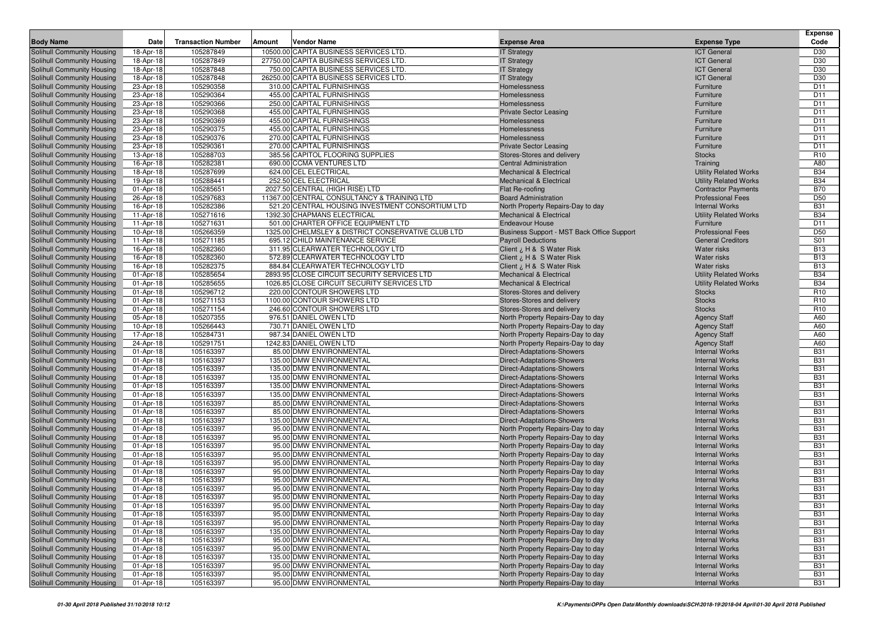| Body Name | Date | Transaction Number | Amount | Vendor Name | Expense Area | Expense Type | Expense Code |
|---|---|---|---|---|---|---|---|
| Solihull Community Housing | 18-Apr-18 | 105287849 | 10500.00 | CAPITA BUSINESS SERVICES LTD. | IT Strategy | ICT General | D30 |
| Solihull Community Housing | 18-Apr-18 | 105287849 | 27750.00 | CAPITA BUSINESS SERVICES LTD. | IT Strategy | ICT General | D30 |
| Solihull Community Housing | 18-Apr-18 | 105287848 | 750.00 | CAPITA BUSINESS SERVICES LTD. | IT Strategy | ICT General | D30 |
| Solihull Community Housing | 18-Apr-18 | 105287848 | 26250.00 | CAPITA BUSINESS SERVICES LTD. | IT Strategy | ICT General | D30 |
| Solihull Community Housing | 23-Apr-18 | 105290358 | 310.00 | CAPITAL FURNISHINGS | Homelessness | Furniture | D11 |
| Solihull Community Housing | 23-Apr-18 | 105290364 | 455.00 | CAPITAL FURNISHINGS | Homelessness | Furniture | D11 |
| Solihull Community Housing | 23-Apr-18 | 105290366 | 250.00 | CAPITAL FURNISHINGS | Homelessness | Furniture | D11 |
| Solihull Community Housing | 23-Apr-18 | 105290368 | 455.00 | CAPITAL FURNISHINGS | Private Sector Leasing | Furniture | D11 |
| Solihull Community Housing | 23-Apr-18 | 105290369 | 455.00 | CAPITAL FURNISHINGS | Homelessness | Furniture | D11 |
| Solihull Community Housing | 23-Apr-18 | 105290375 | 455.00 | CAPITAL FURNISHINGS | Homelessness | Furniture | D11 |
| Solihull Community Housing | 23-Apr-18 | 105290376 | 270.00 | CAPITAL FURNISHINGS | Homelessness | Furniture | D11 |
| Solihull Community Housing | 23-Apr-18 | 105290361 | 270.00 | CAPITAL FURNISHINGS | Private Sector Leasing | Furniture | D11 |
| Solihull Community Housing | 13-Apr-18 | 105288703 | 385.56 | CAPITOL FLOORING SUPPLIES | Stores-Stores and delivery | Stocks | R10 |
| Solihull Community Housing | 16-Apr-18 | 105282381 | 690.00 | CCMA VENTURES LTD | Central Administration | Training | A80 |
| Solihull Community Housing | 18-Apr-18 | 105287699 | 624.00 | CEL ELECTRICAL | Mechanical & Electrical | Utility Related Works | B34 |
| Solihull Community Housing | 19-Apr-18 | 105288441 | 252.50 | CEL ELECTRICAL | Mechanical & Electrical | Utility Related Works | B34 |
| Solihull Community Housing | 01-Apr-18 | 105285651 | 2027.50 | CENTRAL (HIGH RISE) LTD | Flat Re-roofing | Contractor Payments | B70 |
| Solihull Community Housing | 26-Apr-18 | 105297683 | 11367.00 | CENTRAL CONSULTANCY & TRAINING LTD | Board Administration | Professional Fees | D50 |
| Solihull Community Housing | 16-Apr-18 | 105282386 | 521.20 | CENTRAL HOUSING INVESTMENT CONSORTIUM LTD | North Property Repairs-Day to day | Internal Works | B31 |
| Solihull Community Housing | 11-Apr-18 | 105271616 | 1392.30 | CHAPMANS ELECTRICAL | Mechanical & Electrical | Utility Related Works | B34 |
| Solihull Community Housing | 11-Apr-18 | 105271631 | 501.00 | CHARTER OFFICE EQUIPMENT LTD | Endeavour House | Furniture | D11 |
| Solihull Community Housing | 10-Apr-18 | 105266359 | 1325.00 | CHELMSLEY & DISTRICT CONSERVATIVE CLUB LTD | Business Support - MST Back Office Support | Professional Fees | D50 |
| Solihull Community Housing | 11-Apr-18 | 105271185 | 695.12 | CHILD MAINTENANCE SERVICE | Payroll Deductions | General Creditors | S01 |
| Solihull Community Housing | 16-Apr-18 | 105282360 | 311.95 | CLEARWATER TECHNOLOGY LTD | Client ¿ H & S Water Risk | Water risks | B13 |
| Solihull Community Housing | 16-Apr-18 | 105282360 | 572.89 | CLEARWATER TECHNOLOGY LTD | Client ¿ H & S Water Risk | Water risks | B13 |
| Solihull Community Housing | 16-Apr-18 | 105282375 | 884.84 | CLEARWATER TECHNOLOGY LTD | Client ¿ H & S Water Risk | Water risks | B13 |
| Solihull Community Housing | 01-Apr-18 | 105285654 | 2893.95 | CLOSE CIRCUIT SECURITY SERVICES LTD | Mechanical & Electrical | Utility Related Works | B34 |
| Solihull Community Housing | 01-Apr-18 | 105285655 | 1026.85 | CLOSE CIRCUIT SECURITY SERVICES LTD | Mechanical & Electrical | Utility Related Works | B34 |
| Solihull Community Housing | 01-Apr-18 | 105296712 | 220.00 | CONTOUR SHOWERS LTD | Stores-Stores and delivery | Stocks | R10 |
| Solihull Community Housing | 01-Apr-18 | 105271153 | 1100.00 | CONTOUR SHOWERS LTD | Stores-Stores and delivery | Stocks | R10 |
| Solihull Community Housing | 01-Apr-18 | 105271154 | 246.60 | CONTOUR SHOWERS LTD | Stores-Stores and delivery | Stocks | R10 |
| Solihull Community Housing | 05-Apr-18 | 105207355 | 976.51 | DANIEL OWEN LTD | North Property Repairs-Day to day | Agency Staff | A60 |
| Solihull Community Housing | 10-Apr-18 | 105266443 | 730.71 | DANIEL OWEN LTD | North Property Repairs-Day to day | Agency Staff | A60 |
| Solihull Community Housing | 17-Apr-18 | 105284731 | 987.34 | DANIEL OWEN LTD | North Property Repairs-Day to day | Agency Staff | A60 |
| Solihull Community Housing | 24-Apr-18 | 105291751 | 1242.83 | DANIEL OWEN LTD | North Property Repairs-Day to day | Agency Staff | A60 |
| Solihull Community Housing | 01-Apr-18 | 105163397 | 85.00 | DMW ENVIRONMENTAL | Direct-Adaptations-Showers | Internal Works | B31 |
| Solihull Community Housing | 01-Apr-18 | 105163397 | 135.00 | DMW ENVIRONMENTAL | Direct-Adaptations-Showers | Internal Works | B31 |
| Solihull Community Housing | 01-Apr-18 | 105163397 | 135.00 | DMW ENVIRONMENTAL | Direct-Adaptations-Showers | Internal Works | B31 |
| Solihull Community Housing | 01-Apr-18 | 105163397 | 135.00 | DMW ENVIRONMENTAL | Direct-Adaptations-Showers | Internal Works | B31 |
| Solihull Community Housing | 01-Apr-18 | 105163397 | 135.00 | DMW ENVIRONMENTAL | Direct-Adaptations-Showers | Internal Works | B31 |
| Solihull Community Housing | 01-Apr-18 | 105163397 | 135.00 | DMW ENVIRONMENTAL | Direct-Adaptations-Showers | Internal Works | B31 |
| Solihull Community Housing | 01-Apr-18 | 105163397 | 85.00 | DMW ENVIRONMENTAL | Direct-Adaptations-Showers | Internal Works | B31 |
| Solihull Community Housing | 01-Apr-18 | 105163397 | 85.00 | DMW ENVIRONMENTAL | Direct-Adaptations-Showers | Internal Works | B31 |
| Solihull Community Housing | 01-Apr-18 | 105163397 | 135.00 | DMW ENVIRONMENTAL | Direct-Adaptations-Showers | Internal Works | B31 |
| Solihull Community Housing | 01-Apr-18 | 105163397 | 95.00 | DMW ENVIRONMENTAL | North Property Repairs-Day to day | Internal Works | B31 |
| Solihull Community Housing | 01-Apr-18 | 105163397 | 95.00 | DMW ENVIRONMENTAL | North Property Repairs-Day to day | Internal Works | B31 |
| Solihull Community Housing | 01-Apr-18 | 105163397 | 95.00 | DMW ENVIRONMENTAL | North Property Repairs-Day to day | Internal Works | B31 |
| Solihull Community Housing | 01-Apr-18 | 105163397 | 95.00 | DMW ENVIRONMENTAL | North Property Repairs-Day to day | Internal Works | B31 |
| Solihull Community Housing | 01-Apr-18 | 105163397 | 95.00 | DMW ENVIRONMENTAL | North Property Repairs-Day to day | Internal Works | B31 |
| Solihull Community Housing | 01-Apr-18 | 105163397 | 95.00 | DMW ENVIRONMENTAL | North Property Repairs-Day to day | Internal Works | B31 |
| Solihull Community Housing | 01-Apr-18 | 105163397 | 95.00 | DMW ENVIRONMENTAL | North Property Repairs-Day to day | Internal Works | B31 |
| Solihull Community Housing | 01-Apr-18 | 105163397 | 95.00 | DMW ENVIRONMENTAL | North Property Repairs-Day to day | Internal Works | B31 |
| Solihull Community Housing | 01-Apr-18 | 105163397 | 95.00 | DMW ENVIRONMENTAL | North Property Repairs-Day to day | Internal Works | B31 |
| Solihull Community Housing | 01-Apr-18 | 105163397 | 95.00 | DMW ENVIRONMENTAL | North Property Repairs-Day to day | Internal Works | B31 |
| Solihull Community Housing | 01-Apr-18 | 105163397 | 95.00 | DMW ENVIRONMENTAL | North Property Repairs-Day to day | Internal Works | B31 |
| Solihull Community Housing | 01-Apr-18 | 105163397 | 95.00 | DMW ENVIRONMENTAL | North Property Repairs-Day to day | Internal Works | B31 |
| Solihull Community Housing | 01-Apr-18 | 105163397 | 135.00 | DMW ENVIRONMENTAL | North Property Repairs-Day to day | Internal Works | B31 |
| Solihull Community Housing | 01-Apr-18 | 105163397 | 95.00 | DMW ENVIRONMENTAL | North Property Repairs-Day to day | Internal Works | B31 |
| Solihull Community Housing | 01-Apr-18 | 105163397 | 95.00 | DMW ENVIRONMENTAL | North Property Repairs-Day to day | Internal Works | B31 |
| Solihull Community Housing | 01-Apr-18 | 105163397 | 135.00 | DMW ENVIRONMENTAL | North Property Repairs-Day to day | Internal Works | B31 |
| Solihull Community Housing | 01-Apr-18 | 105163397 | 95.00 | DMW ENVIRONMENTAL | North Property Repairs-Day to day | Internal Works | B31 |
| Solihull Community Housing | 01-Apr-18 | 105163397 | 95.00 | DMW ENVIRONMENTAL | North Property Repairs-Day to day | Internal Works | B31 |
| Solihull Community Housing | 01-Apr-18 | 105163397 | 95.00 | DMW ENVIRONMENTAL | North Property Repairs-Day to day | Internal Works | B31 |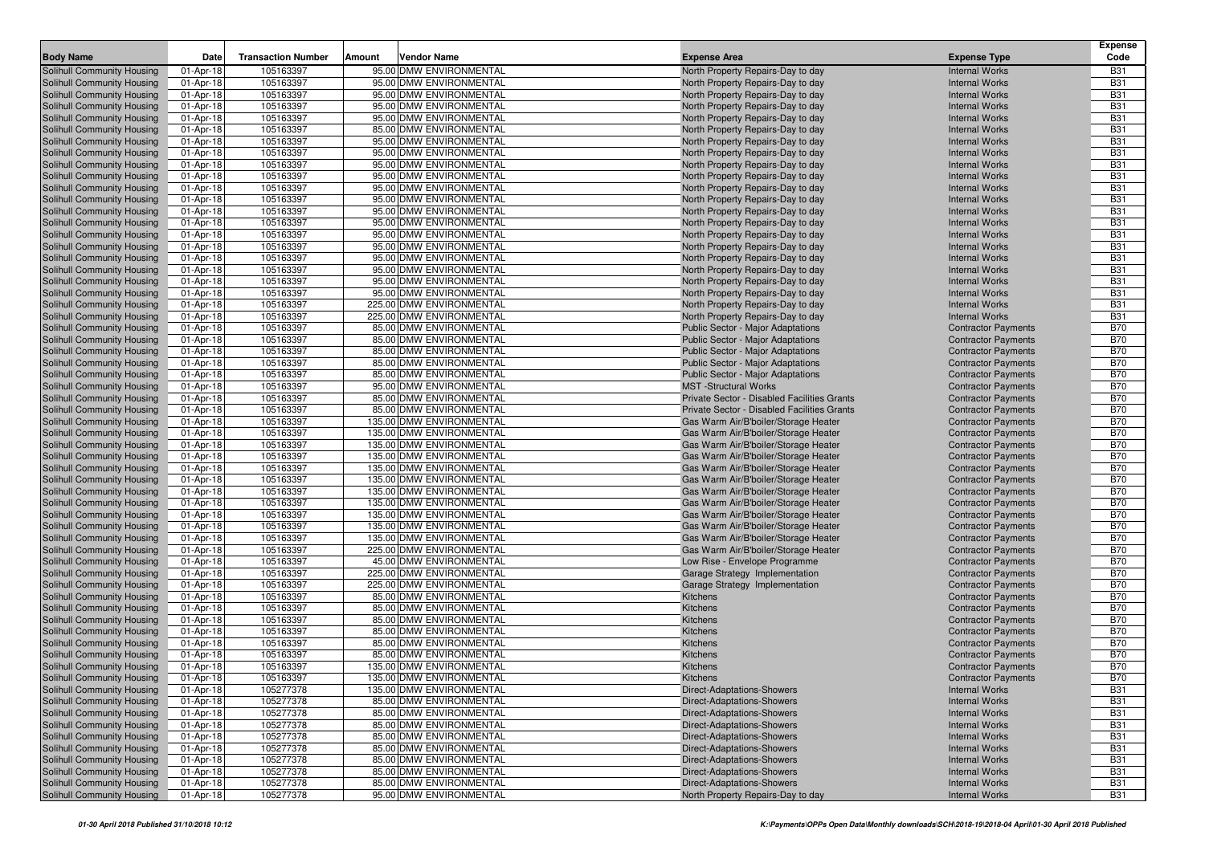| Body Name | Date | Transaction Number | Amount | Vendor Name | Expense Area | Expense Type | Expense Code |
|---|---|---|---|---|---|---|---|
| Solihull Community Housing | 01-Apr-18 | 105163397 | 95.00 | DMW ENVIRONMENTAL | North Property Repairs-Day to day | Internal Works | B31 |
| Solihull Community Housing | 01-Apr-18 | 105163397 | 95.00 | DMW ENVIRONMENTAL | North Property Repairs-Day to day | Internal Works | B31 |
| Solihull Community Housing | 01-Apr-18 | 105163397 | 95.00 | DMW ENVIRONMENTAL | North Property Repairs-Day to day | Internal Works | B31 |
| Solihull Community Housing | 01-Apr-18 | 105163397 | 95.00 | DMW ENVIRONMENTAL | North Property Repairs-Day to day | Internal Works | B31 |
| Solihull Community Housing | 01-Apr-18 | 105163397 | 95.00 | DMW ENVIRONMENTAL | North Property Repairs-Day to day | Internal Works | B31 |
| Solihull Community Housing | 01-Apr-18 | 105163397 | 85.00 | DMW ENVIRONMENTAL | North Property Repairs-Day to day | Internal Works | B31 |
| Solihull Community Housing | 01-Apr-18 | 105163397 | 95.00 | DMW ENVIRONMENTAL | North Property Repairs-Day to day | Internal Works | B31 |
| Solihull Community Housing | 01-Apr-18 | 105163397 | 95.00 | DMW ENVIRONMENTAL | North Property Repairs-Day to day | Internal Works | B31 |
| Solihull Community Housing | 01-Apr-18 | 105163397 | 95.00 | DMW ENVIRONMENTAL | North Property Repairs-Day to day | Internal Works | B31 |
| Solihull Community Housing | 01-Apr-18 | 105163397 | 95.00 | DMW ENVIRONMENTAL | North Property Repairs-Day to day | Internal Works | B31 |
| Solihull Community Housing | 01-Apr-18 | 105163397 | 95.00 | DMW ENVIRONMENTAL | North Property Repairs-Day to day | Internal Works | B31 |
| Solihull Community Housing | 01-Apr-18 | 105163397 | 95.00 | DMW ENVIRONMENTAL | North Property Repairs-Day to day | Internal Works | B31 |
| Solihull Community Housing | 01-Apr-18 | 105163397 | 95.00 | DMW ENVIRONMENTAL | North Property Repairs-Day to day | Internal Works | B31 |
| Solihull Community Housing | 01-Apr-18 | 105163397 | 95.00 | DMW ENVIRONMENTAL | North Property Repairs-Day to day | Internal Works | B31 |
| Solihull Community Housing | 01-Apr-18 | 105163397 | 95.00 | DMW ENVIRONMENTAL | North Property Repairs-Day to day | Internal Works | B31 |
| Solihull Community Housing | 01-Apr-18 | 105163397 | 95.00 | DMW ENVIRONMENTAL | North Property Repairs-Day to day | Internal Works | B31 |
| Solihull Community Housing | 01-Apr-18 | 105163397 | 95.00 | DMW ENVIRONMENTAL | North Property Repairs-Day to day | Internal Works | B31 |
| Solihull Community Housing | 01-Apr-18 | 105163397 | 95.00 | DMW ENVIRONMENTAL | North Property Repairs-Day to day | Internal Works | B31 |
| Solihull Community Housing | 01-Apr-18 | 105163397 | 95.00 | DMW ENVIRONMENTAL | North Property Repairs-Day to day | Internal Works | B31 |
| Solihull Community Housing | 01-Apr-18 | 105163397 | 95.00 | DMW ENVIRONMENTAL | North Property Repairs-Day to day | Internal Works | B31 |
| Solihull Community Housing | 01-Apr-18 | 105163397 | 225.00 | DMW ENVIRONMENTAL | North Property Repairs-Day to day | Internal Works | B31 |
| Solihull Community Housing | 01-Apr-18 | 105163397 | 225.00 | DMW ENVIRONMENTAL | North Property Repairs-Day to day | Internal Works | B31 |
| Solihull Community Housing | 01-Apr-18 | 105163397 | 85.00 | DMW ENVIRONMENTAL | Public Sector - Major Adaptations | Contractor Payments | B70 |
| Solihull Community Housing | 01-Apr-18 | 105163397 | 85.00 | DMW ENVIRONMENTAL | Public Sector - Major Adaptations | Contractor Payments | B70 |
| Solihull Community Housing | 01-Apr-18 | 105163397 | 85.00 | DMW ENVIRONMENTAL | Public Sector - Major Adaptations | Contractor Payments | B70 |
| Solihull Community Housing | 01-Apr-18 | 105163397 | 85.00 | DMW ENVIRONMENTAL | Public Sector - Major Adaptations | Contractor Payments | B70 |
| Solihull Community Housing | 01-Apr-18 | 105163397 | 85.00 | DMW ENVIRONMENTAL | Public Sector - Major Adaptations | Contractor Payments | B70 |
| Solihull Community Housing | 01-Apr-18 | 105163397 | 95.00 | DMW ENVIRONMENTAL | MST -Structural Works | Contractor Payments | B70 |
| Solihull Community Housing | 01-Apr-18 | 105163397 | 85.00 | DMW ENVIRONMENTAL | Private Sector - Disabled Facilities Grants | Contractor Payments | B70 |
| Solihull Community Housing | 01-Apr-18 | 105163397 | 85.00 | DMW ENVIRONMENTAL | Private Sector - Disabled Facilities Grants | Contractor Payments | B70 |
| Solihull Community Housing | 01-Apr-18 | 105163397 | 135.00 | DMW ENVIRONMENTAL | Gas Warm Air/B'boiler/Storage Heater | Contractor Payments | B70 |
| Solihull Community Housing | 01-Apr-18 | 105163397 | 135.00 | DMW ENVIRONMENTAL | Gas Warm Air/B'boiler/Storage Heater | Contractor Payments | B70 |
| Solihull Community Housing | 01-Apr-18 | 105163397 | 135.00 | DMW ENVIRONMENTAL | Gas Warm Air/B'boiler/Storage Heater | Contractor Payments | B70 |
| Solihull Community Housing | 01-Apr-18 | 105163397 | 135.00 | DMW ENVIRONMENTAL | Gas Warm Air/B'boiler/Storage Heater | Contractor Payments | B70 |
| Solihull Community Housing | 01-Apr-18 | 105163397 | 135.00 | DMW ENVIRONMENTAL | Gas Warm Air/B'boiler/Storage Heater | Contractor Payments | B70 |
| Solihull Community Housing | 01-Apr-18 | 105163397 | 135.00 | DMW ENVIRONMENTAL | Gas Warm Air/B'boiler/Storage Heater | Contractor Payments | B70 |
| Solihull Community Housing | 01-Apr-18 | 105163397 | 135.00 | DMW ENVIRONMENTAL | Gas Warm Air/B'boiler/Storage Heater | Contractor Payments | B70 |
| Solihull Community Housing | 01-Apr-18 | 105163397 | 135.00 | DMW ENVIRONMENTAL | Gas Warm Air/B'boiler/Storage Heater | Contractor Payments | B70 |
| Solihull Community Housing | 01-Apr-18 | 105163397 | 135.00 | DMW ENVIRONMENTAL | Gas Warm Air/B'boiler/Storage Heater | Contractor Payments | B70 |
| Solihull Community Housing | 01-Apr-18 | 105163397 | 135.00 | DMW ENVIRONMENTAL | Gas Warm Air/B'boiler/Storage Heater | Contractor Payments | B70 |
| Solihull Community Housing | 01-Apr-18 | 105163397 | 135.00 | DMW ENVIRONMENTAL | Gas Warm Air/B'boiler/Storage Heater | Contractor Payments | B70 |
| Solihull Community Housing | 01-Apr-18 | 105163397 | 225.00 | DMW ENVIRONMENTAL | Gas Warm Air/B'boiler/Storage Heater | Contractor Payments | B70 |
| Solihull Community Housing | 01-Apr-18 | 105163397 | 45.00 | DMW ENVIRONMENTAL | Low Rise - Envelope Programme | Contractor Payments | B70 |
| Solihull Community Housing | 01-Apr-18 | 105163397 | 225.00 | DMW ENVIRONMENTAL | Garage Strategy Implementation | Contractor Payments | B70 |
| Solihull Community Housing | 01-Apr-18 | 105163397 | 225.00 | DMW ENVIRONMENTAL | Garage Strategy Implementation | Contractor Payments | B70 |
| Solihull Community Housing | 01-Apr-18 | 105163397 | 85.00 | DMW ENVIRONMENTAL | Kitchens | Contractor Payments | B70 |
| Solihull Community Housing | 01-Apr-18 | 105163397 | 85.00 | DMW ENVIRONMENTAL | Kitchens | Contractor Payments | B70 |
| Solihull Community Housing | 01-Apr-18 | 105163397 | 85.00 | DMW ENVIRONMENTAL | Kitchens | Contractor Payments | B70 |
| Solihull Community Housing | 01-Apr-18 | 105163397 | 85.00 | DMW ENVIRONMENTAL | Kitchens | Contractor Payments | B70 |
| Solihull Community Housing | 01-Apr-18 | 105163397 | 85.00 | DMW ENVIRONMENTAL | Kitchens | Contractor Payments | B70 |
| Solihull Community Housing | 01-Apr-18 | 105163397 | 85.00 | DMW ENVIRONMENTAL | Kitchens | Contractor Payments | B70 |
| Solihull Community Housing | 01-Apr-18 | 105163397 | 135.00 | DMW ENVIRONMENTAL | Kitchens | Contractor Payments | B70 |
| Solihull Community Housing | 01-Apr-18 | 105163397 | 135.00 | DMW ENVIRONMENTAL | Kitchens | Contractor Payments | B70 |
| Solihull Community Housing | 01-Apr-18 | 105277378 | 135.00 | DMW ENVIRONMENTAL | Direct-Adaptations-Showers | Internal Works | B31 |
| Solihull Community Housing | 01-Apr-18 | 105277378 | 85.00 | DMW ENVIRONMENTAL | Direct-Adaptations-Showers | Internal Works | B31 |
| Solihull Community Housing | 01-Apr-18 | 105277378 | 85.00 | DMW ENVIRONMENTAL | Direct-Adaptations-Showers | Internal Works | B31 |
| Solihull Community Housing | 01-Apr-18 | 105277378 | 85.00 | DMW ENVIRONMENTAL | Direct-Adaptations-Showers | Internal Works | B31 |
| Solihull Community Housing | 01-Apr-18 | 105277378 | 85.00 | DMW ENVIRONMENTAL | Direct-Adaptations-Showers | Internal Works | B31 |
| Solihull Community Housing | 01-Apr-18 | 105277378 | 85.00 | DMW ENVIRONMENTAL | Direct-Adaptations-Showers | Internal Works | B31 |
| Solihull Community Housing | 01-Apr-18 | 105277378 | 85.00 | DMW ENVIRONMENTAL | Direct-Adaptations-Showers | Internal Works | B31 |
| Solihull Community Housing | 01-Apr-18 | 105277378 | 85.00 | DMW ENVIRONMENTAL | Direct-Adaptations-Showers | Internal Works | B31 |
| Solihull Community Housing | 01-Apr-18 | 105277378 | 85.00 | DMW ENVIRONMENTAL | Direct-Adaptations-Showers | Internal Works | B31 |
| Solihull Community Housing | 01-Apr-18 | 105277378 | 95.00 | DMW ENVIRONMENTAL | North Property Repairs-Day to day | Internal Works | B31 |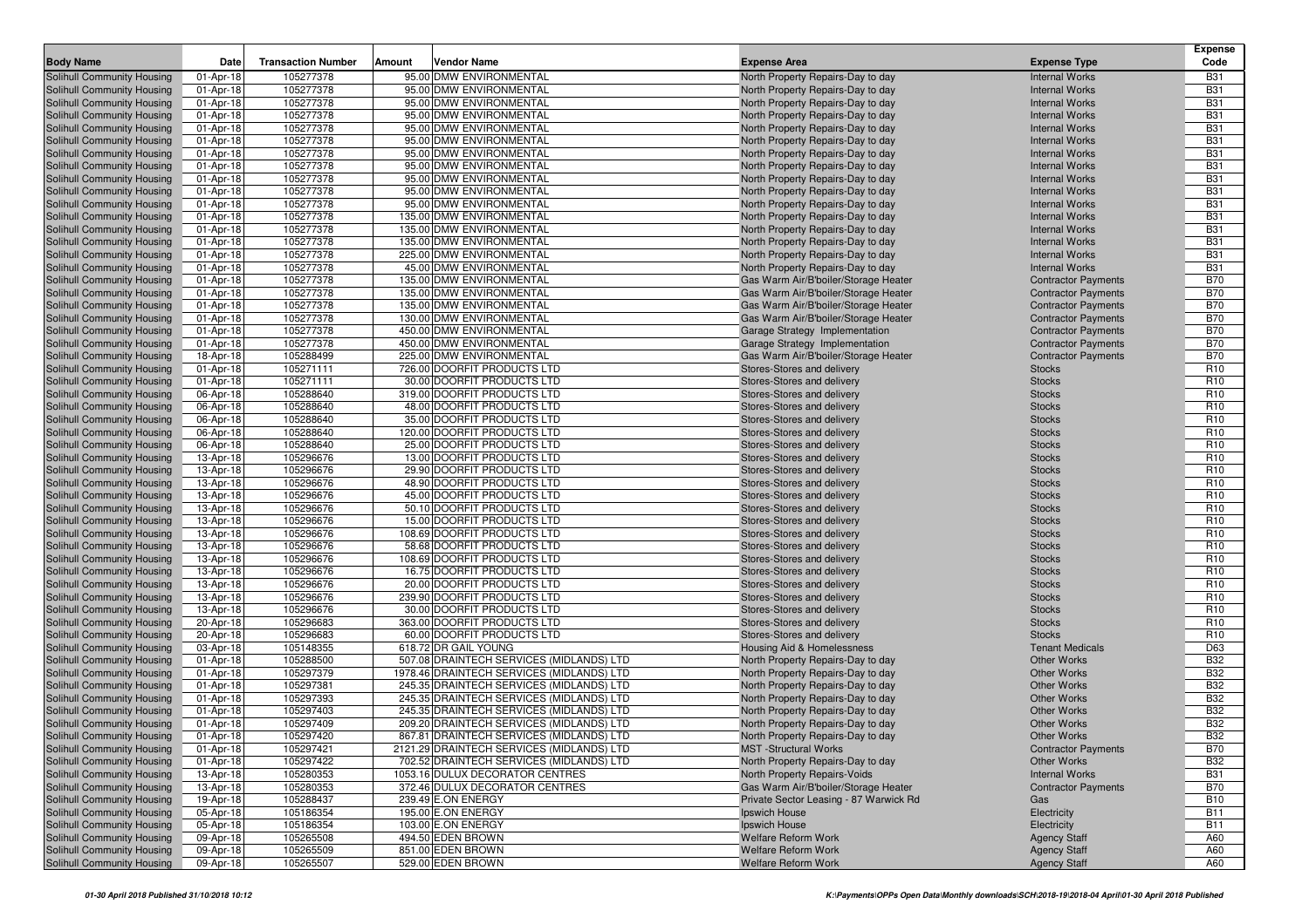| Body Name | Date | Transaction Number | Amount | Vendor Name | Expense Area | Expense Type | Expense Code |
|---|---|---|---|---|---|---|---|
| Solihull Community Housing | 01-Apr-18 | 105277378 | 95.00 | DMW ENVIRONMENTAL | North Property Repairs-Day to day | Internal Works | B31 |
| Solihull Community Housing | 01-Apr-18 | 105277378 | 95.00 | DMW ENVIRONMENTAL | North Property Repairs-Day to day | Internal Works | B31 |
| Solihull Community Housing | 01-Apr-18 | 105277378 | 95.00 | DMW ENVIRONMENTAL | North Property Repairs-Day to day | Internal Works | B31 |
| Solihull Community Housing | 01-Apr-18 | 105277378 | 95.00 | DMW ENVIRONMENTAL | North Property Repairs-Day to day | Internal Works | B31 |
| Solihull Community Housing | 01-Apr-18 | 105277378 | 95.00 | DMW ENVIRONMENTAL | North Property Repairs-Day to day | Internal Works | B31 |
| Solihull Community Housing | 01-Apr-18 | 105277378 | 95.00 | DMW ENVIRONMENTAL | North Property Repairs-Day to day | Internal Works | B31 |
| Solihull Community Housing | 01-Apr-18 | 105277378 | 95.00 | DMW ENVIRONMENTAL | North Property Repairs-Day to day | Internal Works | B31 |
| Solihull Community Housing | 01-Apr-18 | 105277378 | 95.00 | DMW ENVIRONMENTAL | North Property Repairs-Day to day | Internal Works | B31 |
| Solihull Community Housing | 01-Apr-18 | 105277378 | 95.00 | DMW ENVIRONMENTAL | North Property Repairs-Day to day | Internal Works | B31 |
| Solihull Community Housing | 01-Apr-18 | 105277378 | 95.00 | DMW ENVIRONMENTAL | North Property Repairs-Day to day | Internal Works | B31 |
| Solihull Community Housing | 01-Apr-18 | 105277378 | 95.00 | DMW ENVIRONMENTAL | North Property Repairs-Day to day | Internal Works | B31 |
| Solihull Community Housing | 01-Apr-18 | 105277378 | 135.00 | DMW ENVIRONMENTAL | North Property Repairs-Day to day | Internal Works | B31 |
| Solihull Community Housing | 01-Apr-18 | 105277378 | 135.00 | DMW ENVIRONMENTAL | North Property Repairs-Day to day | Internal Works | B31 |
| Solihull Community Housing | 01-Apr-18 | 105277378 | 135.00 | DMW ENVIRONMENTAL | North Property Repairs-Day to day | Internal Works | B31 |
| Solihull Community Housing | 01-Apr-18 | 105277378 | 225.00 | DMW ENVIRONMENTAL | North Property Repairs-Day to day | Internal Works | B31 |
| Solihull Community Housing | 01-Apr-18 | 105277378 | 45.00 | DMW ENVIRONMENTAL | North Property Repairs-Day to day | Internal Works | B31 |
| Solihull Community Housing | 01-Apr-18 | 105277378 | 135.00 | DMW ENVIRONMENTAL | Gas Warm Air/B'boiler/Storage Heater | Contractor Payments | B70 |
| Solihull Community Housing | 01-Apr-18 | 105277378 | 135.00 | DMW ENVIRONMENTAL | Gas Warm Air/B'boiler/Storage Heater | Contractor Payments | B70 |
| Solihull Community Housing | 01-Apr-18 | 105277378 | 135.00 | DMW ENVIRONMENTAL | Gas Warm Air/B'boiler/Storage Heater | Contractor Payments | B70 |
| Solihull Community Housing | 01-Apr-18 | 105277378 | 130.00 | DMW ENVIRONMENTAL | Gas Warm Air/B'boiler/Storage Heater | Contractor Payments | B70 |
| Solihull Community Housing | 01-Apr-18 | 105277378 | 450.00 | DMW ENVIRONMENTAL | Garage Strategy Implementation | Contractor Payments | B70 |
| Solihull Community Housing | 01-Apr-18 | 105277378 | 450.00 | DMW ENVIRONMENTAL | Garage Strategy Implementation | Contractor Payments | B70 |
| Solihull Community Housing | 18-Apr-18 | 105288499 | 225.00 | DMW ENVIRONMENTAL | Gas Warm Air/B'boiler/Storage Heater | Contractor Payments | B70 |
| Solihull Community Housing | 01-Apr-18 | 105271111 | 726.00 | DOORFIT PRODUCTS LTD | Stores-Stores and delivery | Stocks | R10 |
| Solihull Community Housing | 01-Apr-18 | 105271111 | 30.00 | DOORFIT PRODUCTS LTD | Stores-Stores and delivery | Stocks | R10 |
| Solihull Community Housing | 06-Apr-18 | 105288640 | 319.00 | DOORFIT PRODUCTS LTD | Stores-Stores and delivery | Stocks | R10 |
| Solihull Community Housing | 06-Apr-18 | 105288640 | 48.00 | DOORFIT PRODUCTS LTD | Stores-Stores and delivery | Stocks | R10 |
| Solihull Community Housing | 06-Apr-18 | 105288640 | 35.00 | DOORFIT PRODUCTS LTD | Stores-Stores and delivery | Stocks | R10 |
| Solihull Community Housing | 06-Apr-18 | 105288640 | 120.00 | DOORFIT PRODUCTS LTD | Stores-Stores and delivery | Stocks | R10 |
| Solihull Community Housing | 06-Apr-18 | 105288640 | 25.00 | DOORFIT PRODUCTS LTD | Stores-Stores and delivery | Stocks | R10 |
| Solihull Community Housing | 13-Apr-18 | 105296676 | 13.00 | DOORFIT PRODUCTS LTD | Stores-Stores and delivery | Stocks | R10 |
| Solihull Community Housing | 13-Apr-18 | 105296676 | 29.90 | DOORFIT PRODUCTS LTD | Stores-Stores and delivery | Stocks | R10 |
| Solihull Community Housing | 13-Apr-18 | 105296676 | 48.90 | DOORFIT PRODUCTS LTD | Stores-Stores and delivery | Stocks | R10 |
| Solihull Community Housing | 13-Apr-18 | 105296676 | 45.00 | DOORFIT PRODUCTS LTD | Stores-Stores and delivery | Stocks | R10 |
| Solihull Community Housing | 13-Apr-18 | 105296676 | 50.10 | DOORFIT PRODUCTS LTD | Stores-Stores and delivery | Stocks | R10 |
| Solihull Community Housing | 13-Apr-18 | 105296676 | 15.00 | DOORFIT PRODUCTS LTD | Stores-Stores and delivery | Stocks | R10 |
| Solihull Community Housing | 13-Apr-18 | 105296676 | 108.69 | DOORFIT PRODUCTS LTD | Stores-Stores and delivery | Stocks | R10 |
| Solihull Community Housing | 13-Apr-18 | 105296676 | 58.68 | DOORFIT PRODUCTS LTD | Stores-Stores and delivery | Stocks | R10 |
| Solihull Community Housing | 13-Apr-18 | 105296676 | 108.69 | DOORFIT PRODUCTS LTD | Stores-Stores and delivery | Stocks | R10 |
| Solihull Community Housing | 13-Apr-18 | 105296676 | 16.75 | DOORFIT PRODUCTS LTD | Stores-Stores and delivery | Stocks | R10 |
| Solihull Community Housing | 13-Apr-18 | 105296676 | 20.00 | DOORFIT PRODUCTS LTD | Stores-Stores and delivery | Stocks | R10 |
| Solihull Community Housing | 13-Apr-18 | 105296676 | 239.90 | DOORFIT PRODUCTS LTD | Stores-Stores and delivery | Stocks | R10 |
| Solihull Community Housing | 13-Apr-18 | 105296676 | 30.00 | DOORFIT PRODUCTS LTD | Stores-Stores and delivery | Stocks | R10 |
| Solihull Community Housing | 20-Apr-18 | 105296683 | 363.00 | DOORFIT PRODUCTS LTD | Stores-Stores and delivery | Stocks | R10 |
| Solihull Community Housing | 20-Apr-18 | 105296683 | 60.00 | DOORFIT PRODUCTS LTD | Stores-Stores and delivery | Stocks | R10 |
| Solihull Community Housing | 03-Apr-18 | 105148355 | 618.72 | DR GAIL YOUNG | Housing Aid & Homelessness | Tenant Medicals | D63 |
| Solihull Community Housing | 01-Apr-18 | 105288500 | 507.08 | DRAINTECH SERVICES (MIDLANDS) LTD | North Property Repairs-Day to day | Other Works | B32 |
| Solihull Community Housing | 01-Apr-18 | 105297379 | 1978.46 | DRAINTECH SERVICES (MIDLANDS) LTD | North Property Repairs-Day to day | Other Works | B32 |
| Solihull Community Housing | 01-Apr-18 | 105297381 | 245.35 | DRAINTECH SERVICES (MIDLANDS) LTD | North Property Repairs-Day to day | Other Works | B32 |
| Solihull Community Housing | 01-Apr-18 | 105297393 | 245.35 | DRAINTECH SERVICES (MIDLANDS) LTD | North Property Repairs-Day to day | Other Works | B32 |
| Solihull Community Housing | 01-Apr-18 | 105297403 | 245.35 | DRAINTECH SERVICES (MIDLANDS) LTD | North Property Repairs-Day to day | Other Works | B32 |
| Solihull Community Housing | 01-Apr-18 | 105297409 | 209.20 | DRAINTECH SERVICES (MIDLANDS) LTD | North Property Repairs-Day to day | Other Works | B32 |
| Solihull Community Housing | 01-Apr-18 | 105297420 | 867.81 | DRAINTECH SERVICES (MIDLANDS) LTD | North Property Repairs-Day to day | Other Works | B32 |
| Solihull Community Housing | 01-Apr-18 | 105297421 | 2121.29 | DRAINTECH SERVICES (MIDLANDS) LTD | MST -Structural Works | Contractor Payments | B70 |
| Solihull Community Housing | 01-Apr-18 | 105297422 | 702.52 | DRAINTECH SERVICES (MIDLANDS) LTD | North Property Repairs-Day to day | Other Works | B32 |
| Solihull Community Housing | 13-Apr-18 | 105280353 | 1053.16 | DULUX DECORATOR CENTRES | North Property Repairs-Voids | Internal Works | B31 |
| Solihull Community Housing | 13-Apr-18 | 105280353 | 372.46 | DULUX DECORATOR CENTRES | Gas Warm Air/B'boiler/Storage Heater | Contractor Payments | B70 |
| Solihull Community Housing | 19-Apr-18 | 105288437 | 239.49 | E.ON ENERGY | Private Sector Leasing - 87 Warwick Rd | Gas | B10 |
| Solihull Community Housing | 05-Apr-18 | 105186354 | 195.00 | E.ON ENERGY | Ipswich House | Electricity | B11 |
| Solihull Community Housing | 05-Apr-18 | 105186354 | 103.00 | E.ON ENERGY | Ipswich House | Electricity | B11 |
| Solihull Community Housing | 09-Apr-18 | 105265508 | 494.50 | EDEN BROWN | Welfare Reform Work | Agency Staff | A60 |
| Solihull Community Housing | 09-Apr-18 | 105265509 | 851.00 | EDEN BROWN | Welfare Reform Work | Agency Staff | A60 |
| Solihull Community Housing | 09-Apr-18 | 105265507 | 529.00 | EDEN BROWN | Welfare Reform Work | Agency Staff | A60 |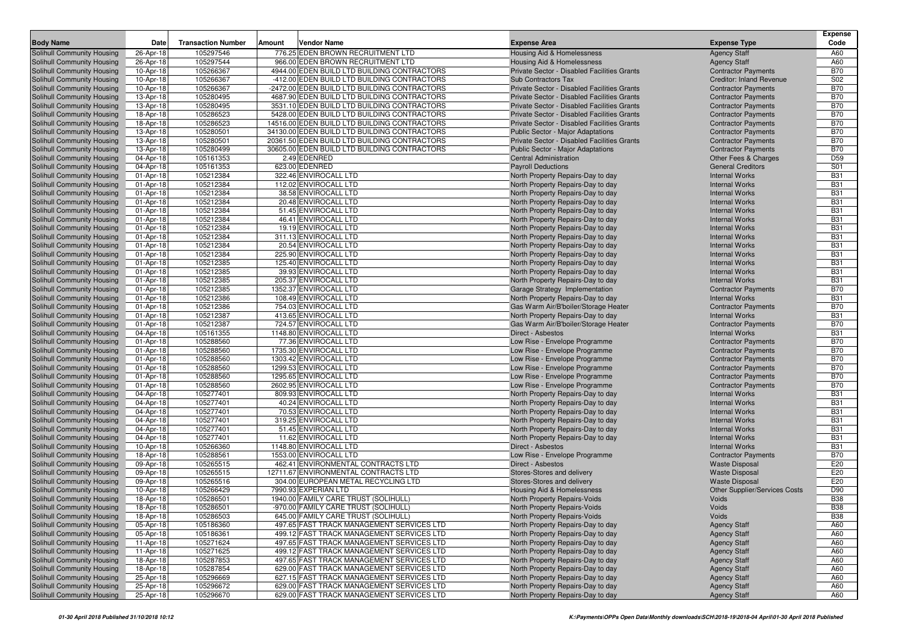| Body Name | Date | Transaction Number | Amount | Vendor Name | Expense Area | Expense Type | Expense Code |
|---|---|---|---|---|---|---|---|
| Solihull Community Housing | 26-Apr-18 | 105297546 | 776.25 | EDEN BROWN RECRUITMENT LTD | Housing Aid & Homelessness | Agency Staff | A60 |
| Solihull Community Housing | 26-Apr-18 | 105297544 | 966.00 | EDEN BROWN RECRUITMENT LTD | Housing Aid & Homelessness | Agency Staff | A60 |
| Solihull Community Housing | 10-Apr-18 | 105266367 | 4944.00 | EDEN BUILD LTD BUILDING CONTRACTORS | Private Sector - Disabled Facilities Grants | Contractor Payments | B70 |
| Solihull Community Housing | 10-Apr-18 | 105266367 | -412.00 | EDEN BUILD LTD BUILDING CONTRACTORS | Sub Contractors Tax | Creditor: Inland Revenue | S02 |
| Solihull Community Housing | 10-Apr-18 | 105266367 | -2472.00 | EDEN BUILD LTD BUILDING CONTRACTORS | Private Sector - Disabled Facilities Grants | Contractor Payments | B70 |
| Solihull Community Housing | 13-Apr-18 | 105280495 | 4687.90 | EDEN BUILD LTD BUILDING CONTRACTORS | Private Sector - Disabled Facilities Grants | Contractor Payments | B70 |
| Solihull Community Housing | 13-Apr-18 | 105280495 | 3531.10 | EDEN BUILD LTD BUILDING CONTRACTORS | Private Sector - Disabled Facilities Grants | Contractor Payments | B70 |
| Solihull Community Housing | 18-Apr-18 | 105286523 | 5428.00 | EDEN BUILD LTD BUILDING CONTRACTORS | Private Sector - Disabled Facilities Grants | Contractor Payments | B70 |
| Solihull Community Housing | 18-Apr-18 | 105286523 | 14516.00 | EDEN BUILD LTD BUILDING CONTRACTORS | Private Sector - Disabled Facilities Grants | Contractor Payments | B70 |
| Solihull Community Housing | 13-Apr-18 | 105280501 | 34130.00 | EDEN BUILD LTD BUILDING CONTRACTORS | Public Sector - Major Adaptations | Contractor Payments | B70 |
| Solihull Community Housing | 13-Apr-18 | 105280501 | 20361.50 | EDEN BUILD LTD BUILDING CONTRACTORS | Private Sector - Disabled Facilities Grants | Contractor Payments | B70 |
| Solihull Community Housing | 13-Apr-18 | 105280499 | 30605.00 | EDEN BUILD LTD BUILDING CONTRACTORS | Public Sector - Major Adaptations | Contractor Payments | B70 |
| Solihull Community Housing | 04-Apr-18 | 105161353 | 2.49 | EDENRED | Central Administration | Other Fees & Charges | D59 |
| Solihull Community Housing | 04-Apr-18 | 105161353 | 623.00 | EDENRED | Payroll Deductions | General Creditors | S01 |
| Solihull Community Housing | 01-Apr-18 | 105212384 | 322.46 | ENVIROCALL LTD | North Property Repairs-Day to day | Internal Works | B31 |
| Solihull Community Housing | 01-Apr-18 | 105212384 | 112.02 | ENVIROCALL LTD | North Property Repairs-Day to day | Internal Works | B31 |
| Solihull Community Housing | 01-Apr-18 | 105212384 | 38.58 | ENVIROCALL LTD | North Property Repairs-Day to day | Internal Works | B31 |
| Solihull Community Housing | 01-Apr-18 | 105212384 | 20.48 | ENVIROCALL LTD | North Property Repairs-Day to day | Internal Works | B31 |
| Solihull Community Housing | 01-Apr-18 | 105212384 | 51.45 | ENVIROCALL LTD | North Property Repairs-Day to day | Internal Works | B31 |
| Solihull Community Housing | 01-Apr-18 | 105212384 | 46.41 | ENVIROCALL LTD | North Property Repairs-Day to day | Internal Works | B31 |
| Solihull Community Housing | 01-Apr-18 | 105212384 | 19.19 | ENVIROCALL LTD | North Property Repairs-Day to day | Internal Works | B31 |
| Solihull Community Housing | 01-Apr-18 | 105212384 | 311.13 | ENVIROCALL LTD | North Property Repairs-Day to day | Internal Works | B31 |
| Solihull Community Housing | 01-Apr-18 | 105212384 | 20.54 | ENVIROCALL LTD | North Property Repairs-Day to day | Internal Works | B31 |
| Solihull Community Housing | 01-Apr-18 | 105212384 | 225.90 | ENVIROCALL LTD | North Property Repairs-Day to day | Internal Works | B31 |
| Solihull Community Housing | 01-Apr-18 | 105212385 | 125.40 | ENVIROCALL LTD | North Property Repairs-Day to day | Internal Works | B31 |
| Solihull Community Housing | 01-Apr-18 | 105212385 | 39.93 | ENVIROCALL LTD | North Property Repairs-Day to day | Internal Works | B31 |
| Solihull Community Housing | 01-Apr-18 | 105212385 | 205.37 | ENVIROCALL LTD | North Property Repairs-Day to day | Internal Works | B31 |
| Solihull Community Housing | 01-Apr-18 | 105212385 | 1352.37 | ENVIROCALL LTD | Garage Strategy Implementation | Contractor Payments | B70 |
| Solihull Community Housing | 01-Apr-18 | 105212386 | 108.49 | ENVIROCALL LTD | North Property Repairs-Day to day | Internal Works | B31 |
| Solihull Community Housing | 01-Apr-18 | 105212386 | 754.03 | ENVIROCALL LTD | Gas Warm Air/B'boiler/Storage Heater | Contractor Payments | B70 |
| Solihull Community Housing | 01-Apr-18 | 105212387 | 413.65 | ENVIROCALL LTD | North Property Repairs-Day to day | Internal Works | B31 |
| Solihull Community Housing | 01-Apr-18 | 105212387 | 724.57 | ENVIROCALL LTD | Gas Warm Air/B'boiler/Storage Heater | Contractor Payments | B70 |
| Solihull Community Housing | 04-Apr-18 | 105161355 | 1148.80 | ENVIROCALL LTD | Direct - Asbestos | Internal Works | B31 |
| Solihull Community Housing | 01-Apr-18 | 105288560 | 77.36 | ENVIROCALL LTD | Low Rise - Envelope Programme | Contractor Payments | B70 |
| Solihull Community Housing | 01-Apr-18 | 105288560 | 1735.30 | ENVIROCALL LTD | Low Rise - Envelope Programme | Contractor Payments | B70 |
| Solihull Community Housing | 01-Apr-18 | 105288560 | 1303.42 | ENVIROCALL LTD | Low Rise - Envelope Programme | Contractor Payments | B70 |
| Solihull Community Housing | 01-Apr-18 | 105288560 | 1299.53 | ENVIROCALL LTD | Low Rise - Envelope Programme | Contractor Payments | B70 |
| Solihull Community Housing | 01-Apr-18 | 105288560 | 1295.65 | ENVIROCALL LTD | Low Rise - Envelope Programme | Contractor Payments | B70 |
| Solihull Community Housing | 01-Apr-18 | 105288560 | 2602.95 | ENVIROCALL LTD | Low Rise - Envelope Programme | Contractor Payments | B70 |
| Solihull Community Housing | 04-Apr-18 | 105277401 | 809.93 | ENVIROCALL LTD | North Property Repairs-Day to day | Internal Works | B31 |
| Solihull Community Housing | 04-Apr-18 | 105277401 | 40.24 | ENVIROCALL LTD | North Property Repairs-Day to day | Internal Works | B31 |
| Solihull Community Housing | 04-Apr-18 | 105277401 | 70.53 | ENVIROCALL LTD | North Property Repairs-Day to day | Internal Works | B31 |
| Solihull Community Housing | 04-Apr-18 | 105277401 | 319.25 | ENVIROCALL LTD | North Property Repairs-Day to day | Internal Works | B31 |
| Solihull Community Housing | 04-Apr-18 | 105277401 | 51.45 | ENVIROCALL LTD | North Property Repairs-Day to day | Internal Works | B31 |
| Solihull Community Housing | 04-Apr-18 | 105277401 | 11.62 | ENVIROCALL LTD | North Property Repairs-Day to day | Internal Works | B31 |
| Solihull Community Housing | 10-Apr-18 | 105266360 | 1148.80 | ENVIROCALL LTD | Direct - Asbestos | Internal Works | B31 |
| Solihull Community Housing | 18-Apr-18 | 105288561 | 1553.00 | ENVIROCALL LTD | Low Rise - Envelope Programme | Contractor Payments | B70 |
| Solihull Community Housing | 09-Apr-18 | 105265515 | 462.41 | ENVIRONMENTAL CONTRACTS LTD | Direct - Asbestos | Waste Disposal | E20 |
| Solihull Community Housing | 09-Apr-18 | 105265515 | 12711.67 | ENVIRONMENTAL CONTRACTS LTD | Stores-Stores and delivery | Waste Disposal | E20 |
| Solihull Community Housing | 09-Apr-18 | 105265516 | 304.00 | EUROPEAN METAL RECYCLING LTD | Stores-Stores and delivery | Waste Disposal | E20 |
| Solihull Community Housing | 10-Apr-18 | 105266429 | 7990.93 | EXPERIAN LTD | Housing Aid & Homelessness | Other Supplier/Services Costs | D90 |
| Solihull Community Housing | 18-Apr-18 | 105286501 | 1940.00 | FAMILY CARE TRUST (SOLIHULL) | North Property Repairs-Voids | Voids | B38 |
| Solihull Community Housing | 18-Apr-18 | 105286501 | -970.00 | FAMILY CARE TRUST (SOLIHULL) | North Property Repairs-Voids | Voids | B38 |
| Solihull Community Housing | 18-Apr-18 | 105286503 | 645.00 | FAMILY CARE TRUST (SOLIHULL) | North Property Repairs-Voids | Voids | B38 |
| Solihull Community Housing | 05-Apr-18 | 105186360 | 497.65 | FAST TRACK MANAGEMENT SERVICES LTD | North Property Repairs-Day to day | Agency Staff | A60 |
| Solihull Community Housing | 05-Apr-18 | 105186361 | 499.12 | FAST TRACK MANAGEMENT SERVICES LTD | North Property Repairs-Day to day | Agency Staff | A60 |
| Solihull Community Housing | 11-Apr-18 | 105271624 | 497.65 | FAST TRACK MANAGEMENT SERVICES LTD | North Property Repairs-Day to day | Agency Staff | A60 |
| Solihull Community Housing | 11-Apr-18 | 105271625 | 499.12 | FAST TRACK MANAGEMENT SERVICES LTD | North Property Repairs-Day to day | Agency Staff | A60 |
| Solihull Community Housing | 18-Apr-18 | 105287853 | 497.65 | FAST TRACK MANAGEMENT SERVICES LTD | North Property Repairs-Day to day | Agency Staff | A60 |
| Solihull Community Housing | 18-Apr-18 | 105287854 | 629.00 | FAST TRACK MANAGEMENT SERVICES LTD | North Property Repairs-Day to day | Agency Staff | A60 |
| Solihull Community Housing | 25-Apr-18 | 105296669 | 627.15 | FAST TRACK MANAGEMENT SERVICES LTD | North Property Repairs-Day to day | Agency Staff | A60 |
| Solihull Community Housing | 25-Apr-18 | 105296672 | 629.00 | FAST TRACK MANAGEMENT SERVICES LTD | North Property Repairs-Day to day | Agency Staff | A60 |
| Solihull Community Housing | 25-Apr-18 | 105296670 | 629.00 | FAST TRACK MANAGEMENT SERVICES LTD | North Property Repairs-Day to day | Agency Staff | A60 |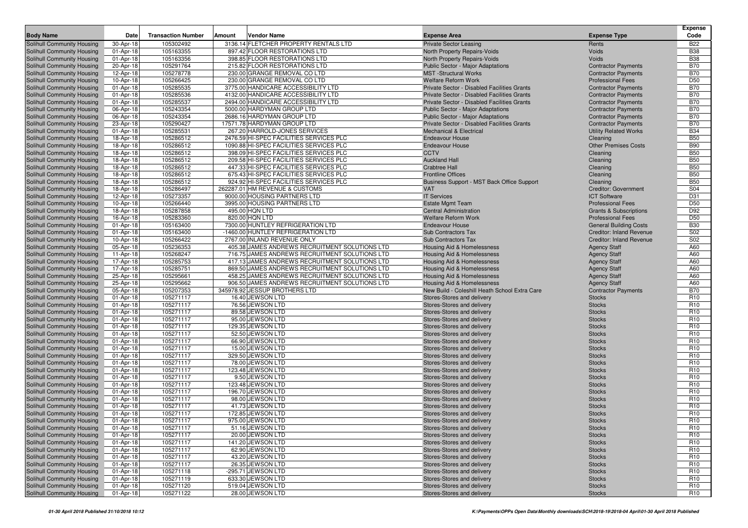| Body Name | Date | Transaction Number | Amount | Vendor Name | Expense Area | Expense Type | Expense Code |
|---|---|---|---|---|---|---|---|
| Solihull Community Housing | 30-Apr-18 | 105302492 | 3136.14 | FLETCHER PROPERTY RENTALS LTD | Private Sector Leasing | Rents | B22 |
| Solihull Community Housing | 01-Apr-18 | 105163355 | 897.42 | FLOOR RESTORATIONS LTD | North Property Repairs-Voids | Voids | B38 |
| Solihull Community Housing | 01-Apr-18 | 105163356 | 398.85 | FLOOR RESTORATIONS LTD | North Property Repairs-Voids | Voids | B38 |
| Solihull Community Housing | 20-Apr-18 | 105291764 | 215.82 | FLOOR RESTORATIONS LTD | Public Sector - Major Adaptations | Contractor Payments | B70 |
| Solihull Community Housing | 12-Apr-18 | 105278778 | 230.00 | GRANGE REMOVAL CO LTD | MST -Structural Works | Contractor Payments | B70 |
| Solihull Community Housing | 10-Apr-18 | 105266425 | 230.00 | GRANGE REMOVAL CO LTD | Welfare Reform Work | Professional Fees | D50 |
| Solihull Community Housing | 01-Apr-18 | 105285535 | 3775.00 | HANDICARE ACCESSIBILITY LTD | Private Sector - Disabled Facilities Grants | Contractor Payments | B70 |
| Solihull Community Housing | 01-Apr-18 | 105285536 | 4132.00 | HANDICARE ACCESSIBILITY LTD | Private Sector - Disabled Facilities Grants | Contractor Payments | B70 |
| Solihull Community Housing | 01-Apr-18 | 105285537 | 2494.00 | HANDICARE ACCESSIBILITY LTD | Private Sector - Disabled Facilities Grants | Contractor Payments | B70 |
| Solihull Community Housing | 06-Apr-18 | 105243354 | 5000.00 | HARDYMAN GROUP LTD | Public Sector - Major Adaptations | Contractor Payments | B70 |
| Solihull Community Housing | 06-Apr-18 | 105243354 | 2686.16 | HARDYMAN GROUP LTD | Public Sector - Major Adaptations | Contractor Payments | B70 |
| Solihull Community Housing | 23-Apr-18 | 105290427 | 17571.78 | HARDYMAN GROUP LTD | Private Sector - Disabled Facilities Grants | Contractor Payments | B70 |
| Solihull Community Housing | 01-Apr-18 | 105285531 | 267.20 | HARROLD-JONES SERVICES | Mechanical & Electrical | Utility Related Works | B34 |
| Solihull Community Housing | 18-Apr-18 | 105286512 | 2476.59 | HI-SPEC FACILITIES SERVICES PLC | Endeavour House | Cleaning | B50 |
| Solihull Community Housing | 18-Apr-18 | 105286512 | 1090.88 | HI-SPEC FACILITIES SERVICES PLC | Endeavour House | Other Premises Costs | B90 |
| Solihull Community Housing | 18-Apr-18 | 105286512 | 398.09 | HI-SPEC FACILITIES SERVICES PLC | CCTV | Cleaning | B50 |
| Solihull Community Housing | 18-Apr-18 | 105286512 | 209.58 | HI-SPEC FACILITIES SERVICES PLC | Auckland Hall | Cleaning | B50 |
| Solihull Community Housing | 18-Apr-18 | 105286512 | 447.33 | HI-SPEC FACILITIES SERVICES PLC | Crabtree Hall | Cleaning | B50 |
| Solihull Community Housing | 18-Apr-18 | 105286512 | 675.43 | HI-SPEC FACILITIES SERVICES PLC | Frontline Offices | Cleaning | B50 |
| Solihull Community Housing | 18-Apr-18 | 105286512 | 924.92 | HI-SPEC FACILITIES SERVICES PLC | Business Support - MST Back Office Support | Cleaning | B50 |
| Solihull Community Housing | 18-Apr-18 | 105286497 | 262287.01 | HM REVENUE & CUSTOMS | VAT | Creditor: Government | S04 |
| Solihull Community Housing | 12-Apr-18 | 105273357 | 9000.00 | HOUSING PARTNERS LTD | IT Services | ICT Software | D31 |
| Solihull Community Housing | 10-Apr-18 | 105266440 | 3995.00 | HOUSING PARTNERS LTD | Estate Mgmt Team | Professional Fees | D50 |
| Solihull Community Housing | 18-Apr-18 | 105287858 | 495.00 | HQN LTD | Central Administration | Grants & Subscriptions | D92 |
| Solihull Community Housing | 16-Apr-18 | 105283360 | 820.00 | HQN LTD | Welfare Reform Work | Professional Fees | D50 |
| Solihull Community Housing | 01-Apr-18 | 105163400 | 7300.00 | HUNTLEY REFRIGERATION LTD | Endeavour House | General Building Costs | B30 |
| Solihull Community Housing | 01-Apr-18 | 105163400 | -1460.00 | HUNTLEY REFRIGERATION LTD | Sub Contractors Tax | Creditor: Inland Revenue | S02 |
| Solihull Community Housing | 10-Apr-18 | 105266422 | 2767.00 | INLAND REVENUE ONLY | Sub Contractors Tax | Creditor: Inland Revenue | S02 |
| Solihull Community Housing | 05-Apr-18 | 105236353 | 405.38 | JAMES ANDREWS RECRUITMENT SOLUTIONS LTD | Housing Aid & Homelessness | Agency Staff | A60 |
| Solihull Community Housing | 11-Apr-18 | 105268247 | 716.75 | JAMES ANDREWS RECRUITMENT SOLUTIONS LTD | Housing Aid & Homelessness | Agency Staff | A60 |
| Solihull Community Housing | 17-Apr-18 | 105285753 | 417.13 | JAMES ANDREWS RECRUITMENT SOLUTIONS LTD | Housing Aid & Homelessness | Agency Staff | A60 |
| Solihull Community Housing | 17-Apr-18 | 105285751 | 869.50 | JAMES ANDREWS RECRUITMENT SOLUTIONS LTD | Housing Aid & Homelessness | Agency Staff | A60 |
| Solihull Community Housing | 25-Apr-18 | 105295661 | 458.25 | JAMES ANDREWS RECRUITMENT SOLUTIONS LTD | Housing Aid & Homelessness | Agency Staff | A60 |
| Solihull Community Housing | 25-Apr-18 | 105295662 | 906.50 | JAMES ANDREWS RECRUITMENT SOLUTIONS LTD | Housing Aid & Homelessness | Agency Staff | A60 |
| Solihull Community Housing | 05-Apr-18 | 105207353 | 345978.92 | JESSUP BROTHERS LTD | New Build - Coleshill Heath School Extra Care | Contractor Payments | B70 |
| Solihull Community Housing | 01-Apr-18 | 105271117 | 16.40 | JEWSON LTD | Stores-Stores and delivery | Stocks | R10 |
| Solihull Community Housing | 01-Apr-18 | 105271117 | 76.56 | JEWSON LTD | Stores-Stores and delivery | Stocks | R10 |
| Solihull Community Housing | 01-Apr-18 | 105271117 | 89.58 | JEWSON LTD | Stores-Stores and delivery | Stocks | R10 |
| Solihull Community Housing | 01-Apr-18 | 105271117 | 95.00 | JEWSON LTD | Stores-Stores and delivery | Stocks | R10 |
| Solihull Community Housing | 01-Apr-18 | 105271117 | 129.35 | JEWSON LTD | Stores-Stores and delivery | Stocks | R10 |
| Solihull Community Housing | 01-Apr-18 | 105271117 | 52.50 | JEWSON LTD | Stores-Stores and delivery | Stocks | R10 |
| Solihull Community Housing | 01-Apr-18 | 105271117 | 66.90 | JEWSON LTD | Stores-Stores and delivery | Stocks | R10 |
| Solihull Community Housing | 01-Apr-18 | 105271117 | 15.00 | JEWSON LTD | Stores-Stores and delivery | Stocks | R10 |
| Solihull Community Housing | 01-Apr-18 | 105271117 | 329.50 | JEWSON LTD | Stores-Stores and delivery | Stocks | R10 |
| Solihull Community Housing | 01-Apr-18 | 105271117 | 78.00 | JEWSON LTD | Stores-Stores and delivery | Stocks | R10 |
| Solihull Community Housing | 01-Apr-18 | 105271117 | 123.48 | JEWSON LTD | Stores-Stores and delivery | Stocks | R10 |
| Solihull Community Housing | 01-Apr-18 | 105271117 | 9.50 | JEWSON LTD | Stores-Stores and delivery | Stocks | R10 |
| Solihull Community Housing | 01-Apr-18 | 105271117 | 123.48 | JEWSON LTD | Stores-Stores and delivery | Stocks | R10 |
| Solihull Community Housing | 01-Apr-18 | 105271117 | 196.70 | JEWSON LTD | Stores-Stores and delivery | Stocks | R10 |
| Solihull Community Housing | 01-Apr-18 | 105271117 | 98.00 | JEWSON LTD | Stores-Stores and delivery | Stocks | R10 |
| Solihull Community Housing | 01-Apr-18 | 105271117 | 41.73 | JEWSON LTD | Stores-Stores and delivery | Stocks | R10 |
| Solihull Community Housing | 01-Apr-18 | 105271117 | 172.85 | JEWSON LTD | Stores-Stores and delivery | Stocks | R10 |
| Solihull Community Housing | 01-Apr-18 | 105271117 | 975.00 | JEWSON LTD | Stores-Stores and delivery | Stocks | R10 |
| Solihull Community Housing | 01-Apr-18 | 105271117 | 51.16 | JEWSON LTD | Stores-Stores and delivery | Stocks | R10 |
| Solihull Community Housing | 01-Apr-18 | 105271117 | 20.00 | JEWSON LTD | Stores-Stores and delivery | Stocks | R10 |
| Solihull Community Housing | 01-Apr-18 | 105271117 | 141.20 | JEWSON LTD | Stores-Stores and delivery | Stocks | R10 |
| Solihull Community Housing | 01-Apr-18 | 105271117 | 62.90 | JEWSON LTD | Stores-Stores and delivery | Stocks | R10 |
| Solihull Community Housing | 01-Apr-18 | 105271117 | 43.20 | JEWSON LTD | Stores-Stores and delivery | Stocks | R10 |
| Solihull Community Housing | 01-Apr-18 | 105271117 | 26.35 | JEWSON LTD | Stores-Stores and delivery | Stocks | R10 |
| Solihull Community Housing | 01-Apr-18 | 105271118 | -295.71 | JEWSON LTD | Stores-Stores and delivery | Stocks | R10 |
| Solihull Community Housing | 01-Apr-18 | 105271119 | 633.30 | JEWSON LTD | Stores-Stores and delivery | Stocks | R10 |
| Solihull Community Housing | 01-Apr-18 | 105271120 | 519.04 | JEWSON LTD | Stores-Stores and delivery | Stocks | R10 |
| Solihull Community Housing | 01-Apr-18 | 105271122 | 28.00 | JEWSON LTD | Stores-Stores and delivery | Stocks | R10 |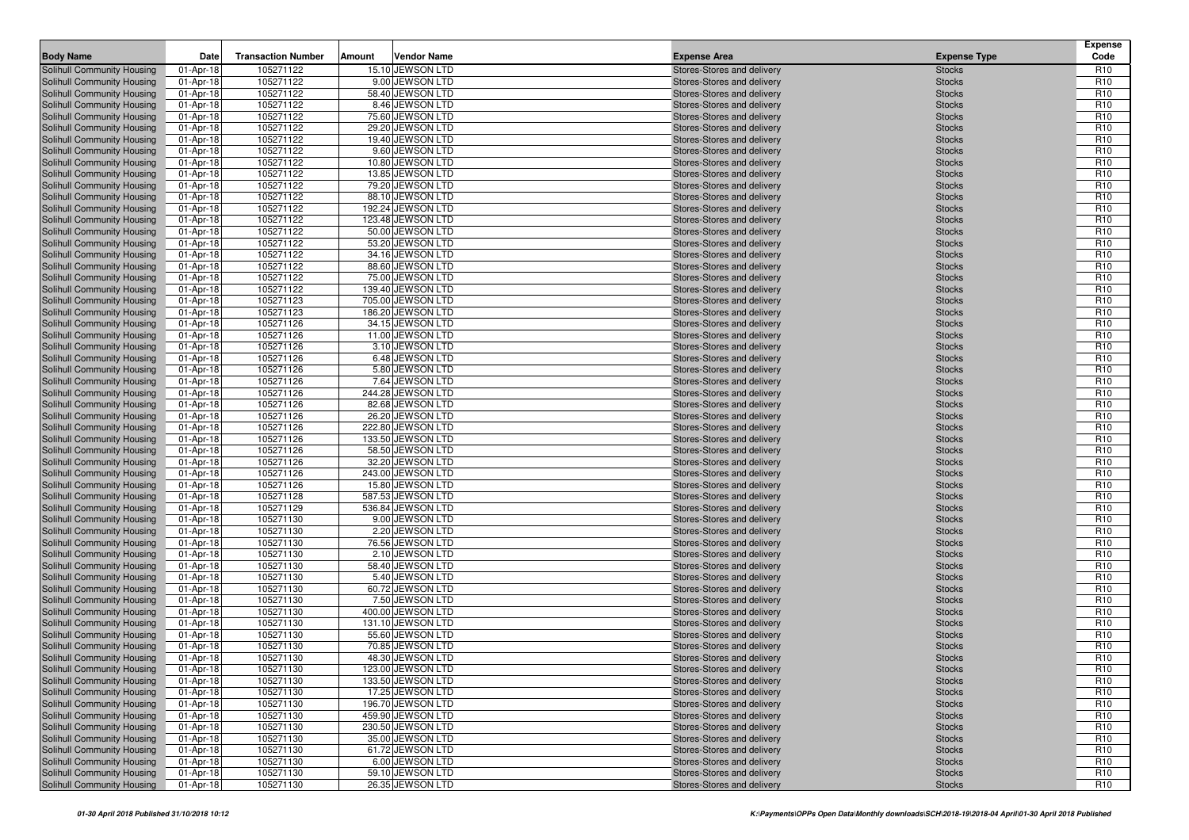| Body Name | Date | Transaction Number | Amount | Vendor Name | Expense Area | Expense Type | Expense Code |
|---|---|---|---|---|---|---|---|
| Solihull Community Housing | 01-Apr-18 | 105271122 | 15.10 | JEWSON LTD | Stores-Stores and delivery | Stocks | R10 |
| Solihull Community Housing | 01-Apr-18 | 105271122 | 9.00 | JEWSON LTD | Stores-Stores and delivery | Stocks | R10 |
| Solihull Community Housing | 01-Apr-18 | 105271122 | 58.40 | JEWSON LTD | Stores-Stores and delivery | Stocks | R10 |
| Solihull Community Housing | 01-Apr-18 | 105271122 | 8.46 | JEWSON LTD | Stores-Stores and delivery | Stocks | R10 |
| Solihull Community Housing | 01-Apr-18 | 105271122 | 75.60 | JEWSON LTD | Stores-Stores and delivery | Stocks | R10 |
| Solihull Community Housing | 01-Apr-18 | 105271122 | 29.20 | JEWSON LTD | Stores-Stores and delivery | Stocks | R10 |
| Solihull Community Housing | 01-Apr-18 | 105271122 | 19.40 | JEWSON LTD | Stores-Stores and delivery | Stocks | R10 |
| Solihull Community Housing | 01-Apr-18 | 105271122 | 9.60 | JEWSON LTD | Stores-Stores and delivery | Stocks | R10 |
| Solihull Community Housing | 01-Apr-18 | 105271122 | 10.80 | JEWSON LTD | Stores-Stores and delivery | Stocks | R10 |
| Solihull Community Housing | 01-Apr-18 | 105271122 | 13.85 | JEWSON LTD | Stores-Stores and delivery | Stocks | R10 |
| Solihull Community Housing | 01-Apr-18 | 105271122 | 79.20 | JEWSON LTD | Stores-Stores and delivery | Stocks | R10 |
| Solihull Community Housing | 01-Apr-18 | 105271122 | 88.10 | JEWSON LTD | Stores-Stores and delivery | Stocks | R10 |
| Solihull Community Housing | 01-Apr-18 | 105271122 | 192.24 | JEWSON LTD | Stores-Stores and delivery | Stocks | R10 |
| Solihull Community Housing | 01-Apr-18 | 105271122 | 123.48 | JEWSON LTD | Stores-Stores and delivery | Stocks | R10 |
| Solihull Community Housing | 01-Apr-18 | 105271122 | 50.00 | JEWSON LTD | Stores-Stores and delivery | Stocks | R10 |
| Solihull Community Housing | 01-Apr-18 | 105271122 | 53.20 | JEWSON LTD | Stores-Stores and delivery | Stocks | R10 |
| Solihull Community Housing | 01-Apr-18 | 105271122 | 34.16 | JEWSON LTD | Stores-Stores and delivery | Stocks | R10 |
| Solihull Community Housing | 01-Apr-18 | 105271122 | 88.60 | JEWSON LTD | Stores-Stores and delivery | Stocks | R10 |
| Solihull Community Housing | 01-Apr-18 | 105271122 | 75.00 | JEWSON LTD | Stores-Stores and delivery | Stocks | R10 |
| Solihull Community Housing | 01-Apr-18 | 105271122 | 139.40 | JEWSON LTD | Stores-Stores and delivery | Stocks | R10 |
| Solihull Community Housing | 01-Apr-18 | 105271123 | 705.00 | JEWSON LTD | Stores-Stores and delivery | Stocks | R10 |
| Solihull Community Housing | 01-Apr-18 | 105271123 | 186.20 | JEWSON LTD | Stores-Stores and delivery | Stocks | R10 |
| Solihull Community Housing | 01-Apr-18 | 105271126 | 34.15 | JEWSON LTD | Stores-Stores and delivery | Stocks | R10 |
| Solihull Community Housing | 01-Apr-18 | 105271126 | 11.00 | JEWSON LTD | Stores-Stores and delivery | Stocks | R10 |
| Solihull Community Housing | 01-Apr-18 | 105271126 | 3.10 | JEWSON LTD | Stores-Stores and delivery | Stocks | R10 |
| Solihull Community Housing | 01-Apr-18 | 105271126 | 6.48 | JEWSON LTD | Stores-Stores and delivery | Stocks | R10 |
| Solihull Community Housing | 01-Apr-18 | 105271126 | 5.80 | JEWSON LTD | Stores-Stores and delivery | Stocks | R10 |
| Solihull Community Housing | 01-Apr-18 | 105271126 | 7.64 | JEWSON LTD | Stores-Stores and delivery | Stocks | R10 |
| Solihull Community Housing | 01-Apr-18 | 105271126 | 244.28 | JEWSON LTD | Stores-Stores and delivery | Stocks | R10 |
| Solihull Community Housing | 01-Apr-18 | 105271126 | 82.68 | JEWSON LTD | Stores-Stores and delivery | Stocks | R10 |
| Solihull Community Housing | 01-Apr-18 | 105271126 | 26.20 | JEWSON LTD | Stores-Stores and delivery | Stocks | R10 |
| Solihull Community Housing | 01-Apr-18 | 105271126 | 222.80 | JEWSON LTD | Stores-Stores and delivery | Stocks | R10 |
| Solihull Community Housing | 01-Apr-18 | 105271126 | 133.50 | JEWSON LTD | Stores-Stores and delivery | Stocks | R10 |
| Solihull Community Housing | 01-Apr-18 | 105271126 | 58.50 | JEWSON LTD | Stores-Stores and delivery | Stocks | R10 |
| Solihull Community Housing | 01-Apr-18 | 105271126 | 32.20 | JEWSON LTD | Stores-Stores and delivery | Stocks | R10 |
| Solihull Community Housing | 01-Apr-18 | 105271126 | 243.00 | JEWSON LTD | Stores-Stores and delivery | Stocks | R10 |
| Solihull Community Housing | 01-Apr-18 | 105271126 | 15.80 | JEWSON LTD | Stores-Stores and delivery | Stocks | R10 |
| Solihull Community Housing | 01-Apr-18 | 105271128 | 587.53 | JEWSON LTD | Stores-Stores and delivery | Stocks | R10 |
| Solihull Community Housing | 01-Apr-18 | 105271129 | 536.84 | JEWSON LTD | Stores-Stores and delivery | Stocks | R10 |
| Solihull Community Housing | 01-Apr-18 | 105271130 | 9.00 | JEWSON LTD | Stores-Stores and delivery | Stocks | R10 |
| Solihull Community Housing | 01-Apr-18 | 105271130 | 2.20 | JEWSON LTD | Stores-Stores and delivery | Stocks | R10 |
| Solihull Community Housing | 01-Apr-18 | 105271130 | 76.56 | JEWSON LTD | Stores-Stores and delivery | Stocks | R10 |
| Solihull Community Housing | 01-Apr-18 | 105271130 | 2.10 | JEWSON LTD | Stores-Stores and delivery | Stocks | R10 |
| Solihull Community Housing | 01-Apr-18 | 105271130 | 58.40 | JEWSON LTD | Stores-Stores and delivery | Stocks | R10 |
| Solihull Community Housing | 01-Apr-18 | 105271130 | 5.40 | JEWSON LTD | Stores-Stores and delivery | Stocks | R10 |
| Solihull Community Housing | 01-Apr-18 | 105271130 | 60.72 | JEWSON LTD | Stores-Stores and delivery | Stocks | R10 |
| Solihull Community Housing | 01-Apr-18 | 105271130 | 7.50 | JEWSON LTD | Stores-Stores and delivery | Stocks | R10 |
| Solihull Community Housing | 01-Apr-18 | 105271130 | 400.00 | JEWSON LTD | Stores-Stores and delivery | Stocks | R10 |
| Solihull Community Housing | 01-Apr-18 | 105271130 | 131.10 | JEWSON LTD | Stores-Stores and delivery | Stocks | R10 |
| Solihull Community Housing | 01-Apr-18 | 105271130 | 55.60 | JEWSON LTD | Stores-Stores and delivery | Stocks | R10 |
| Solihull Community Housing | 01-Apr-18 | 105271130 | 70.85 | JEWSON LTD | Stores-Stores and delivery | Stocks | R10 |
| Solihull Community Housing | 01-Apr-18 | 105271130 | 48.30 | JEWSON LTD | Stores-Stores and delivery | Stocks | R10 |
| Solihull Community Housing | 01-Apr-18 | 105271130 | 123.00 | JEWSON LTD | Stores-Stores and delivery | Stocks | R10 |
| Solihull Community Housing | 01-Apr-18 | 105271130 | 133.50 | JEWSON LTD | Stores-Stores and delivery | Stocks | R10 |
| Solihull Community Housing | 01-Apr-18 | 105271130 | 17.25 | JEWSON LTD | Stores-Stores and delivery | Stocks | R10 |
| Solihull Community Housing | 01-Apr-18 | 105271130 | 196.70 | JEWSON LTD | Stores-Stores and delivery | Stocks | R10 |
| Solihull Community Housing | 01-Apr-18 | 105271130 | 459.90 | JEWSON LTD | Stores-Stores and delivery | Stocks | R10 |
| Solihull Community Housing | 01-Apr-18 | 105271130 | 230.50 | JEWSON LTD | Stores-Stores and delivery | Stocks | R10 |
| Solihull Community Housing | 01-Apr-18 | 105271130 | 35.00 | JEWSON LTD | Stores-Stores and delivery | Stocks | R10 |
| Solihull Community Housing | 01-Apr-18 | 105271130 | 61.72 | JEWSON LTD | Stores-Stores and delivery | Stocks | R10 |
| Solihull Community Housing | 01-Apr-18 | 105271130 | 6.00 | JEWSON LTD | Stores-Stores and delivery | Stocks | R10 |
| Solihull Community Housing | 01-Apr-18 | 105271130 | 59.10 | JEWSON LTD | Stores-Stores and delivery | Stocks | R10 |
| Solihull Community Housing | 01-Apr-18 | 105271130 | 26.35 | JEWSON LTD | Stores-Stores and delivery | Stocks | R10 |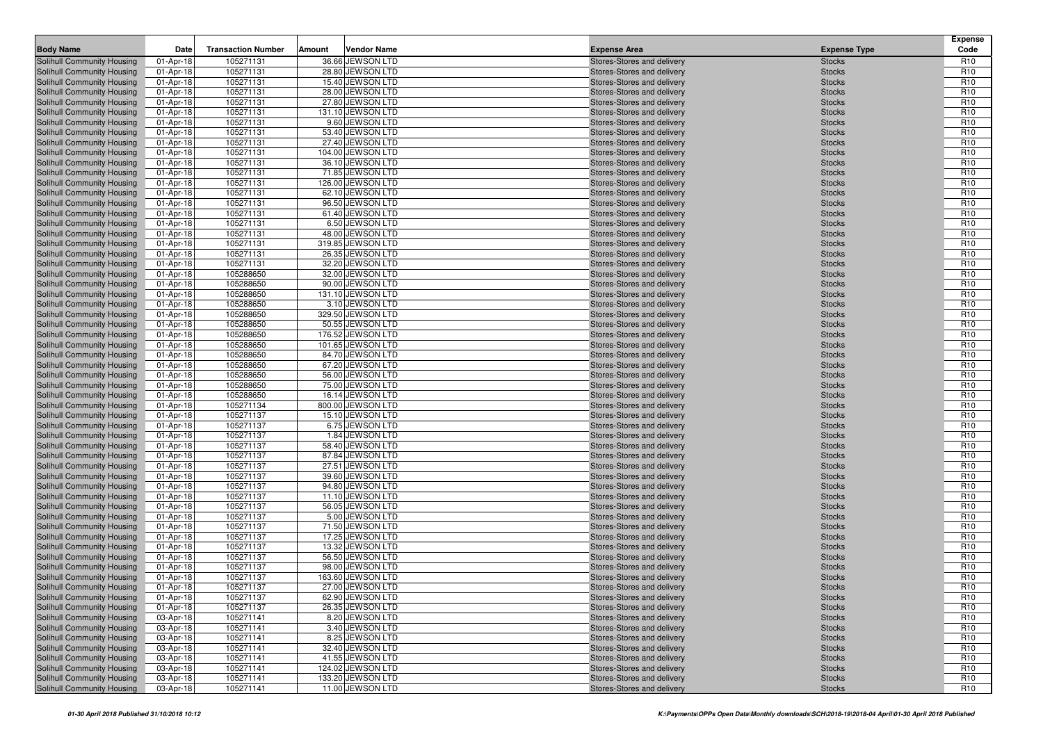| Body Name | Date | Transaction Number | Amount | Vendor Name | Expense Area | Expense Type | Expense Code |
|---|---|---|---|---|---|---|---|
| Solihull Community Housing | 01-Apr-18 | 105271131 | 36.66 | JEWSON LTD | Stores-Stores and delivery | Stocks | R10 |
| Solihull Community Housing | 01-Apr-18 | 105271131 | 28.80 | JEWSON LTD | Stores-Stores and delivery | Stocks | R10 |
| Solihull Community Housing | 01-Apr-18 | 105271131 | 15.40 | JEWSON LTD | Stores-Stores and delivery | Stocks | R10 |
| Solihull Community Housing | 01-Apr-18 | 105271131 | 28.00 | JEWSON LTD | Stores-Stores and delivery | Stocks | R10 |
| Solihull Community Housing | 01-Apr-18 | 105271131 | 27.80 | JEWSON LTD | Stores-Stores and delivery | Stocks | R10 |
| Solihull Community Housing | 01-Apr-18 | 105271131 | 131.10 | JEWSON LTD | Stores-Stores and delivery | Stocks | R10 |
| Solihull Community Housing | 01-Apr-18 | 105271131 | 9.60 | JEWSON LTD | Stores-Stores and delivery | Stocks | R10 |
| Solihull Community Housing | 01-Apr-18 | 105271131 | 53.40 | JEWSON LTD | Stores-Stores and delivery | Stocks | R10 |
| Solihull Community Housing | 01-Apr-18 | 105271131 | 27.40 | JEWSON LTD | Stores-Stores and delivery | Stocks | R10 |
| Solihull Community Housing | 01-Apr-18 | 105271131 | 104.00 | JEWSON LTD | Stores-Stores and delivery | Stocks | R10 |
| Solihull Community Housing | 01-Apr-18 | 105271131 | 36.10 | JEWSON LTD | Stores-Stores and delivery | Stocks | R10 |
| Solihull Community Housing | 01-Apr-18 | 105271131 | 71.85 | JEWSON LTD | Stores-Stores and delivery | Stocks | R10 |
| Solihull Community Housing | 01-Apr-18 | 105271131 | 126.00 | JEWSON LTD | Stores-Stores and delivery | Stocks | R10 |
| Solihull Community Housing | 01-Apr-18 | 105271131 | 62.10 | JEWSON LTD | Stores-Stores and delivery | Stocks | R10 |
| Solihull Community Housing | 01-Apr-18 | 105271131 | 96.50 | JEWSON LTD | Stores-Stores and delivery | Stocks | R10 |
| Solihull Community Housing | 01-Apr-18 | 105271131 | 61.40 | JEWSON LTD | Stores-Stores and delivery | Stocks | R10 |
| Solihull Community Housing | 01-Apr-18 | 105271131 | 6.50 | JEWSON LTD | Stores-Stores and delivery | Stocks | R10 |
| Solihull Community Housing | 01-Apr-18 | 105271131 | 48.00 | JEWSON LTD | Stores-Stores and delivery | Stocks | R10 |
| Solihull Community Housing | 01-Apr-18 | 105271131 | 319.85 | JEWSON LTD | Stores-Stores and delivery | Stocks | R10 |
| Solihull Community Housing | 01-Apr-18 | 105271131 | 26.35 | JEWSON LTD | Stores-Stores and delivery | Stocks | R10 |
| Solihull Community Housing | 01-Apr-18 | 105271131 | 32.20 | JEWSON LTD | Stores-Stores and delivery | Stocks | R10 |
| Solihull Community Housing | 01-Apr-18 | 105288650 | 32.00 | JEWSON LTD | Stores-Stores and delivery | Stocks | R10 |
| Solihull Community Housing | 01-Apr-18 | 105288650 | 90.00 | JEWSON LTD | Stores-Stores and delivery | Stocks | R10 |
| Solihull Community Housing | 01-Apr-18 | 105288650 | 131.10 | JEWSON LTD | Stores-Stores and delivery | Stocks | R10 |
| Solihull Community Housing | 01-Apr-18 | 105288650 | 3.10 | JEWSON LTD | Stores-Stores and delivery | Stocks | R10 |
| Solihull Community Housing | 01-Apr-18 | 105288650 | 329.50 | JEWSON LTD | Stores-Stores and delivery | Stocks | R10 |
| Solihull Community Housing | 01-Apr-18 | 105288650 | 50.55 | JEWSON LTD | Stores-Stores and delivery | Stocks | R10 |
| Solihull Community Housing | 01-Apr-18 | 105288650 | 176.52 | JEWSON LTD | Stores-Stores and delivery | Stocks | R10 |
| Solihull Community Housing | 01-Apr-18 | 105288650 | 101.65 | JEWSON LTD | Stores-Stores and delivery | Stocks | R10 |
| Solihull Community Housing | 01-Apr-18 | 105288650 | 84.70 | JEWSON LTD | Stores-Stores and delivery | Stocks | R10 |
| Solihull Community Housing | 01-Apr-18 | 105288650 | 67.20 | JEWSON LTD | Stores-Stores and delivery | Stocks | R10 |
| Solihull Community Housing | 01-Apr-18 | 105288650 | 56.00 | JEWSON LTD | Stores-Stores and delivery | Stocks | R10 |
| Solihull Community Housing | 01-Apr-18 | 105288650 | 75.00 | JEWSON LTD | Stores-Stores and delivery | Stocks | R10 |
| Solihull Community Housing | 01-Apr-18 | 105288650 | 16.14 | JEWSON LTD | Stores-Stores and delivery | Stocks | R10 |
| Solihull Community Housing | 01-Apr-18 | 105271134 | 800.00 | JEWSON LTD | Stores-Stores and delivery | Stocks | R10 |
| Solihull Community Housing | 01-Apr-18 | 105271137 | 15.10 | JEWSON LTD | Stores-Stores and delivery | Stocks | R10 |
| Solihull Community Housing | 01-Apr-18 | 105271137 | 6.75 | JEWSON LTD | Stores-Stores and delivery | Stocks | R10 |
| Solihull Community Housing | 01-Apr-18 | 105271137 | 1.84 | JEWSON LTD | Stores-Stores and delivery | Stocks | R10 |
| Solihull Community Housing | 01-Apr-18 | 105271137 | 58.40 | JEWSON LTD | Stores-Stores and delivery | Stocks | R10 |
| Solihull Community Housing | 01-Apr-18 | 105271137 | 87.84 | JEWSON LTD | Stores-Stores and delivery | Stocks | R10 |
| Solihull Community Housing | 01-Apr-18 | 105271137 | 27.51 | JEWSON LTD | Stores-Stores and delivery | Stocks | R10 |
| Solihull Community Housing | 01-Apr-18 | 105271137 | 39.60 | JEWSON LTD | Stores-Stores and delivery | Stocks | R10 |
| Solihull Community Housing | 01-Apr-18 | 105271137 | 94.80 | JEWSON LTD | Stores-Stores and delivery | Stocks | R10 |
| Solihull Community Housing | 01-Apr-18 | 105271137 | 11.10 | JEWSON LTD | Stores-Stores and delivery | Stocks | R10 |
| Solihull Community Housing | 01-Apr-18 | 105271137 | 56.05 | JEWSON LTD | Stores-Stores and delivery | Stocks | R10 |
| Solihull Community Housing | 01-Apr-18 | 105271137 | 5.00 | JEWSON LTD | Stores-Stores and delivery | Stocks | R10 |
| Solihull Community Housing | 01-Apr-18 | 105271137 | 71.50 | JEWSON LTD | Stores-Stores and delivery | Stocks | R10 |
| Solihull Community Housing | 01-Apr-18 | 105271137 | 17.25 | JEWSON LTD | Stores-Stores and delivery | Stocks | R10 |
| Solihull Community Housing | 01-Apr-18 | 105271137 | 13.32 | JEWSON LTD | Stores-Stores and delivery | Stocks | R10 |
| Solihull Community Housing | 01-Apr-18 | 105271137 | 56.50 | JEWSON LTD | Stores-Stores and delivery | Stocks | R10 |
| Solihull Community Housing | 01-Apr-18 | 105271137 | 98.00 | JEWSON LTD | Stores-Stores and delivery | Stocks | R10 |
| Solihull Community Housing | 01-Apr-18 | 105271137 | 163.60 | JEWSON LTD | Stores-Stores and delivery | Stocks | R10 |
| Solihull Community Housing | 01-Apr-18 | 105271137 | 27.00 | JEWSON LTD | Stores-Stores and delivery | Stocks | R10 |
| Solihull Community Housing | 01-Apr-18 | 105271137 | 62.90 | JEWSON LTD | Stores-Stores and delivery | Stocks | R10 |
| Solihull Community Housing | 01-Apr-18 | 105271137 | 26.35 | JEWSON LTD | Stores-Stores and delivery | Stocks | R10 |
| Solihull Community Housing | 03-Apr-18 | 105271141 | 8.20 | JEWSON LTD | Stores-Stores and delivery | Stocks | R10 |
| Solihull Community Housing | 03-Apr-18 | 105271141 | 3.40 | JEWSON LTD | Stores-Stores and delivery | Stocks | R10 |
| Solihull Community Housing | 03-Apr-18 | 105271141 | 8.25 | JEWSON LTD | Stores-Stores and delivery | Stocks | R10 |
| Solihull Community Housing | 03-Apr-18 | 105271141 | 32.40 | JEWSON LTD | Stores-Stores and delivery | Stocks | R10 |
| Solihull Community Housing | 03-Apr-18 | 105271141 | 41.55 | JEWSON LTD | Stores-Stores and delivery | Stocks | R10 |
| Solihull Community Housing | 03-Apr-18 | 105271141 | 124.02 | JEWSON LTD | Stores-Stores and delivery | Stocks | R10 |
| Solihull Community Housing | 03-Apr-18 | 105271141 | 133.20 | JEWSON LTD | Stores-Stores and delivery | Stocks | R10 |
| Solihull Community Housing | 03-Apr-18 | 105271141 | 11.00 | JEWSON LTD | Stores-Stores and delivery | Stocks | R10 |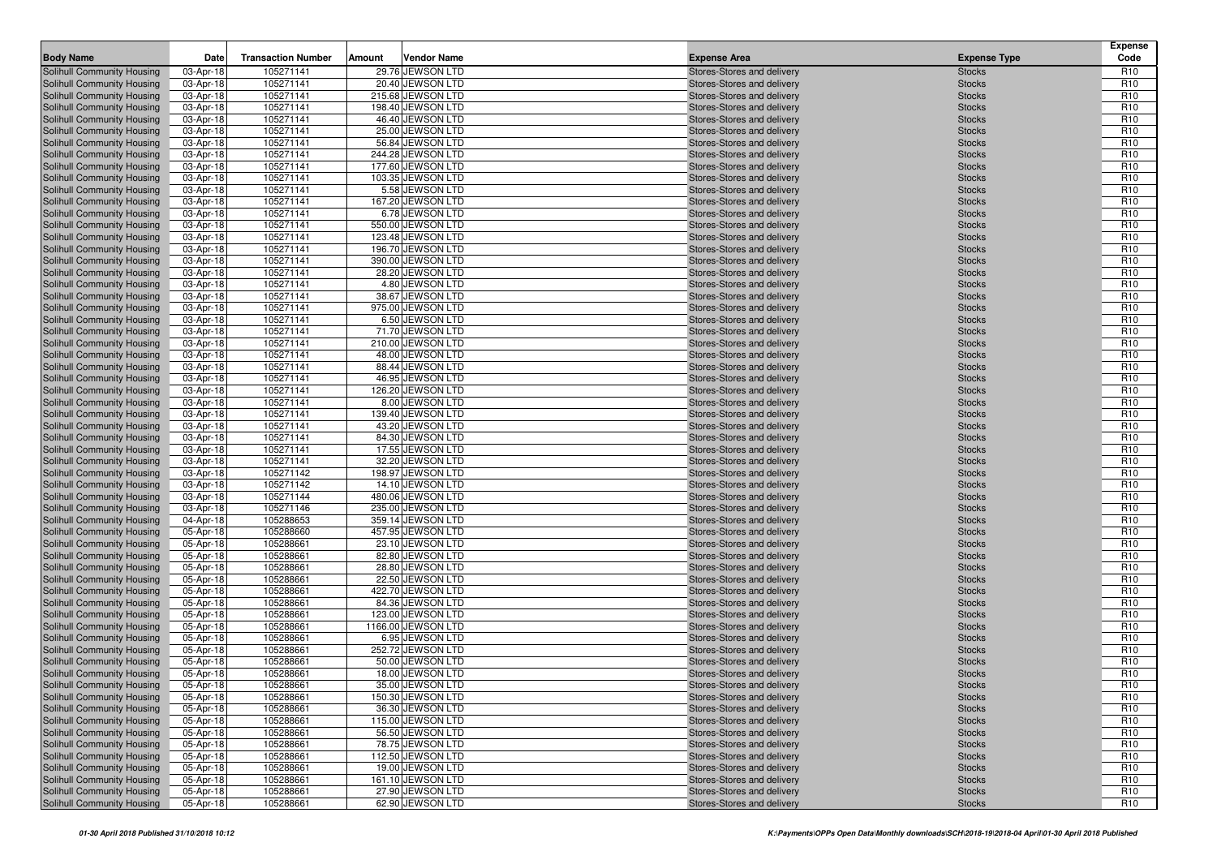| Body Name | Date | Transaction Number | Amount | Vendor Name | Expense Area | Expense Type | Expense Code |
|---|---|---|---|---|---|---|---|
| Solihull Community Housing | 03-Apr-18 | 105271141 | 29.76 | JEWSON LTD | Stores-Stores and delivery | Stocks | R10 |
| Solihull Community Housing | 03-Apr-18 | 105271141 | 20.40 | JEWSON LTD | Stores-Stores and delivery | Stocks | R10 |
| Solihull Community Housing | 03-Apr-18 | 105271141 | 215.68 | JEWSON LTD | Stores-Stores and delivery | Stocks | R10 |
| Solihull Community Housing | 03-Apr-18 | 105271141 | 198.40 | JEWSON LTD | Stores-Stores and delivery | Stocks | R10 |
| Solihull Community Housing | 03-Apr-18 | 105271141 | 46.40 | JEWSON LTD | Stores-Stores and delivery | Stocks | R10 |
| Solihull Community Housing | 03-Apr-18 | 105271141 | 25.00 | JEWSON LTD | Stores-Stores and delivery | Stocks | R10 |
| Solihull Community Housing | 03-Apr-18 | 105271141 | 56.84 | JEWSON LTD | Stores-Stores and delivery | Stocks | R10 |
| Solihull Community Housing | 03-Apr-18 | 105271141 | 244.28 | JEWSON LTD | Stores-Stores and delivery | Stocks | R10 |
| Solihull Community Housing | 03-Apr-18 | 105271141 | 177.60 | JEWSON LTD | Stores-Stores and delivery | Stocks | R10 |
| Solihull Community Housing | 03-Apr-18 | 105271141 | 103.35 | JEWSON LTD | Stores-Stores and delivery | Stocks | R10 |
| Solihull Community Housing | 03-Apr-18 | 105271141 | 5.58 | JEWSON LTD | Stores-Stores and delivery | Stocks | R10 |
| Solihull Community Housing | 03-Apr-18 | 105271141 | 167.20 | JEWSON LTD | Stores-Stores and delivery | Stocks | R10 |
| Solihull Community Housing | 03-Apr-18 | 105271141 | 6.78 | JEWSON LTD | Stores-Stores and delivery | Stocks | R10 |
| Solihull Community Housing | 03-Apr-18 | 105271141 | 550.00 | JEWSON LTD | Stores-Stores and delivery | Stocks | R10 |
| Solihull Community Housing | 03-Apr-18 | 105271141 | 123.48 | JEWSON LTD | Stores-Stores and delivery | Stocks | R10 |
| Solihull Community Housing | 03-Apr-18 | 105271141 | 196.70 | JEWSON LTD | Stores-Stores and delivery | Stocks | R10 |
| Solihull Community Housing | 03-Apr-18 | 105271141 | 390.00 | JEWSON LTD | Stores-Stores and delivery | Stocks | R10 |
| Solihull Community Housing | 03-Apr-18 | 105271141 | 28.20 | JEWSON LTD | Stores-Stores and delivery | Stocks | R10 |
| Solihull Community Housing | 03-Apr-18 | 105271141 | 4.80 | JEWSON LTD | Stores-Stores and delivery | Stocks | R10 |
| Solihull Community Housing | 03-Apr-18 | 105271141 | 38.67 | JEWSON LTD | Stores-Stores and delivery | Stocks | R10 |
| Solihull Community Housing | 03-Apr-18 | 105271141 | 975.00 | JEWSON LTD | Stores-Stores and delivery | Stocks | R10 |
| Solihull Community Housing | 03-Apr-18 | 105271141 | 6.50 | JEWSON LTD | Stores-Stores and delivery | Stocks | R10 |
| Solihull Community Housing | 03-Apr-18 | 105271141 | 71.70 | JEWSON LTD | Stores-Stores and delivery | Stocks | R10 |
| Solihull Community Housing | 03-Apr-18 | 105271141 | 210.00 | JEWSON LTD | Stores-Stores and delivery | Stocks | R10 |
| Solihull Community Housing | 03-Apr-18 | 105271141 | 48.00 | JEWSON LTD | Stores-Stores and delivery | Stocks | R10 |
| Solihull Community Housing | 03-Apr-18 | 105271141 | 88.44 | JEWSON LTD | Stores-Stores and delivery | Stocks | R10 |
| Solihull Community Housing | 03-Apr-18 | 105271141 | 46.95 | JEWSON LTD | Stores-Stores and delivery | Stocks | R10 |
| Solihull Community Housing | 03-Apr-18 | 105271141 | 126.20 | JEWSON LTD | Stores-Stores and delivery | Stocks | R10 |
| Solihull Community Housing | 03-Apr-18 | 105271141 | 8.00 | JEWSON LTD | Stores-Stores and delivery | Stocks | R10 |
| Solihull Community Housing | 03-Apr-18 | 105271141 | 139.40 | JEWSON LTD | Stores-Stores and delivery | Stocks | R10 |
| Solihull Community Housing | 03-Apr-18 | 105271141 | 43.20 | JEWSON LTD | Stores-Stores and delivery | Stocks | R10 |
| Solihull Community Housing | 03-Apr-18 | 105271141 | 84.30 | JEWSON LTD | Stores-Stores and delivery | Stocks | R10 |
| Solihull Community Housing | 03-Apr-18 | 105271141 | 17.55 | JEWSON LTD | Stores-Stores and delivery | Stocks | R10 |
| Solihull Community Housing | 03-Apr-18 | 105271141 | 32.20 | JEWSON LTD | Stores-Stores and delivery | Stocks | R10 |
| Solihull Community Housing | 03-Apr-18 | 105271142 | 198.97 | JEWSON LTD | Stores-Stores and delivery | Stocks | R10 |
| Solihull Community Housing | 03-Apr-18 | 105271142 | 14.10 | JEWSON LTD | Stores-Stores and delivery | Stocks | R10 |
| Solihull Community Housing | 03-Apr-18 | 105271144 | 480.06 | JEWSON LTD | Stores-Stores and delivery | Stocks | R10 |
| Solihull Community Housing | 03-Apr-18 | 105271146 | 235.00 | JEWSON LTD | Stores-Stores and delivery | Stocks | R10 |
| Solihull Community Housing | 04-Apr-18 | 105288653 | 359.14 | JEWSON LTD | Stores-Stores and delivery | Stocks | R10 |
| Solihull Community Housing | 05-Apr-18 | 105288660 | 457.95 | JEWSON LTD | Stores-Stores and delivery | Stocks | R10 |
| Solihull Community Housing | 05-Apr-18 | 105288661 | 23.10 | JEWSON LTD | Stores-Stores and delivery | Stocks | R10 |
| Solihull Community Housing | 05-Apr-18 | 105288661 | 82.80 | JEWSON LTD | Stores-Stores and delivery | Stocks | R10 |
| Solihull Community Housing | 05-Apr-18 | 105288661 | 28.80 | JEWSON LTD | Stores-Stores and delivery | Stocks | R10 |
| Solihull Community Housing | 05-Apr-18 | 105288661 | 22.50 | JEWSON LTD | Stores-Stores and delivery | Stocks | R10 |
| Solihull Community Housing | 05-Apr-18 | 105288661 | 422.70 | JEWSON LTD | Stores-Stores and delivery | Stocks | R10 |
| Solihull Community Housing | 05-Apr-18 | 105288661 | 84.36 | JEWSON LTD | Stores-Stores and delivery | Stocks | R10 |
| Solihull Community Housing | 05-Apr-18 | 105288661 | 123.00 | JEWSON LTD | Stores-Stores and delivery | Stocks | R10 |
| Solihull Community Housing | 05-Apr-18 | 105288661 | 1166.00 | JEWSON LTD | Stores-Stores and delivery | Stocks | R10 |
| Solihull Community Housing | 05-Apr-18 | 105288661 | 6.95 | JEWSON LTD | Stores-Stores and delivery | Stocks | R10 |
| Solihull Community Housing | 05-Apr-18 | 105288661 | 252.72 | JEWSON LTD | Stores-Stores and delivery | Stocks | R10 |
| Solihull Community Housing | 05-Apr-18 | 105288661 | 50.00 | JEWSON LTD | Stores-Stores and delivery | Stocks | R10 |
| Solihull Community Housing | 05-Apr-18 | 105288661 | 18.00 | JEWSON LTD | Stores-Stores and delivery | Stocks | R10 |
| Solihull Community Housing | 05-Apr-18 | 105288661 | 35.00 | JEWSON LTD | Stores-Stores and delivery | Stocks | R10 |
| Solihull Community Housing | 05-Apr-18 | 105288661 | 150.30 | JEWSON LTD | Stores-Stores and delivery | Stocks | R10 |
| Solihull Community Housing | 05-Apr-18 | 105288661 | 36.30 | JEWSON LTD | Stores-Stores and delivery | Stocks | R10 |
| Solihull Community Housing | 05-Apr-18 | 105288661 | 115.00 | JEWSON LTD | Stores-Stores and delivery | Stocks | R10 |
| Solihull Community Housing | 05-Apr-18 | 105288661 | 56.50 | JEWSON LTD | Stores-Stores and delivery | Stocks | R10 |
| Solihull Community Housing | 05-Apr-18 | 105288661 | 78.75 | JEWSON LTD | Stores-Stores and delivery | Stocks | R10 |
| Solihull Community Housing | 05-Apr-18 | 105288661 | 112.50 | JEWSON LTD | Stores-Stores and delivery | Stocks | R10 |
| Solihull Community Housing | 05-Apr-18 | 105288661 | 19.00 | JEWSON LTD | Stores-Stores and delivery | Stocks | R10 |
| Solihull Community Housing | 05-Apr-18 | 105288661 | 161.10 | JEWSON LTD | Stores-Stores and delivery | Stocks | R10 |
| Solihull Community Housing | 05-Apr-18 | 105288661 | 27.90 | JEWSON LTD | Stores-Stores and delivery | Stocks | R10 |
| Solihull Community Housing | 05-Apr-18 | 105288661 | 62.90 | JEWSON LTD | Stores-Stores and delivery | Stocks | R10 |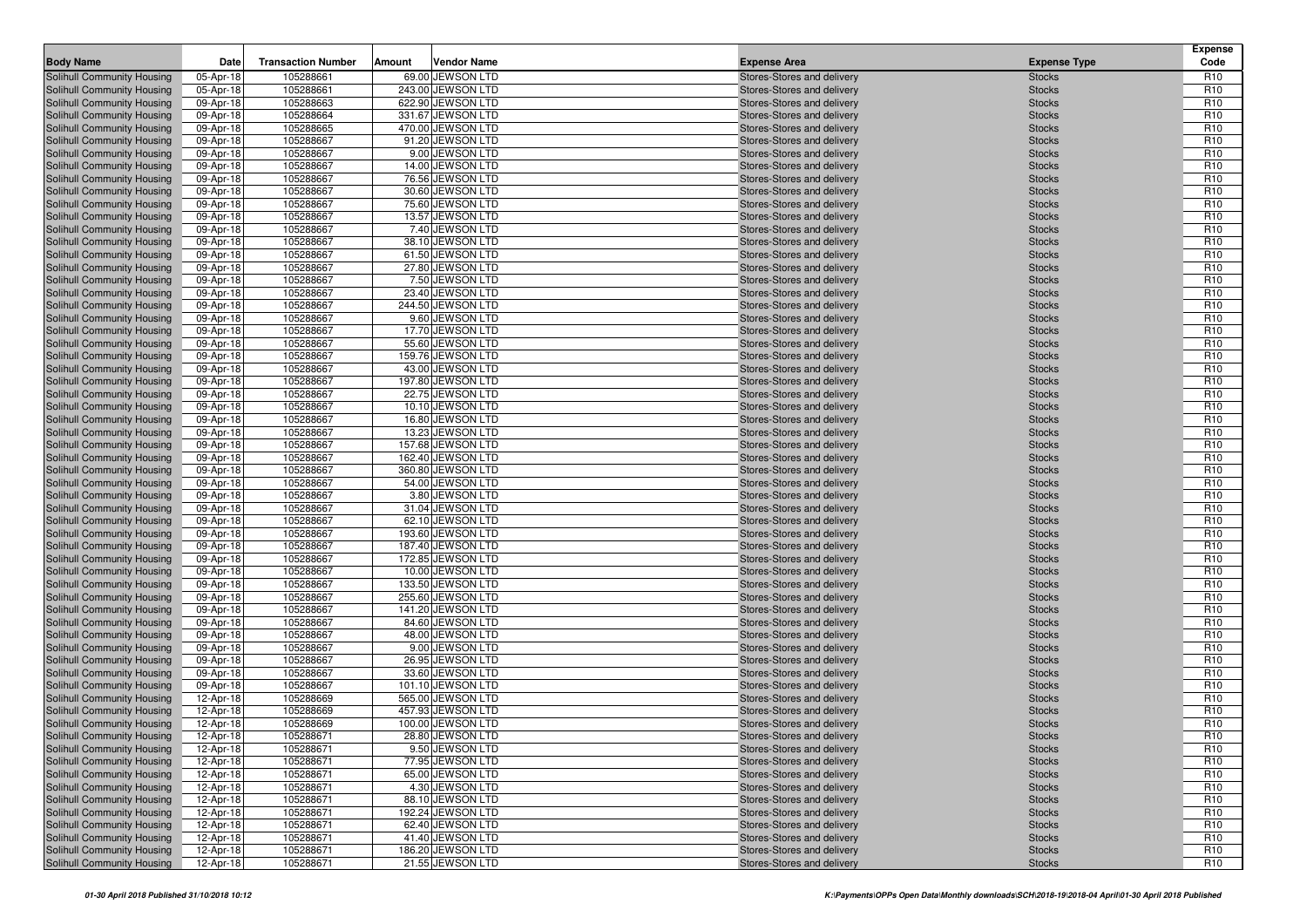| Body Name | Date | Transaction Number | Amount | Vendor Name | Expense Area | Expense Type | Expense Code |
|---|---|---|---|---|---|---|---|
| Solihull Community Housing | 05-Apr-18 | 105288661 | 69.00 | JEWSON LTD | Stores-Stores and delivery | Stocks | R10 |
| Solihull Community Housing | 05-Apr-18 | 105288661 | 243.00 | JEWSON LTD | Stores-Stores and delivery | Stocks | R10 |
| Solihull Community Housing | 09-Apr-18 | 105288663 | 622.90 | JEWSON LTD | Stores-Stores and delivery | Stocks | R10 |
| Solihull Community Housing | 09-Apr-18 | 105288664 | 331.67 | JEWSON LTD | Stores-Stores and delivery | Stocks | R10 |
| Solihull Community Housing | 09-Apr-18 | 105288665 | 470.00 | JEWSON LTD | Stores-Stores and delivery | Stocks | R10 |
| Solihull Community Housing | 09-Apr-18 | 105288667 | 91.20 | JEWSON LTD | Stores-Stores and delivery | Stocks | R10 |
| Solihull Community Housing | 09-Apr-18 | 105288667 | 9.00 | JEWSON LTD | Stores-Stores and delivery | Stocks | R10 |
| Solihull Community Housing | 09-Apr-18 | 105288667 | 14.00 | JEWSON LTD | Stores-Stores and delivery | Stocks | R10 |
| Solihull Community Housing | 09-Apr-18 | 105288667 | 76.56 | JEWSON LTD | Stores-Stores and delivery | Stocks | R10 |
| Solihull Community Housing | 09-Apr-18 | 105288667 | 30.60 | JEWSON LTD | Stores-Stores and delivery | Stocks | R10 |
| Solihull Community Housing | 09-Apr-18 | 105288667 | 75.60 | JEWSON LTD | Stores-Stores and delivery | Stocks | R10 |
| Solihull Community Housing | 09-Apr-18 | 105288667 | 13.57 | JEWSON LTD | Stores-Stores and delivery | Stocks | R10 |
| Solihull Community Housing | 09-Apr-18 | 105288667 | 7.40 | JEWSON LTD | Stores-Stores and delivery | Stocks | R10 |
| Solihull Community Housing | 09-Apr-18 | 105288667 | 38.10 | JEWSON LTD | Stores-Stores and delivery | Stocks | R10 |
| Solihull Community Housing | 09-Apr-18 | 105288667 | 61.50 | JEWSON LTD | Stores-Stores and delivery | Stocks | R10 |
| Solihull Community Housing | 09-Apr-18 | 105288667 | 27.80 | JEWSON LTD | Stores-Stores and delivery | Stocks | R10 |
| Solihull Community Housing | 09-Apr-18 | 105288667 | 7.50 | JEWSON LTD | Stores-Stores and delivery | Stocks | R10 |
| Solihull Community Housing | 09-Apr-18 | 105288667 | 23.40 | JEWSON LTD | Stores-Stores and delivery | Stocks | R10 |
| Solihull Community Housing | 09-Apr-18 | 105288667 | 244.50 | JEWSON LTD | Stores-Stores and delivery | Stocks | R10 |
| Solihull Community Housing | 09-Apr-18 | 105288667 | 9.60 | JEWSON LTD | Stores-Stores and delivery | Stocks | R10 |
| Solihull Community Housing | 09-Apr-18 | 105288667 | 17.70 | JEWSON LTD | Stores-Stores and delivery | Stocks | R10 |
| Solihull Community Housing | 09-Apr-18 | 105288667 | 55.60 | JEWSON LTD | Stores-Stores and delivery | Stocks | R10 |
| Solihull Community Housing | 09-Apr-18 | 105288667 | 159.76 | JEWSON LTD | Stores-Stores and delivery | Stocks | R10 |
| Solihull Community Housing | 09-Apr-18 | 105288667 | 43.00 | JEWSON LTD | Stores-Stores and delivery | Stocks | R10 |
| Solihull Community Housing | 09-Apr-18 | 105288667 | 197.80 | JEWSON LTD | Stores-Stores and delivery | Stocks | R10 |
| Solihull Community Housing | 09-Apr-18 | 105288667 | 22.75 | JEWSON LTD | Stores-Stores and delivery | Stocks | R10 |
| Solihull Community Housing | 09-Apr-18 | 105288667 | 10.10 | JEWSON LTD | Stores-Stores and delivery | Stocks | R10 |
| Solihull Community Housing | 09-Apr-18 | 105288667 | 16.80 | JEWSON LTD | Stores-Stores and delivery | Stocks | R10 |
| Solihull Community Housing | 09-Apr-18 | 105288667 | 13.23 | JEWSON LTD | Stores-Stores and delivery | Stocks | R10 |
| Solihull Community Housing | 09-Apr-18 | 105288667 | 157.68 | JEWSON LTD | Stores-Stores and delivery | Stocks | R10 |
| Solihull Community Housing | 09-Apr-18 | 105288667 | 162.40 | JEWSON LTD | Stores-Stores and delivery | Stocks | R10 |
| Solihull Community Housing | 09-Apr-18 | 105288667 | 360.80 | JEWSON LTD | Stores-Stores and delivery | Stocks | R10 |
| Solihull Community Housing | 09-Apr-18 | 105288667 | 54.00 | JEWSON LTD | Stores-Stores and delivery | Stocks | R10 |
| Solihull Community Housing | 09-Apr-18 | 105288667 | 3.80 | JEWSON LTD | Stores-Stores and delivery | Stocks | R10 |
| Solihull Community Housing | 09-Apr-18 | 105288667 | 31.04 | JEWSON LTD | Stores-Stores and delivery | Stocks | R10 |
| Solihull Community Housing | 09-Apr-18 | 105288667 | 62.10 | JEWSON LTD | Stores-Stores and delivery | Stocks | R10 |
| Solihull Community Housing | 09-Apr-18 | 105288667 | 193.60 | JEWSON LTD | Stores-Stores and delivery | Stocks | R10 |
| Solihull Community Housing | 09-Apr-18 | 105288667 | 187.40 | JEWSON LTD | Stores-Stores and delivery | Stocks | R10 |
| Solihull Community Housing | 09-Apr-18 | 105288667 | 172.85 | JEWSON LTD | Stores-Stores and delivery | Stocks | R10 |
| Solihull Community Housing | 09-Apr-18 | 105288667 | 10.00 | JEWSON LTD | Stores-Stores and delivery | Stocks | R10 |
| Solihull Community Housing | 09-Apr-18 | 105288667 | 133.50 | JEWSON LTD | Stores-Stores and delivery | Stocks | R10 |
| Solihull Community Housing | 09-Apr-18 | 105288667 | 255.60 | JEWSON LTD | Stores-Stores and delivery | Stocks | R10 |
| Solihull Community Housing | 09-Apr-18 | 105288667 | 141.20 | JEWSON LTD | Stores-Stores and delivery | Stocks | R10 |
| Solihull Community Housing | 09-Apr-18 | 105288667 | 84.60 | JEWSON LTD | Stores-Stores and delivery | Stocks | R10 |
| Solihull Community Housing | 09-Apr-18 | 105288667 | 48.00 | JEWSON LTD | Stores-Stores and delivery | Stocks | R10 |
| Solihull Community Housing | 09-Apr-18 | 105288667 | 9.00 | JEWSON LTD | Stores-Stores and delivery | Stocks | R10 |
| Solihull Community Housing | 09-Apr-18 | 105288667 | 26.95 | JEWSON LTD | Stores-Stores and delivery | Stocks | R10 |
| Solihull Community Housing | 09-Apr-18 | 105288667 | 33.60 | JEWSON LTD | Stores-Stores and delivery | Stocks | R10 |
| Solihull Community Housing | 09-Apr-18 | 105288667 | 101.10 | JEWSON LTD | Stores-Stores and delivery | Stocks | R10 |
| Solihull Community Housing | 12-Apr-18 | 105288669 | 565.00 | JEWSON LTD | Stores-Stores and delivery | Stocks | R10 |
| Solihull Community Housing | 12-Apr-18 | 105288669 | 457.93 | JEWSON LTD | Stores-Stores and delivery | Stocks | R10 |
| Solihull Community Housing | 12-Apr-18 | 105288669 | 100.00 | JEWSON LTD | Stores-Stores and delivery | Stocks | R10 |
| Solihull Community Housing | 12-Apr-18 | 105288671 | 28.80 | JEWSON LTD | Stores-Stores and delivery | Stocks | R10 |
| Solihull Community Housing | 12-Apr-18 | 105288671 | 9.50 | JEWSON LTD | Stores-Stores and delivery | Stocks | R10 |
| Solihull Community Housing | 12-Apr-18 | 105288671 | 77.95 | JEWSON LTD | Stores-Stores and delivery | Stocks | R10 |
| Solihull Community Housing | 12-Apr-18 | 105288671 | 65.00 | JEWSON LTD | Stores-Stores and delivery | Stocks | R10 |
| Solihull Community Housing | 12-Apr-18 | 105288671 | 4.30 | JEWSON LTD | Stores-Stores and delivery | Stocks | R10 |
| Solihull Community Housing | 12-Apr-18 | 105288671 | 88.10 | JEWSON LTD | Stores-Stores and delivery | Stocks | R10 |
| Solihull Community Housing | 12-Apr-18 | 105288671 | 192.24 | JEWSON LTD | Stores-Stores and delivery | Stocks | R10 |
| Solihull Community Housing | 12-Apr-18 | 105288671 | 62.40 | JEWSON LTD | Stores-Stores and delivery | Stocks | R10 |
| Solihull Community Housing | 12-Apr-18 | 105288671 | 41.40 | JEWSON LTD | Stores-Stores and delivery | Stocks | R10 |
| Solihull Community Housing | 12-Apr-18 | 105288671 | 186.20 | JEWSON LTD | Stores-Stores and delivery | Stocks | R10 |
| Solihull Community Housing | 12-Apr-18 | 105288671 | 21.55 | JEWSON LTD | Stores-Stores and delivery | Stocks | R10 |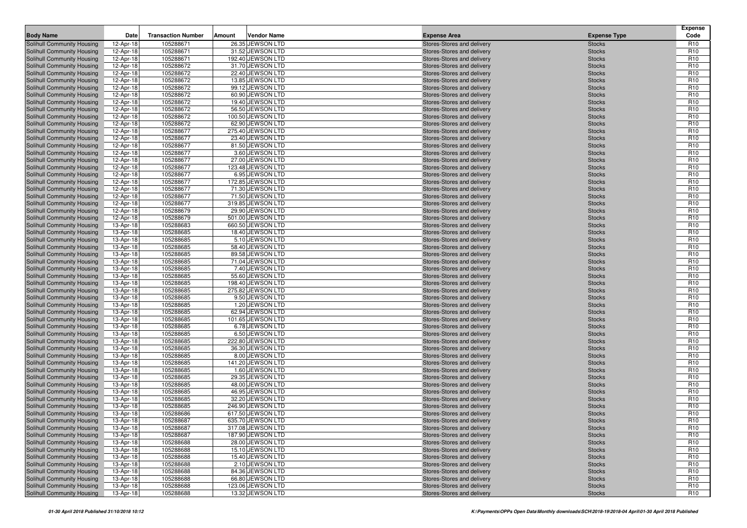| Body Name | Date | Transaction Number | Amount | Vendor Name | Expense Area | Expense Type | Expense Code |
|---|---|---|---|---|---|---|---|
| Solihull Community Housing | 12-Apr-18 | 105288671 | 26.35 | JEWSON LTD | Stores-Stores and delivery | Stocks | R10 |
| Solihull Community Housing | 12-Apr-18 | 105288671 | 31.52 | JEWSON LTD | Stores-Stores and delivery | Stocks | R10 |
| Solihull Community Housing | 12-Apr-18 | 105288671 | 192.40 | JEWSON LTD | Stores-Stores and delivery | Stocks | R10 |
| Solihull Community Housing | 12-Apr-18 | 105288672 | 31.70 | JEWSON LTD | Stores-Stores and delivery | Stocks | R10 |
| Solihull Community Housing | 12-Apr-18 | 105288672 | 22.40 | JEWSON LTD | Stores-Stores and delivery | Stocks | R10 |
| Solihull Community Housing | 12-Apr-18 | 105288672 | 13.85 | JEWSON LTD | Stores-Stores and delivery | Stocks | R10 |
| Solihull Community Housing | 12-Apr-18 | 105288672 | 99.12 | JEWSON LTD | Stores-Stores and delivery | Stocks | R10 |
| Solihull Community Housing | 12-Apr-18 | 105288672 | 60.90 | JEWSON LTD | Stores-Stores and delivery | Stocks | R10 |
| Solihull Community Housing | 12-Apr-18 | 105288672 | 19.40 | JEWSON LTD | Stores-Stores and delivery | Stocks | R10 |
| Solihull Community Housing | 12-Apr-18 | 105288672 | 56.50 | JEWSON LTD | Stores-Stores and delivery | Stocks | R10 |
| Solihull Community Housing | 12-Apr-18 | 105288672 | 100.50 | JEWSON LTD | Stores-Stores and delivery | Stocks | R10 |
| Solihull Community Housing | 12-Apr-18 | 105288672 | 62.90 | JEWSON LTD | Stores-Stores and delivery | Stocks | R10 |
| Solihull Community Housing | 12-Apr-18 | 105288677 | 275.40 | JEWSON LTD | Stores-Stores and delivery | Stocks | R10 |
| Solihull Community Housing | 12-Apr-18 | 105288677 | 23.40 | JEWSON LTD | Stores-Stores and delivery | Stocks | R10 |
| Solihull Community Housing | 12-Apr-18 | 105288677 | 81.50 | JEWSON LTD | Stores-Stores and delivery | Stocks | R10 |
| Solihull Community Housing | 12-Apr-18 | 105288677 | 3.60 | JEWSON LTD | Stores-Stores and delivery | Stocks | R10 |
| Solihull Community Housing | 12-Apr-18 | 105288677 | 27.00 | JEWSON LTD | Stores-Stores and delivery | Stocks | R10 |
| Solihull Community Housing | 12-Apr-18 | 105288677 | 123.48 | JEWSON LTD | Stores-Stores and delivery | Stocks | R10 |
| Solihull Community Housing | 12-Apr-18 | 105288677 | 6.95 | JEWSON LTD | Stores-Stores and delivery | Stocks | R10 |
| Solihull Community Housing | 12-Apr-18 | 105288677 | 172.85 | JEWSON LTD | Stores-Stores and delivery | Stocks | R10 |
| Solihull Community Housing | 12-Apr-18 | 105288677 | 71.30 | JEWSON LTD | Stores-Stores and delivery | Stocks | R10 |
| Solihull Community Housing | 12-Apr-18 | 105288677 | 71.50 | JEWSON LTD | Stores-Stores and delivery | Stocks | R10 |
| Solihull Community Housing | 12-Apr-18 | 105288677 | 319.85 | JEWSON LTD | Stores-Stores and delivery | Stocks | R10 |
| Solihull Community Housing | 12-Apr-18 | 105288679 | 29.90 | JEWSON LTD | Stores-Stores and delivery | Stocks | R10 |
| Solihull Community Housing | 12-Apr-18 | 105288679 | 501.00 | JEWSON LTD | Stores-Stores and delivery | Stocks | R10 |
| Solihull Community Housing | 13-Apr-18 | 105288683 | 660.50 | JEWSON LTD | Stores-Stores and delivery | Stocks | R10 |
| Solihull Community Housing | 13-Apr-18 | 105288685 | 18.40 | JEWSON LTD | Stores-Stores and delivery | Stocks | R10 |
| Solihull Community Housing | 13-Apr-18 | 105288685 | 5.10 | JEWSON LTD | Stores-Stores and delivery | Stocks | R10 |
| Solihull Community Housing | 13-Apr-18 | 105288685 | 58.40 | JEWSON LTD | Stores-Stores and delivery | Stocks | R10 |
| Solihull Community Housing | 13-Apr-18 | 105288685 | 89.58 | JEWSON LTD | Stores-Stores and delivery | Stocks | R10 |
| Solihull Community Housing | 13-Apr-18 | 105288685 | 71.04 | JEWSON LTD | Stores-Stores and delivery | Stocks | R10 |
| Solihull Community Housing | 13-Apr-18 | 105288685 | 7.40 | JEWSON LTD | Stores-Stores and delivery | Stocks | R10 |
| Solihull Community Housing | 13-Apr-18 | 105288685 | 55.60 | JEWSON LTD | Stores-Stores and delivery | Stocks | R10 |
| Solihull Community Housing | 13-Apr-18 | 105288685 | 198.40 | JEWSON LTD | Stores-Stores and delivery | Stocks | R10 |
| Solihull Community Housing | 13-Apr-18 | 105288685 | 275.82 | JEWSON LTD | Stores-Stores and delivery | Stocks | R10 |
| Solihull Community Housing | 13-Apr-18 | 105288685 | 9.50 | JEWSON LTD | Stores-Stores and delivery | Stocks | R10 |
| Solihull Community Housing | 13-Apr-18 | 105288685 | 1.20 | JEWSON LTD | Stores-Stores and delivery | Stocks | R10 |
| Solihull Community Housing | 13-Apr-18 | 105288685 | 62.94 | JEWSON LTD | Stores-Stores and delivery | Stocks | R10 |
| Solihull Community Housing | 13-Apr-18 | 105288685 | 101.65 | JEWSON LTD | Stores-Stores and delivery | Stocks | R10 |
| Solihull Community Housing | 13-Apr-18 | 105288685 | 6.78 | JEWSON LTD | Stores-Stores and delivery | Stocks | R10 |
| Solihull Community Housing | 13-Apr-18 | 105288685 | 6.50 | JEWSON LTD | Stores-Stores and delivery | Stocks | R10 |
| Solihull Community Housing | 13-Apr-18 | 105288685 | 222.80 | JEWSON LTD | Stores-Stores and delivery | Stocks | R10 |
| Solihull Community Housing | 13-Apr-18 | 105288685 | 36.30 | JEWSON LTD | Stores-Stores and delivery | Stocks | R10 |
| Solihull Community Housing | 13-Apr-18 | 105288685 | 8.00 | JEWSON LTD | Stores-Stores and delivery | Stocks | R10 |
| Solihull Community Housing | 13-Apr-18 | 105288685 | 141.20 | JEWSON LTD | Stores-Stores and delivery | Stocks | R10 |
| Solihull Community Housing | 13-Apr-18 | 105288685 | 1.60 | JEWSON LTD | Stores-Stores and delivery | Stocks | R10 |
| Solihull Community Housing | 13-Apr-18 | 105288685 | 29.35 | JEWSON LTD | Stores-Stores and delivery | Stocks | R10 |
| Solihull Community Housing | 13-Apr-18 | 105288685 | 48.00 | JEWSON LTD | Stores-Stores and delivery | Stocks | R10 |
| Solihull Community Housing | 13-Apr-18 | 105288685 | 46.95 | JEWSON LTD | Stores-Stores and delivery | Stocks | R10 |
| Solihull Community Housing | 13-Apr-18 | 105288685 | 32.20 | JEWSON LTD | Stores-Stores and delivery | Stocks | R10 |
| Solihull Community Housing | 13-Apr-18 | 105288685 | 246.90 | JEWSON LTD | Stores-Stores and delivery | Stocks | R10 |
| Solihull Community Housing | 13-Apr-18 | 105288686 | 617.50 | JEWSON LTD | Stores-Stores and delivery | Stocks | R10 |
| Solihull Community Housing | 13-Apr-18 | 105288687 | 635.70 | JEWSON LTD | Stores-Stores and delivery | Stocks | R10 |
| Solihull Community Housing | 13-Apr-18 | 105288687 | 317.08 | JEWSON LTD | Stores-Stores and delivery | Stocks | R10 |
| Solihull Community Housing | 13-Apr-18 | 105288687 | 187.90 | JEWSON LTD | Stores-Stores and delivery | Stocks | R10 |
| Solihull Community Housing | 13-Apr-18 | 105288688 | 28.00 | JEWSON LTD | Stores-Stores and delivery | Stocks | R10 |
| Solihull Community Housing | 13-Apr-18 | 105288688 | 15.10 | JEWSON LTD | Stores-Stores and delivery | Stocks | R10 |
| Solihull Community Housing | 13-Apr-18 | 105288688 | 15.40 | JEWSON LTD | Stores-Stores and delivery | Stocks | R10 |
| Solihull Community Housing | 13-Apr-18 | 105288688 | 2.10 | JEWSON LTD | Stores-Stores and delivery | Stocks | R10 |
| Solihull Community Housing | 13-Apr-18 | 105288688 | 84.36 | JEWSON LTD | Stores-Stores and delivery | Stocks | R10 |
| Solihull Community Housing | 13-Apr-18 | 105288688 | 66.80 | JEWSON LTD | Stores-Stores and delivery | Stocks | R10 |
| Solihull Community Housing | 13-Apr-18 | 105288688 | 123.06 | JEWSON LTD | Stores-Stores and delivery | Stocks | R10 |
| Solihull Community Housing | 13-Apr-18 | 105288688 | 13.32 | JEWSON LTD | Stores-Stores and delivery | Stocks | R10 |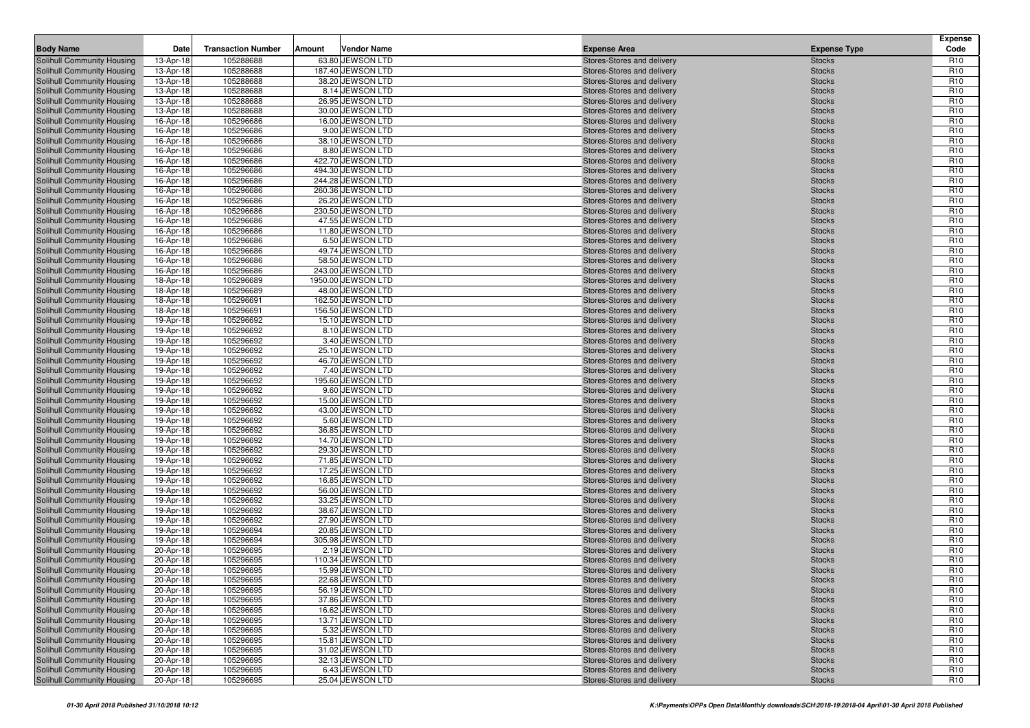| Body Name | Date | Transaction Number | Amount | Vendor Name | Expense Area | Expense Type | Expense Code |
|---|---|---|---|---|---|---|---|
| Solihull Community Housing | 13-Apr-18 | 105288688 | 63.80 | JEWSON LTD | Stores-Stores and delivery | Stocks | R10 |
| Solihull Community Housing | 13-Apr-18 | 105288688 | 187.40 | JEWSON LTD | Stores-Stores and delivery | Stocks | R10 |
| Solihull Community Housing | 13-Apr-18 | 105288688 | 38.20 | JEWSON LTD | Stores-Stores and delivery | Stocks | R10 |
| Solihull Community Housing | 13-Apr-18 | 105288688 | 8.14 | JEWSON LTD | Stores-Stores and delivery | Stocks | R10 |
| Solihull Community Housing | 13-Apr-18 | 105288688 | 26.95 | JEWSON LTD | Stores-Stores and delivery | Stocks | R10 |
| Solihull Community Housing | 13-Apr-18 | 105288688 | 30.00 | JEWSON LTD | Stores-Stores and delivery | Stocks | R10 |
| Solihull Community Housing | 16-Apr-18 | 105296686 | 16.00 | JEWSON LTD | Stores-Stores and delivery | Stocks | R10 |
| Solihull Community Housing | 16-Apr-18 | 105296686 | 9.00 | JEWSON LTD | Stores-Stores and delivery | Stocks | R10 |
| Solihull Community Housing | 16-Apr-18 | 105296686 | 38.10 | JEWSON LTD | Stores-Stores and delivery | Stocks | R10 |
| Solihull Community Housing | 16-Apr-18 | 105296686 | 8.80 | JEWSON LTD | Stores-Stores and delivery | Stocks | R10 |
| Solihull Community Housing | 16-Apr-18 | 105296686 | 422.70 | JEWSON LTD | Stores-Stores and delivery | Stocks | R10 |
| Solihull Community Housing | 16-Apr-18 | 105296686 | 494.30 | JEWSON LTD | Stores-Stores and delivery | Stocks | R10 |
| Solihull Community Housing | 16-Apr-18 | 105296686 | 244.28 | JEWSON LTD | Stores-Stores and delivery | Stocks | R10 |
| Solihull Community Housing | 16-Apr-18 | 105296686 | 260.36 | JEWSON LTD | Stores-Stores and delivery | Stocks | R10 |
| Solihull Community Housing | 16-Apr-18 | 105296686 | 26.20 | JEWSON LTD | Stores-Stores and delivery | Stocks | R10 |
| Solihull Community Housing | 16-Apr-18 | 105296686 | 230.50 | JEWSON LTD | Stores-Stores and delivery | Stocks | R10 |
| Solihull Community Housing | 16-Apr-18 | 105296686 | 47.55 | JEWSON LTD | Stores-Stores and delivery | Stocks | R10 |
| Solihull Community Housing | 16-Apr-18 | 105296686 | 11.80 | JEWSON LTD | Stores-Stores and delivery | Stocks | R10 |
| Solihull Community Housing | 16-Apr-18 | 105296686 | 6.50 | JEWSON LTD | Stores-Stores and delivery | Stocks | R10 |
| Solihull Community Housing | 16-Apr-18 | 105296686 | 49.74 | JEWSON LTD | Stores-Stores and delivery | Stocks | R10 |
| Solihull Community Housing | 16-Apr-18 | 105296686 | 58.50 | JEWSON LTD | Stores-Stores and delivery | Stocks | R10 |
| Solihull Community Housing | 16-Apr-18 | 105296686 | 243.00 | JEWSON LTD | Stores-Stores and delivery | Stocks | R10 |
| Solihull Community Housing | 18-Apr-18 | 105296689 | 1950.00 | JEWSON LTD | Stores-Stores and delivery | Stocks | R10 |
| Solihull Community Housing | 18-Apr-18 | 105296689 | 48.00 | JEWSON LTD | Stores-Stores and delivery | Stocks | R10 |
| Solihull Community Housing | 18-Apr-18 | 105296691 | 162.50 | JEWSON LTD | Stores-Stores and delivery | Stocks | R10 |
| Solihull Community Housing | 18-Apr-18 | 105296691 | 156.50 | JEWSON LTD | Stores-Stores and delivery | Stocks | R10 |
| Solihull Community Housing | 19-Apr-18 | 105296692 | 15.10 | JEWSON LTD | Stores-Stores and delivery | Stocks | R10 |
| Solihull Community Housing | 19-Apr-18 | 105296692 | 8.10 | JEWSON LTD | Stores-Stores and delivery | Stocks | R10 |
| Solihull Community Housing | 19-Apr-18 | 105296692 | 3.40 | JEWSON LTD | Stores-Stores and delivery | Stocks | R10 |
| Solihull Community Housing | 19-Apr-18 | 105296692 | 25.10 | JEWSON LTD | Stores-Stores and delivery | Stocks | R10 |
| Solihull Community Housing | 19-Apr-18 | 105296692 | 46.70 | JEWSON LTD | Stores-Stores and delivery | Stocks | R10 |
| Solihull Community Housing | 19-Apr-18 | 105296692 | 7.40 | JEWSON LTD | Stores-Stores and delivery | Stocks | R10 |
| Solihull Community Housing | 19-Apr-18 | 105296692 | 195.60 | JEWSON LTD | Stores-Stores and delivery | Stocks | R10 |
| Solihull Community Housing | 19-Apr-18 | 105296692 | 9.60 | JEWSON LTD | Stores-Stores and delivery | Stocks | R10 |
| Solihull Community Housing | 19-Apr-18 | 105296692 | 15.00 | JEWSON LTD | Stores-Stores and delivery | Stocks | R10 |
| Solihull Community Housing | 19-Apr-18 | 105296692 | 43.00 | JEWSON LTD | Stores-Stores and delivery | Stocks | R10 |
| Solihull Community Housing | 19-Apr-18 | 105296692 | 5.60 | JEWSON LTD | Stores-Stores and delivery | Stocks | R10 |
| Solihull Community Housing | 19-Apr-18 | 105296692 | 36.85 | JEWSON LTD | Stores-Stores and delivery | Stocks | R10 |
| Solihull Community Housing | 19-Apr-18 | 105296692 | 14.70 | JEWSON LTD | Stores-Stores and delivery | Stocks | R10 |
| Solihull Community Housing | 19-Apr-18 | 105296692 | 29.30 | JEWSON LTD | Stores-Stores and delivery | Stocks | R10 |
| Solihull Community Housing | 19-Apr-18 | 105296692 | 71.85 | JEWSON LTD | Stores-Stores and delivery | Stocks | R10 |
| Solihull Community Housing | 19-Apr-18 | 105296692 | 17.25 | JEWSON LTD | Stores-Stores and delivery | Stocks | R10 |
| Solihull Community Housing | 19-Apr-18 | 105296692 | 16.85 | JEWSON LTD | Stores-Stores and delivery | Stocks | R10 |
| Solihull Community Housing | 19-Apr-18 | 105296692 | 56.00 | JEWSON LTD | Stores-Stores and delivery | Stocks | R10 |
| Solihull Community Housing | 19-Apr-18 | 105296692 | 33.25 | JEWSON LTD | Stores-Stores and delivery | Stocks | R10 |
| Solihull Community Housing | 19-Apr-18 | 105296692 | 38.67 | JEWSON LTD | Stores-Stores and delivery | Stocks | R10 |
| Solihull Community Housing | 19-Apr-18 | 105296692 | 27.90 | JEWSON LTD | Stores-Stores and delivery | Stocks | R10 |
| Solihull Community Housing | 19-Apr-18 | 105296694 | 20.85 | JEWSON LTD | Stores-Stores and delivery | Stocks | R10 |
| Solihull Community Housing | 19-Apr-18 | 105296694 | 305.98 | JEWSON LTD | Stores-Stores and delivery | Stocks | R10 |
| Solihull Community Housing | 20-Apr-18 | 105296695 | 2.19 | JEWSON LTD | Stores-Stores and delivery | Stocks | R10 |
| Solihull Community Housing | 20-Apr-18 | 105296695 | 110.34 | JEWSON LTD | Stores-Stores and delivery | Stocks | R10 |
| Solihull Community Housing | 20-Apr-18 | 105296695 | 15.99 | JEWSON LTD | Stores-Stores and delivery | Stocks | R10 |
| Solihull Community Housing | 20-Apr-18 | 105296695 | 22.68 | JEWSON LTD | Stores-Stores and delivery | Stocks | R10 |
| Solihull Community Housing | 20-Apr-18 | 105296695 | 56.19 | JEWSON LTD | Stores-Stores and delivery | Stocks | R10 |
| Solihull Community Housing | 20-Apr-18 | 105296695 | 37.86 | JEWSON LTD | Stores-Stores and delivery | Stocks | R10 |
| Solihull Community Housing | 20-Apr-18 | 105296695 | 16.62 | JEWSON LTD | Stores-Stores and delivery | Stocks | R10 |
| Solihull Community Housing | 20-Apr-18 | 105296695 | 13.71 | JEWSON LTD | Stores-Stores and delivery | Stocks | R10 |
| Solihull Community Housing | 20-Apr-18 | 105296695 | 5.32 | JEWSON LTD | Stores-Stores and delivery | Stocks | R10 |
| Solihull Community Housing | 20-Apr-18 | 105296695 | 15.81 | JEWSON LTD | Stores-Stores and delivery | Stocks | R10 |
| Solihull Community Housing | 20-Apr-18 | 105296695 | 31.02 | JEWSON LTD | Stores-Stores and delivery | Stocks | R10 |
| Solihull Community Housing | 20-Apr-18 | 105296695 | 32.13 | JEWSON LTD | Stores-Stores and delivery | Stocks | R10 |
| Solihull Community Housing | 20-Apr-18 | 105296695 | 6.43 | JEWSON LTD | Stores-Stores and delivery | Stocks | R10 |
| Solihull Community Housing | 20-Apr-18 | 105296695 | 25.04 | JEWSON LTD | Stores-Stores and delivery | Stocks | R10 |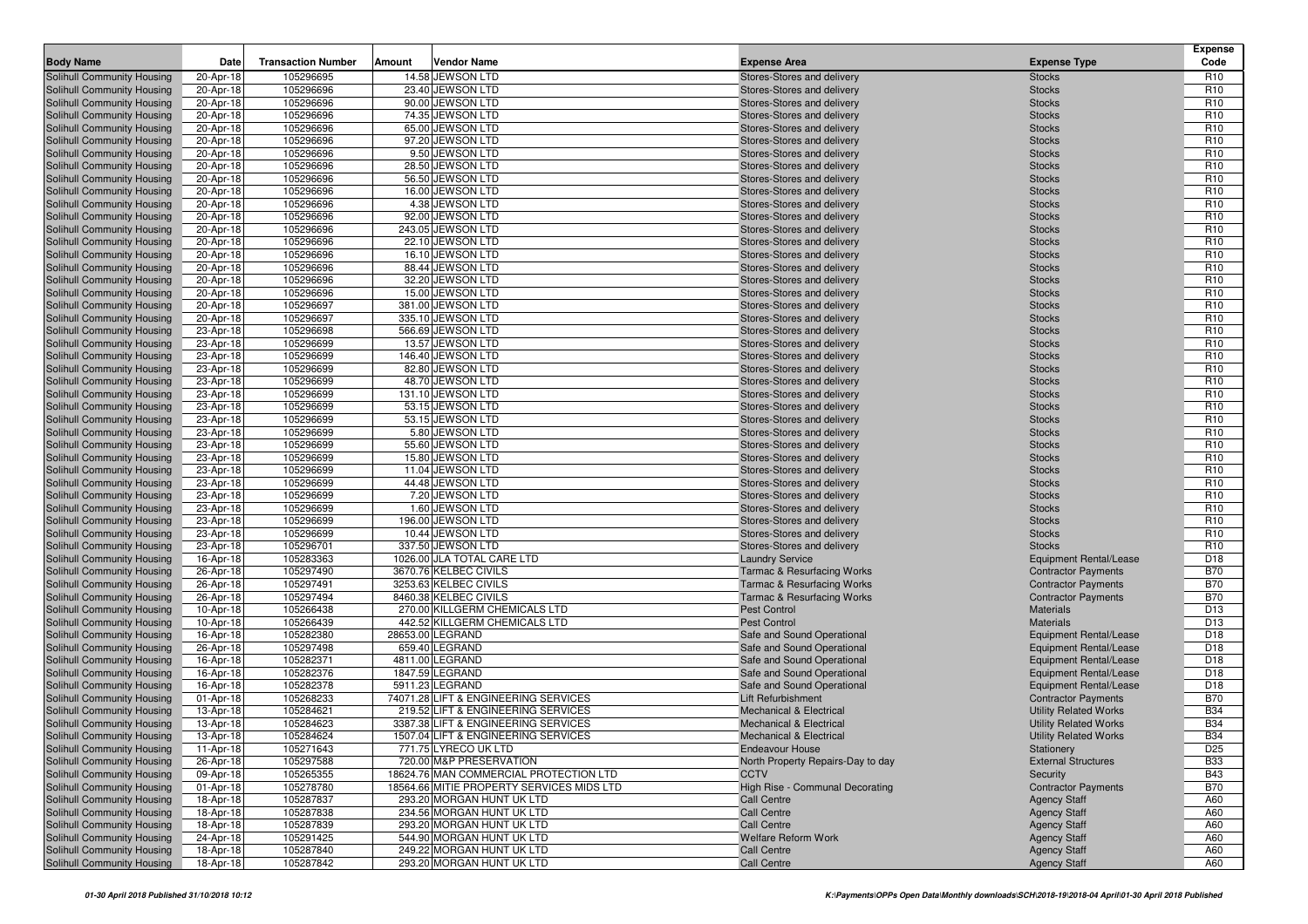| Body Name | Date | Transaction Number | Amount | Vendor Name | Expense Area | Expense Type | Expense Code |
|---|---|---|---|---|---|---|---|
| Solihull Community Housing | 20-Apr-18 | 105296695 | 14.58 | JEWSON LTD | Stores-Stores and delivery | Stocks | R10 |
| Solihull Community Housing | 20-Apr-18 | 105296696 | 23.40 | JEWSON LTD | Stores-Stores and delivery | Stocks | R10 |
| Solihull Community Housing | 20-Apr-18 | 105296696 | 90.00 | JEWSON LTD | Stores-Stores and delivery | Stocks | R10 |
| Solihull Community Housing | 20-Apr-18 | 105296696 | 74.35 | JEWSON LTD | Stores-Stores and delivery | Stocks | R10 |
| Solihull Community Housing | 20-Apr-18 | 105296696 | 65.00 | JEWSON LTD | Stores-Stores and delivery | Stocks | R10 |
| Solihull Community Housing | 20-Apr-18 | 105296696 | 97.20 | JEWSON LTD | Stores-Stores and delivery | Stocks | R10 |
| Solihull Community Housing | 20-Apr-18 | 105296696 | 9.50 | JEWSON LTD | Stores-Stores and delivery | Stocks | R10 |
| Solihull Community Housing | 20-Apr-18 | 105296696 | 28.50 | JEWSON LTD | Stores-Stores and delivery | Stocks | R10 |
| Solihull Community Housing | 20-Apr-18 | 105296696 | 56.50 | JEWSON LTD | Stores-Stores and delivery | Stocks | R10 |
| Solihull Community Housing | 20-Apr-18 | 105296696 | 16.00 | JEWSON LTD | Stores-Stores and delivery | Stocks | R10 |
| Solihull Community Housing | 20-Apr-18 | 105296696 | 4.38 | JEWSON LTD | Stores-Stores and delivery | Stocks | R10 |
| Solihull Community Housing | 20-Apr-18 | 105296696 | 92.00 | JEWSON LTD | Stores-Stores and delivery | Stocks | R10 |
| Solihull Community Housing | 20-Apr-18 | 105296696 | 243.05 | JEWSON LTD | Stores-Stores and delivery | Stocks | R10 |
| Solihull Community Housing | 20-Apr-18 | 105296696 | 22.10 | JEWSON LTD | Stores-Stores and delivery | Stocks | R10 |
| Solihull Community Housing | 20-Apr-18 | 105296696 | 16.10 | JEWSON LTD | Stores-Stores and delivery | Stocks | R10 |
| Solihull Community Housing | 20-Apr-18 | 105296696 | 88.44 | JEWSON LTD | Stores-Stores and delivery | Stocks | R10 |
| Solihull Community Housing | 20-Apr-18 | 105296696 | 32.20 | JEWSON LTD | Stores-Stores and delivery | Stocks | R10 |
| Solihull Community Housing | 20-Apr-18 | 105296696 | 15.00 | JEWSON LTD | Stores-Stores and delivery | Stocks | R10 |
| Solihull Community Housing | 20-Apr-18 | 105296697 | 381.00 | JEWSON LTD | Stores-Stores and delivery | Stocks | R10 |
| Solihull Community Housing | 20-Apr-18 | 105296697 | 335.10 | JEWSON LTD | Stores-Stores and delivery | Stocks | R10 |
| Solihull Community Housing | 23-Apr-18 | 105296698 | 566.69 | JEWSON LTD | Stores-Stores and delivery | Stocks | R10 |
| Solihull Community Housing | 23-Apr-18 | 105296699 | 13.57 | JEWSON LTD | Stores-Stores and delivery | Stocks | R10 |
| Solihull Community Housing | 23-Apr-18 | 105296699 | 146.40 | JEWSON LTD | Stores-Stores and delivery | Stocks | R10 |
| Solihull Community Housing | 23-Apr-18 | 105296699 | 82.80 | JEWSON LTD | Stores-Stores and delivery | Stocks | R10 |
| Solihull Community Housing | 23-Apr-18 | 105296699 | 48.70 | JEWSON LTD | Stores-Stores and delivery | Stocks | R10 |
| Solihull Community Housing | 23-Apr-18 | 105296699 | 131.10 | JEWSON LTD | Stores-Stores and delivery | Stocks | R10 |
| Solihull Community Housing | 23-Apr-18 | 105296699 | 53.15 | JEWSON LTD | Stores-Stores and delivery | Stocks | R10 |
| Solihull Community Housing | 23-Apr-18 | 105296699 | 53.15 | JEWSON LTD | Stores-Stores and delivery | Stocks | R10 |
| Solihull Community Housing | 23-Apr-18 | 105296699 | 5.80 | JEWSON LTD | Stores-Stores and delivery | Stocks | R10 |
| Solihull Community Housing | 23-Apr-18 | 105296699 | 55.60 | JEWSON LTD | Stores-Stores and delivery | Stocks | R10 |
| Solihull Community Housing | 23-Apr-18 | 105296699 | 15.80 | JEWSON LTD | Stores-Stores and delivery | Stocks | R10 |
| Solihull Community Housing | 23-Apr-18 | 105296699 | 11.04 | JEWSON LTD | Stores-Stores and delivery | Stocks | R10 |
| Solihull Community Housing | 23-Apr-18 | 105296699 | 44.48 | JEWSON LTD | Stores-Stores and delivery | Stocks | R10 |
| Solihull Community Housing | 23-Apr-18 | 105296699 | 7.20 | JEWSON LTD | Stores-Stores and delivery | Stocks | R10 |
| Solihull Community Housing | 23-Apr-18 | 105296699 | 1.60 | JEWSON LTD | Stores-Stores and delivery | Stocks | R10 |
| Solihull Community Housing | 23-Apr-18 | 105296699 | 196.00 | JEWSON LTD | Stores-Stores and delivery | Stocks | R10 |
| Solihull Community Housing | 23-Apr-18 | 105296699 | 10.44 | JEWSON LTD | Stores-Stores and delivery | Stocks | R10 |
| Solihull Community Housing | 23-Apr-18 | 105296701 | 337.50 | JEWSON LTD | Stores-Stores and delivery | Stocks | R10 |
| Solihull Community Housing | 16-Apr-18 | 105283363 | 1026.00 | JLA TOTAL CARE LTD | Laundry Service | Equipment Rental/Lease | D18 |
| Solihull Community Housing | 26-Apr-18 | 105297490 | 3670.76 | KELBEC CIVILS | Tarmac & Resurfacing Works | Contractor Payments | B70 |
| Solihull Community Housing | 26-Apr-18 | 105297491 | 3253.63 | KELBEC CIVILS | Tarmac & Resurfacing Works | Contractor Payments | B70 |
| Solihull Community Housing | 26-Apr-18 | 105297494 | 8460.38 | KELBEC CIVILS | Tarmac & Resurfacing Works | Contractor Payments | B70 |
| Solihull Community Housing | 10-Apr-18 | 105266438 | 270.00 | KILLGERM CHEMICALS LTD | Pest Control | Materials | D13 |
| Solihull Community Housing | 10-Apr-18 | 105266439 | 442.52 | KILLGERM CHEMICALS LTD | Pest Control | Materials | D13 |
| Solihull Community Housing | 16-Apr-18 | 105282380 | 28653.00 | LEGRAND | Safe and Sound Operational | Equipment Rental/Lease | D18 |
| Solihull Community Housing | 26-Apr-18 | 105297498 | 659.40 | LEGRAND | Safe and Sound Operational | Equipment Rental/Lease | D18 |
| Solihull Community Housing | 16-Apr-18 | 105282371 | 4811.00 | LEGRAND | Safe and Sound Operational | Equipment Rental/Lease | D18 |
| Solihull Community Housing | 16-Apr-18 | 105282376 | 1847.59 | LEGRAND | Safe and Sound Operational | Equipment Rental/Lease | D18 |
| Solihull Community Housing | 16-Apr-18 | 105282378 | 5911.23 | LEGRAND | Safe and Sound Operational | Equipment Rental/Lease | D18 |
| Solihull Community Housing | 01-Apr-18 | 105268233 | 74071.28 | LIFT & ENGINEERING SERVICES | Lift Refurbishment | Contractor Payments | B70 |
| Solihull Community Housing | 13-Apr-18 | 105284621 | 219.52 | LIFT & ENGINEERING SERVICES | Mechanical & Electrical | Utility Related Works | B34 |
| Solihull Community Housing | 13-Apr-18 | 105284623 | 3387.38 | LIFT & ENGINEERING SERVICES | Mechanical & Electrical | Utility Related Works | B34 |
| Solihull Community Housing | 13-Apr-18 | 105284624 | 1507.04 | LIFT & ENGINEERING SERVICES | Mechanical & Electrical | Utility Related Works | B34 |
| Solihull Community Housing | 11-Apr-18 | 105271643 | 771.75 | LYRECO UK LTD | Endeavour House | Stationery | D25 |
| Solihull Community Housing | 26-Apr-18 | 105297588 | 720.00 | M&P PRESERVATION | North Property Repairs-Day to day | External Structures | B33 |
| Solihull Community Housing | 09-Apr-18 | 105265355 | 18624.76 | MAN COMMERCIAL PROTECTION LTD | CCTV | Security | B43 |
| Solihull Community Housing | 01-Apr-18 | 105278780 | 18564.66 | MITIE PROPERTY SERVICES MIDS LTD | High Rise - Communal Decorating | Contractor Payments | B70 |
| Solihull Community Housing | 18-Apr-18 | 105287837 | 293.20 | MORGAN HUNT UK LTD | Call Centre | Agency Staff | A60 |
| Solihull Community Housing | 18-Apr-18 | 105287838 | 234.56 | MORGAN HUNT UK LTD | Call Centre | Agency Staff | A60 |
| Solihull Community Housing | 18-Apr-18 | 105287839 | 293.20 | MORGAN HUNT UK LTD | Call Centre | Agency Staff | A60 |
| Solihull Community Housing | 24-Apr-18 | 105291425 | 544.90 | MORGAN HUNT UK LTD | Welfare Reform Work | Agency Staff | A60 |
| Solihull Community Housing | 18-Apr-18 | 105287840 | 249.22 | MORGAN HUNT UK LTD | Call Centre | Agency Staff | A60 |
| Solihull Community Housing | 18-Apr-18 | 105287842 | 293.20 | MORGAN HUNT UK LTD | Call Centre | Agency Staff | A60 |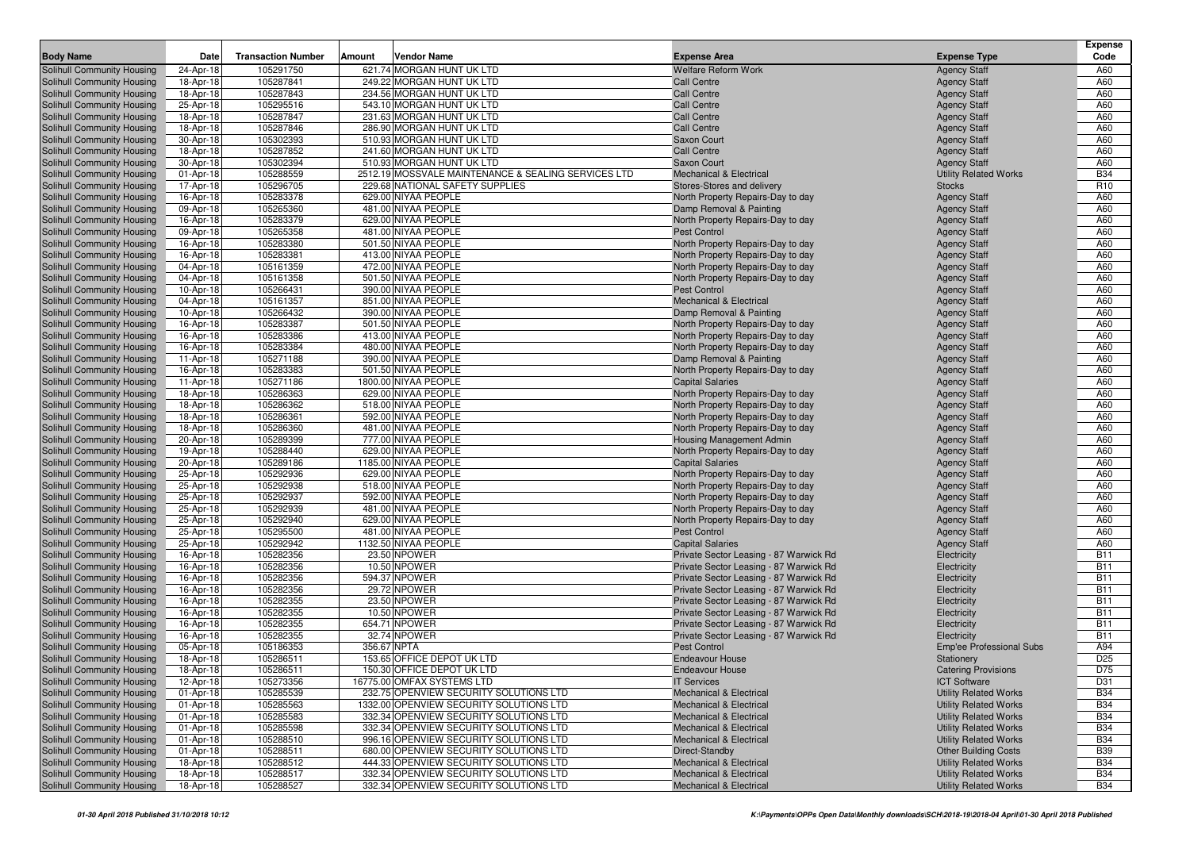| Body Name | Date | Transaction Number | Amount | Vendor Name | Expense Area | Expense Type | Expense Code |
|---|---|---|---|---|---|---|---|
| Solihull Community Housing | 24-Apr-18 | 105291750 | 621.74 | MORGAN HUNT UK LTD | Welfare Reform Work | Agency Staff | A60 |
| Solihull Community Housing | 18-Apr-18 | 105287841 | 249.22 | MORGAN HUNT UK LTD | Call Centre | Agency Staff | A60 |
| Solihull Community Housing | 18-Apr-18 | 105287843 | 234.56 | MORGAN HUNT UK LTD | Call Centre | Agency Staff | A60 |
| Solihull Community Housing | 25-Apr-18 | 105295516 | 543.10 | MORGAN HUNT UK LTD | Call Centre | Agency Staff | A60 |
| Solihull Community Housing | 18-Apr-18 | 105287847 | 231.63 | MORGAN HUNT UK LTD | Call Centre | Agency Staff | A60 |
| Solihull Community Housing | 18-Apr-18 | 105287846 | 286.90 | MORGAN HUNT UK LTD | Call Centre | Agency Staff | A60 |
| Solihull Community Housing | 30-Apr-18 | 105302393 | 510.93 | MORGAN HUNT UK LTD | Saxon Court | Agency Staff | A60 |
| Solihull Community Housing | 18-Apr-18 | 105287852 | 241.60 | MORGAN HUNT UK LTD | Call Centre | Agency Staff | A60 |
| Solihull Community Housing | 30-Apr-18 | 105302394 | 510.93 | MORGAN HUNT UK LTD | Saxon Court | Agency Staff | A60 |
| Solihull Community Housing | 01-Apr-18 | 105288559 | 2512.19 | MOSSVALE MAINTENANCE & SEALING SERVICES LTD | Mechanical & Electrical | Utility Related Works | B34 |
| Solihull Community Housing | 17-Apr-18 | 105296705 | 229.68 | NATIONAL SAFETY SUPPLIES | Stores-Stores and delivery | Stocks | R10 |
| Solihull Community Housing | 16-Apr-18 | 105283378 | 629.00 | NIYAA PEOPLE | North Property Repairs-Day to day | Agency Staff | A60 |
| Solihull Community Housing | 09-Apr-18 | 105265360 | 481.00 | NIYAA PEOPLE | Damp Removal & Painting | Agency Staff | A60 |
| Solihull Community Housing | 16-Apr-18 | 105283379 | 629.00 | NIYAA PEOPLE | North Property Repairs-Day to day | Agency Staff | A60 |
| Solihull Community Housing | 09-Apr-18 | 105265358 | 481.00 | NIYAA PEOPLE | Pest Control | Agency Staff | A60 |
| Solihull Community Housing | 16-Apr-18 | 105283380 | 501.50 | NIYAA PEOPLE | North Property Repairs-Day to day | Agency Staff | A60 |
| Solihull Community Housing | 16-Apr-18 | 105283381 | 413.00 | NIYAA PEOPLE | North Property Repairs-Day to day | Agency Staff | A60 |
| Solihull Community Housing | 04-Apr-18 | 105161359 | 472.00 | NIYAA PEOPLE | North Property Repairs-Day to day | Agency Staff | A60 |
| Solihull Community Housing | 04-Apr-18 | 105161358 | 501.50 | NIYAA PEOPLE | North Property Repairs-Day to day | Agency Staff | A60 |
| Solihull Community Housing | 10-Apr-18 | 105266431 | 390.00 | NIYAA PEOPLE | Pest Control | Agency Staff | A60 |
| Solihull Community Housing | 04-Apr-18 | 105161357 | 851.00 | NIYAA PEOPLE | Mechanical & Electrical | Agency Staff | A60 |
| Solihull Community Housing | 10-Apr-18 | 105266432 | 390.00 | NIYAA PEOPLE | Damp Removal & Painting | Agency Staff | A60 |
| Solihull Community Housing | 16-Apr-18 | 105283387 | 501.50 | NIYAA PEOPLE | North Property Repairs-Day to day | Agency Staff | A60 |
| Solihull Community Housing | 16-Apr-18 | 105283386 | 413.00 | NIYAA PEOPLE | North Property Repairs-Day to day | Agency Staff | A60 |
| Solihull Community Housing | 16-Apr-18 | 105283384 | 480.00 | NIYAA PEOPLE | North Property Repairs-Day to day | Agency Staff | A60 |
| Solihull Community Housing | 11-Apr-18 | 105271188 | 390.00 | NIYAA PEOPLE | Damp Removal & Painting | Agency Staff | A60 |
| Solihull Community Housing | 16-Apr-18 | 105283383 | 501.50 | NIYAA PEOPLE | North Property Repairs-Day to day | Agency Staff | A60 |
| Solihull Community Housing | 11-Apr-18 | 105271186 | 1800.00 | NIYAA PEOPLE | Capital Salaries | Agency Staff | A60 |
| Solihull Community Housing | 18-Apr-18 | 105286363 | 629.00 | NIYAA PEOPLE | North Property Repairs-Day to day | Agency Staff | A60 |
| Solihull Community Housing | 18-Apr-18 | 105286362 | 518.00 | NIYAA PEOPLE | North Property Repairs-Day to day | Agency Staff | A60 |
| Solihull Community Housing | 18-Apr-18 | 105286361 | 592.00 | NIYAA PEOPLE | North Property Repairs-Day to day | Agency Staff | A60 |
| Solihull Community Housing | 18-Apr-18 | 105286360 | 481.00 | NIYAA PEOPLE | North Property Repairs-Day to day | Agency Staff | A60 |
| Solihull Community Housing | 20-Apr-18 | 105289399 | 777.00 | NIYAA PEOPLE | Housing Management Admin | Agency Staff | A60 |
| Solihull Community Housing | 19-Apr-18 | 105288440 | 629.00 | NIYAA PEOPLE | North Property Repairs-Day to day | Agency Staff | A60 |
| Solihull Community Housing | 20-Apr-18 | 105289186 | 1185.00 | NIYAA PEOPLE | Capital Salaries | Agency Staff | A60 |
| Solihull Community Housing | 25-Apr-18 | 105292936 | 629.00 | NIYAA PEOPLE | North Property Repairs-Day to day | Agency Staff | A60 |
| Solihull Community Housing | 25-Apr-18 | 105292938 | 518.00 | NIYAA PEOPLE | North Property Repairs-Day to day | Agency Staff | A60 |
| Solihull Community Housing | 25-Apr-18 | 105292937 | 592.00 | NIYAA PEOPLE | North Property Repairs-Day to day | Agency Staff | A60 |
| Solihull Community Housing | 25-Apr-18 | 105292939 | 481.00 | NIYAA PEOPLE | North Property Repairs-Day to day | Agency Staff | A60 |
| Solihull Community Housing | 25-Apr-18 | 105292940 | 629.00 | NIYAA PEOPLE | North Property Repairs-Day to day | Agency Staff | A60 |
| Solihull Community Housing | 25-Apr-18 | 105295500 | 481.00 | NIYAA PEOPLE | Pest Control | Agency Staff | A60 |
| Solihull Community Housing | 25-Apr-18 | 105292942 | 1132.50 | NIYAA PEOPLE | Capital Salaries | Agency Staff | A60 |
| Solihull Community Housing | 16-Apr-18 | 105282356 | 23.50 | NPOWER | Private Sector Leasing - 87 Warwick Rd | Electricity | B11 |
| Solihull Community Housing | 16-Apr-18 | 105282356 | 10.50 | NPOWER | Private Sector Leasing - 87 Warwick Rd | Electricity | B11 |
| Solihull Community Housing | 16-Apr-18 | 105282356 | 594.37 | NPOWER | Private Sector Leasing - 87 Warwick Rd | Electricity | B11 |
| Solihull Community Housing | 16-Apr-18 | 105282356 | 29.72 | NPOWER | Private Sector Leasing - 87 Warwick Rd | Electricity | B11 |
| Solihull Community Housing | 16-Apr-18 | 105282355 | 23.50 | NPOWER | Private Sector Leasing - 87 Warwick Rd | Electricity | B11 |
| Solihull Community Housing | 16-Apr-18 | 105282355 | 10.50 | NPOWER | Private Sector Leasing - 87 Warwick Rd | Electricity | B11 |
| Solihull Community Housing | 16-Apr-18 | 105282355 | 654.71 | NPOWER | Private Sector Leasing - 87 Warwick Rd | Electricity | B11 |
| Solihull Community Housing | 16-Apr-18 | 105282355 | 32.74 | NPOWER | Private Sector Leasing - 87 Warwick Rd | Electricity | B11 |
| Solihull Community Housing | 05-Apr-18 | 105186353 | 356.67 | NPTA | Pest Control | Emp'ee Professional Subs | A94 |
| Solihull Community Housing | 18-Apr-18 | 105286511 | 153.65 | OFFICE DEPOT UK LTD | Endeavour House | Stationery | D25 |
| Solihull Community Housing | 18-Apr-18 | 105286511 | 150.30 | OFFICE DEPOT UK LTD | Endeavour House | Catering Provisions | D75 |
| Solihull Community Housing | 12-Apr-18 | 105273356 | 16775.00 | OMFAX SYSTEMS LTD | IT Services | ICT Software | D31 |
| Solihull Community Housing | 01-Apr-18 | 105285539 | 232.75 | OPENVIEW SECURITY SOLUTIONS LTD | Mechanical & Electrical | Utility Related Works | B34 |
| Solihull Community Housing | 01-Apr-18 | 105285563 | 1332.00 | OPENVIEW SECURITY SOLUTIONS LTD | Mechanical & Electrical | Utility Related Works | B34 |
| Solihull Community Housing | 01-Apr-18 | 105285583 | 332.34 | OPENVIEW SECURITY SOLUTIONS LTD | Mechanical & Electrical | Utility Related Works | B34 |
| Solihull Community Housing | 01-Apr-18 | 105285598 | 332.34 | OPENVIEW SECURITY SOLUTIONS LTD | Mechanical & Electrical | Utility Related Works | B34 |
| Solihull Community Housing | 01-Apr-18 | 105288510 | 996.16 | OPENVIEW SECURITY SOLUTIONS LTD | Mechanical & Electrical | Utility Related Works | B34 |
| Solihull Community Housing | 01-Apr-18 | 105288511 | 680.00 | OPENVIEW SECURITY SOLUTIONS LTD | Direct-Standby | Other Building Costs | B39 |
| Solihull Community Housing | 18-Apr-18 | 105288512 | 444.33 | OPENVIEW SECURITY SOLUTIONS LTD | Mechanical & Electrical | Utility Related Works | B34 |
| Solihull Community Housing | 18-Apr-18 | 105288517 | 332.34 | OPENVIEW SECURITY SOLUTIONS LTD | Mechanical & Electrical | Utility Related Works | B34 |
| Solihull Community Housing | 18-Apr-18 | 105288527 | 332.34 | OPENVIEW SECURITY SOLUTIONS LTD | Mechanical & Electrical | Utility Related Works | B34 |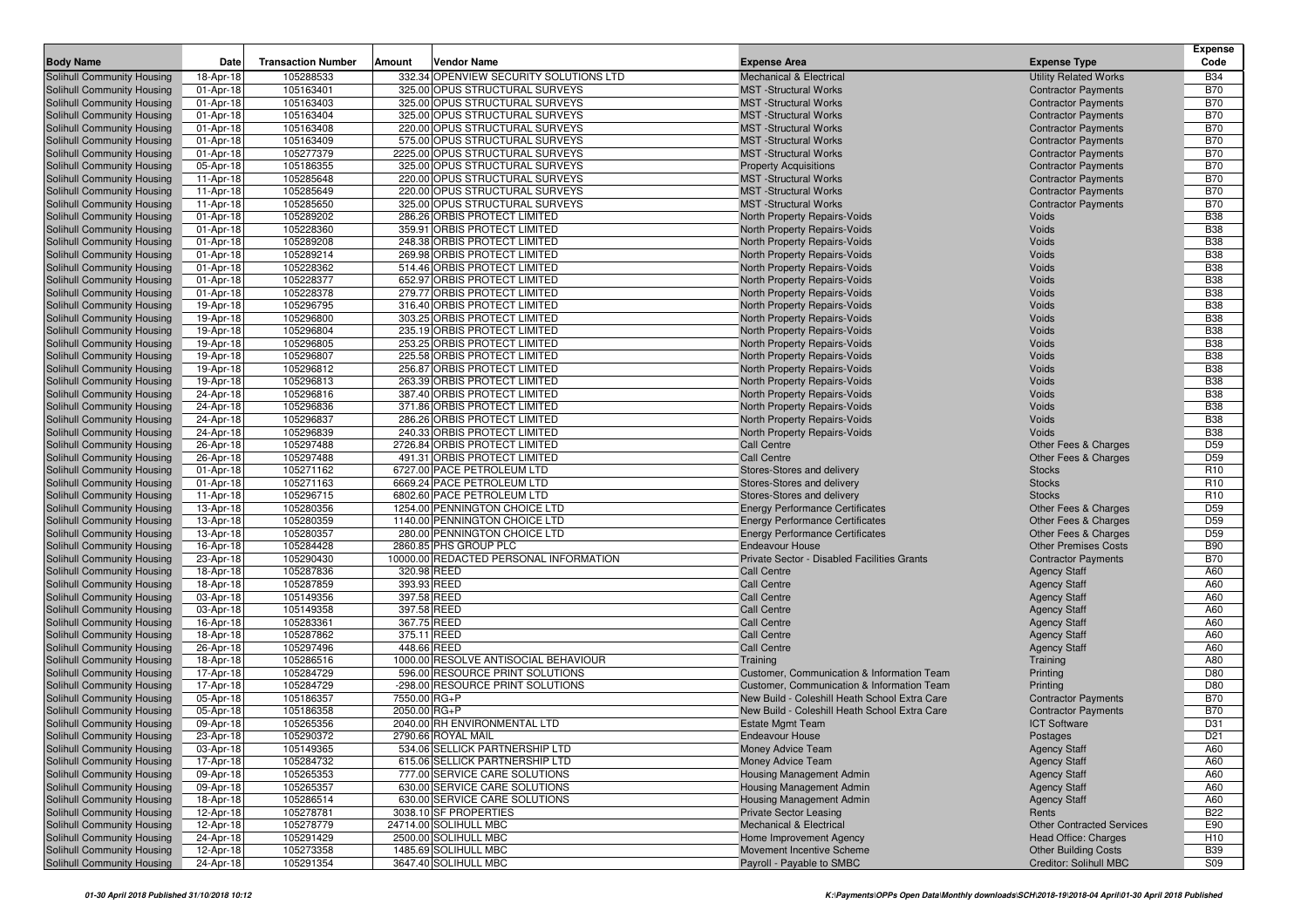| Body Name | Date | Transaction Number | Amount | Vendor Name | Expense Area | Expense Type | Expense Code |
|---|---|---|---|---|---|---|---|
| Solihull Community Housing | 18-Apr-18 | 105288533 | 332.34 | OPENVIEW SECURITY SOLUTIONS LTD | Mechanical & Electrical | Utility Related Works | B34 |
| Solihull Community Housing | 01-Apr-18 | 105163401 | 325.00 | OPUS STRUCTURAL SURVEYS | MST -Structural Works | Contractor Payments | B70 |
| Solihull Community Housing | 01-Apr-18 | 105163403 | 325.00 | OPUS STRUCTURAL SURVEYS | MST -Structural Works | Contractor Payments | B70 |
| Solihull Community Housing | 01-Apr-18 | 105163404 | 325.00 | OPUS STRUCTURAL SURVEYS | MST -Structural Works | Contractor Payments | B70 |
| Solihull Community Housing | 01-Apr-18 | 105163408 | 220.00 | OPUS STRUCTURAL SURVEYS | MST -Structural Works | Contractor Payments | B70 |
| Solihull Community Housing | 01-Apr-18 | 105163409 | 575.00 | OPUS STRUCTURAL SURVEYS | MST -Structural Works | Contractor Payments | B70 |
| Solihull Community Housing | 01-Apr-18 | 105277379 | 2225.00 | OPUS STRUCTURAL SURVEYS | MST -Structural Works | Contractor Payments | B70 |
| Solihull Community Housing | 05-Apr-18 | 105186355 | 325.00 | OPUS STRUCTURAL SURVEYS | Property Acquisitions | Contractor Payments | B70 |
| Solihull Community Housing | 11-Apr-18 | 105285648 | 220.00 | OPUS STRUCTURAL SURVEYS | MST -Structural Works | Contractor Payments | B70 |
| Solihull Community Housing | 11-Apr-18 | 105285649 | 220.00 | OPUS STRUCTURAL SURVEYS | MST -Structural Works | Contractor Payments | B70 |
| Solihull Community Housing | 11-Apr-18 | 105285650 | 325.00 | OPUS STRUCTURAL SURVEYS | MST -Structural Works | Contractor Payments | B70 |
| Solihull Community Housing | 01-Apr-18 | 105289202 | 286.26 | ORBIS PROTECT LIMITED | North Property Repairs-Voids | Voids | B38 |
| Solihull Community Housing | 01-Apr-18 | 105228360 | 359.91 | ORBIS PROTECT LIMITED | North Property Repairs-Voids | Voids | B38 |
| Solihull Community Housing | 01-Apr-18 | 105289208 | 248.38 | ORBIS PROTECT LIMITED | North Property Repairs-Voids | Voids | B38 |
| Solihull Community Housing | 01-Apr-18 | 105289214 | 269.98 | ORBIS PROTECT LIMITED | North Property Repairs-Voids | Voids | B38 |
| Solihull Community Housing | 01-Apr-18 | 105228362 | 514.46 | ORBIS PROTECT LIMITED | North Property Repairs-Voids | Voids | B38 |
| Solihull Community Housing | 01-Apr-18 | 105228377 | 652.97 | ORBIS PROTECT LIMITED | North Property Repairs-Voids | Voids | B38 |
| Solihull Community Housing | 01-Apr-18 | 105228378 | 279.77 | ORBIS PROTECT LIMITED | North Property Repairs-Voids | Voids | B38 |
| Solihull Community Housing | 19-Apr-18 | 105296795 | 316.40 | ORBIS PROTECT LIMITED | North Property Repairs-Voids | Voids | B38 |
| Solihull Community Housing | 19-Apr-18 | 105296800 | 303.25 | ORBIS PROTECT LIMITED | North Property Repairs-Voids | Voids | B38 |
| Solihull Community Housing | 19-Apr-18 | 105296804 | 235.19 | ORBIS PROTECT LIMITED | North Property Repairs-Voids | Voids | B38 |
| Solihull Community Housing | 19-Apr-18 | 105296805 | 253.25 | ORBIS PROTECT LIMITED | North Property Repairs-Voids | Voids | B38 |
| Solihull Community Housing | 19-Apr-18 | 105296807 | 225.58 | ORBIS PROTECT LIMITED | North Property Repairs-Voids | Voids | B38 |
| Solihull Community Housing | 19-Apr-18 | 105296812 | 256.87 | ORBIS PROTECT LIMITED | North Property Repairs-Voids | Voids | B38 |
| Solihull Community Housing | 19-Apr-18 | 105296813 | 263.39 | ORBIS PROTECT LIMITED | North Property Repairs-Voids | Voids | B38 |
| Solihull Community Housing | 24-Apr-18 | 105296816 | 387.40 | ORBIS PROTECT LIMITED | North Property Repairs-Voids | Voids | B38 |
| Solihull Community Housing | 24-Apr-18 | 105296836 | 371.86 | ORBIS PROTECT LIMITED | North Property Repairs-Voids | Voids | B38 |
| Solihull Community Housing | 24-Apr-18 | 105296837 | 286.26 | ORBIS PROTECT LIMITED | North Property Repairs-Voids | Voids | B38 |
| Solihull Community Housing | 24-Apr-18 | 105296839 | 240.33 | ORBIS PROTECT LIMITED | North Property Repairs-Voids | Voids | B38 |
| Solihull Community Housing | 26-Apr-18 | 105297488 | 2726.84 | ORBIS PROTECT LIMITED | Call Centre | Other Fees & Charges | D59 |
| Solihull Community Housing | 26-Apr-18 | 105297488 | 491.31 | ORBIS PROTECT LIMITED | Call Centre | Other Fees & Charges | D59 |
| Solihull Community Housing | 01-Apr-18 | 105271162 | 6727.00 | PACE PETROLEUM LTD | Stores-Stores and delivery | Stocks | R10 |
| Solihull Community Housing | 01-Apr-18 | 105271163 | 6669.24 | PACE PETROLEUM LTD | Stores-Stores and delivery | Stocks | R10 |
| Solihull Community Housing | 11-Apr-18 | 105296715 | 6802.60 | PACE PETROLEUM LTD | Stores-Stores and delivery | Stocks | R10 |
| Solihull Community Housing | 13-Apr-18 | 105280356 | 1254.00 | PENNINGTON CHOICE LTD | Energy Performance Certificates | Other Fees & Charges | D59 |
| Solihull Community Housing | 13-Apr-18 | 105280359 | 1140.00 | PENNINGTON CHOICE LTD | Energy Performance Certificates | Other Fees & Charges | D59 |
| Solihull Community Housing | 13-Apr-18 | 105280357 | 280.00 | PENNINGTON CHOICE LTD | Energy Performance Certificates | Other Fees & Charges | D59 |
| Solihull Community Housing | 16-Apr-18 | 105284428 | 2860.85 | PHS GROUP PLC | Endeavour House | Other Premises Costs | B90 |
| Solihull Community Housing | 23-Apr-18 | 105290430 | 10000.00 | REDACTED PERSONAL INFORMATION | Private Sector - Disabled Facilities Grants | Contractor Payments | B70 |
| Solihull Community Housing | 18-Apr-18 | 105287836 | 320.98 | REED | Call Centre | Agency Staff | A60 |
| Solihull Community Housing | 18-Apr-18 | 105287859 | 393.93 | REED | Call Centre | Agency Staff | A60 |
| Solihull Community Housing | 03-Apr-18 | 105149356 | 397.58 | REED | Call Centre | Agency Staff | A60 |
| Solihull Community Housing | 03-Apr-18 | 105149358 | 397.58 | REED | Call Centre | Agency Staff | A60 |
| Solihull Community Housing | 16-Apr-18 | 105283361 | 367.75 | REED | Call Centre | Agency Staff | A60 |
| Solihull Community Housing | 18-Apr-18 | 105287862 | 375.11 | REED | Call Centre | Agency Staff | A60 |
| Solihull Community Housing | 26-Apr-18 | 105297496 | 448.66 | REED | Call Centre | Agency Staff | A60 |
| Solihull Community Housing | 18-Apr-18 | 105286516 | 1000.00 | RESOLVE ANTISOCIAL BEHAVIOUR | Training | Training | A80 |
| Solihull Community Housing | 17-Apr-18 | 105284729 | 596.00 | RESOURCE PRINT SOLUTIONS | Customer, Communication & Information Team | Printing | D80 |
| Solihull Community Housing | 17-Apr-18 | 105284729 | -298.00 | RESOURCE PRINT SOLUTIONS | Customer, Communication & Information Team | Printing | D80 |
| Solihull Community Housing | 05-Apr-18 | 105186357 | 7550.00 | RG+P | New Build - Coleshill Heath School Extra Care | Contractor Payments | B70 |
| Solihull Community Housing | 05-Apr-18 | 105186358 | 2050.00 | RG+P | New Build - Coleshill Heath School Extra Care | Contractor Payments | B70 |
| Solihull Community Housing | 09-Apr-18 | 105265356 | 2040.00 | RH ENVIRONMENTAL LTD | Estate Mgmt Team | ICT Software | D31 |
| Solihull Community Housing | 23-Apr-18 | 105290372 | 2790.66 | ROYAL MAIL | Endeavour House | Postages | D21 |
| Solihull Community Housing | 03-Apr-18 | 105149365 | 534.06 | SELLICK PARTNERSHIP LTD | Money Advice Team | Agency Staff | A60 |
| Solihull Community Housing | 17-Apr-18 | 105284732 | 615.06 | SELLICK PARTNERSHIP LTD | Money Advice Team | Agency Staff | A60 |
| Solihull Community Housing | 09-Apr-18 | 105265353 | 777.00 | SERVICE CARE SOLUTIONS | Housing Management Admin | Agency Staff | A60 |
| Solihull Community Housing | 09-Apr-18 | 105265357 | 630.00 | SERVICE CARE SOLUTIONS | Housing Management Admin | Agency Staff | A60 |
| Solihull Community Housing | 18-Apr-18 | 105286514 | 630.00 | SERVICE CARE SOLUTIONS | Housing Management Admin | Agency Staff | A60 |
| Solihull Community Housing | 12-Apr-18 | 105278781 | 3038.10 | SF PROPERTIES | Private Sector Leasing | Rents | B22 |
| Solihull Community Housing | 12-Apr-18 | 105278779 | 24714.00 | SOLIHULL MBC | Mechanical & Electrical | Other Contracted Services | E90 |
| Solihull Community Housing | 24-Apr-18 | 105291429 | 2500.00 | SOLIHULL MBC | Home Improvement Agency | Head Office: Charges | H10 |
| Solihull Community Housing | 12-Apr-18 | 105273358 | 1485.69 | SOLIHULL MBC | Movement Incentive Scheme | Other Building Costs | B39 |
| Solihull Community Housing | 24-Apr-18 | 105291354 | 3647.40 | SOLIHULL MBC | Payroll - Payable to SMBC | Creditor: Solihull MBC | S09 |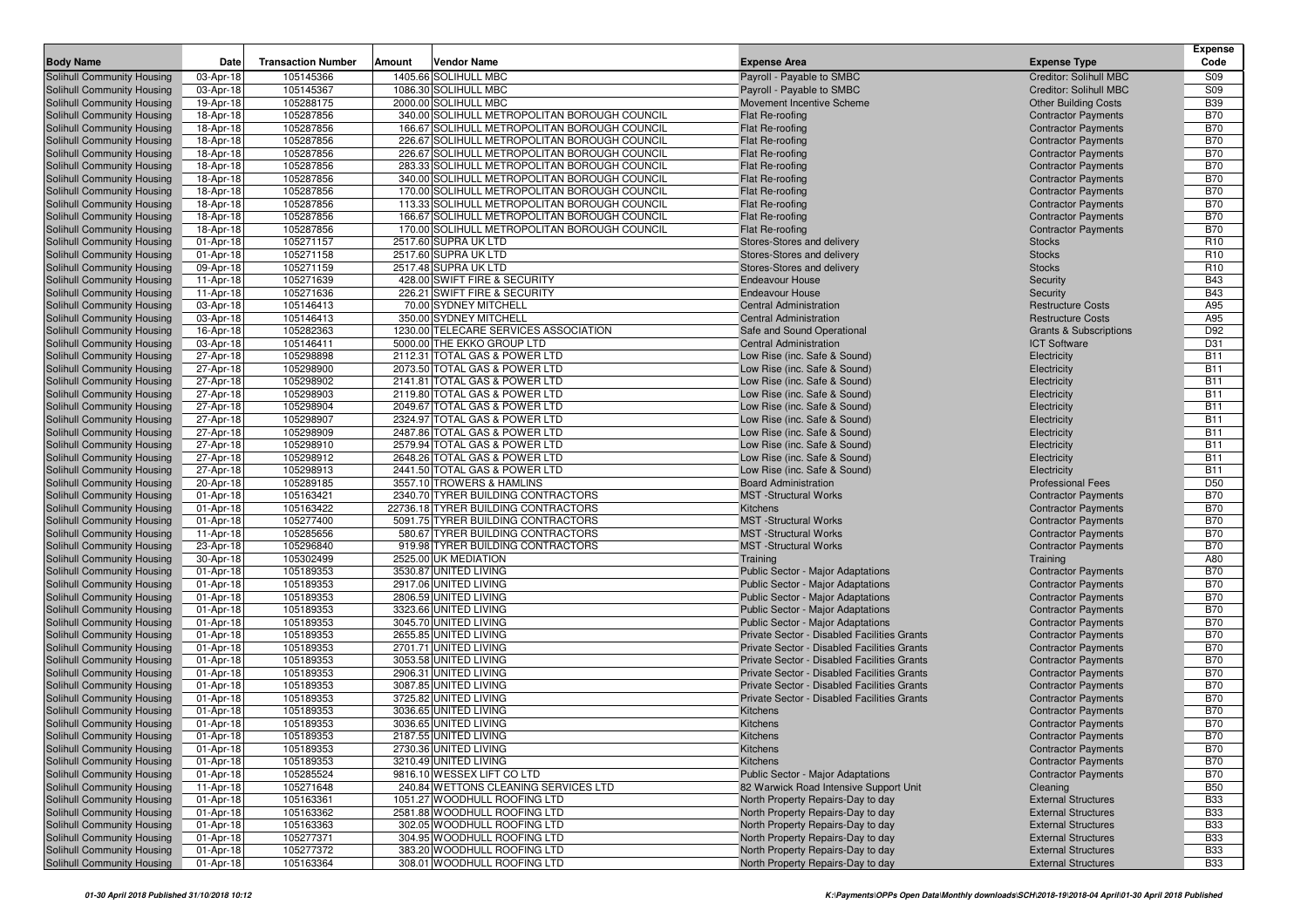| Body Name | Date | Transaction Number | Amount | Vendor Name | Expense Area | Expense Type | Expense Code |
|---|---|---|---|---|---|---|---|
| Solihull Community Housing | 03-Apr-18 | 105145366 | 1405.66 | SOLIHULL MBC | Payroll - Payable to SMBC | Creditor: Solihull MBC | S09 |
| Solihull Community Housing | 03-Apr-18 | 105145367 | 1086.30 | SOLIHULL MBC | Payroll - Payable to SMBC | Creditor: Solihull MBC | S09 |
| Solihull Community Housing | 19-Apr-18 | 105288175 | 2000.00 | SOLIHULL MBC | Movement Incentive Scheme | Other Building Costs | B39 |
| Solihull Community Housing | 18-Apr-18 | 105287856 | 340.00 | SOLIHULL METROPOLITAN BOROUGH COUNCIL | Flat Re-roofing | Contractor Payments | B70 |
| Solihull Community Housing | 18-Apr-18 | 105287856 | 166.67 | SOLIHULL METROPOLITAN BOROUGH COUNCIL | Flat Re-roofing | Contractor Payments | B70 |
| Solihull Community Housing | 18-Apr-18 | 105287856 | 226.67 | SOLIHULL METROPOLITAN BOROUGH COUNCIL | Flat Re-roofing | Contractor Payments | B70 |
| Solihull Community Housing | 18-Apr-18 | 105287856 | 226.67 | SOLIHULL METROPOLITAN BOROUGH COUNCIL | Flat Re-roofing | Contractor Payments | B70 |
| Solihull Community Housing | 18-Apr-18 | 105287856 | 283.33 | SOLIHULL METROPOLITAN BOROUGH COUNCIL | Flat Re-roofing | Contractor Payments | B70 |
| Solihull Community Housing | 18-Apr-18 | 105287856 | 340.00 | SOLIHULL METROPOLITAN BOROUGH COUNCIL | Flat Re-roofing | Contractor Payments | B70 |
| Solihull Community Housing | 18-Apr-18 | 105287856 | 170.00 | SOLIHULL METROPOLITAN BOROUGH COUNCIL | Flat Re-roofing | Contractor Payments | B70 |
| Solihull Community Housing | 18-Apr-18 | 105287856 | 113.33 | SOLIHULL METROPOLITAN BOROUGH COUNCIL | Flat Re-roofing | Contractor Payments | B70 |
| Solihull Community Housing | 18-Apr-18 | 105287856 | 166.67 | SOLIHULL METROPOLITAN BOROUGH COUNCIL | Flat Re-roofing | Contractor Payments | B70 |
| Solihull Community Housing | 18-Apr-18 | 105287856 | 170.00 | SOLIHULL METROPOLITAN BOROUGH COUNCIL | Flat Re-roofing | Contractor Payments | B70 |
| Solihull Community Housing | 01-Apr-18 | 105271157 | 2517.60 | SUPRA UK LTD | Stores-Stores and delivery | Stocks | R10 |
| Solihull Community Housing | 01-Apr-18 | 105271158 | 2517.60 | SUPRA UK LTD | Stores-Stores and delivery | Stocks | R10 |
| Solihull Community Housing | 09-Apr-18 | 105271159 | 2517.48 | SUPRA UK LTD | Stores-Stores and delivery | Stocks | R10 |
| Solihull Community Housing | 11-Apr-18 | 105271639 | 428.00 | SWIFT FIRE & SECURITY | Endeavour House | Security | B43 |
| Solihull Community Housing | 11-Apr-18 | 105271636 | 226.21 | SWIFT FIRE & SECURITY | Endeavour House | Security | B43 |
| Solihull Community Housing | 03-Apr-18 | 105146413 | 70.00 | SYDNEY MITCHELL | Central Administration | Restructure Costs | A95 |
| Solihull Community Housing | 03-Apr-18 | 105146413 | 350.00 | SYDNEY MITCHELL | Central Administration | Restructure Costs | A95 |
| Solihull Community Housing | 16-Apr-18 | 105282363 | 1230.00 | TELECARE SERVICES ASSOCIATION | Safe and Sound Operational | Grants & Subscriptions | D92 |
| Solihull Community Housing | 03-Apr-18 | 105146411 | 5000.00 | THE EKKO GROUP LTD | Central Administration | ICT Software | D31 |
| Solihull Community Housing | 27-Apr-18 | 105298898 | 2112.31 | TOTAL GAS & POWER LTD | Low Rise (inc. Safe & Sound) | Electricity | B11 |
| Solihull Community Housing | 27-Apr-18 | 105298900 | 2073.50 | TOTAL GAS & POWER LTD | Low Rise (inc. Safe & Sound) | Electricity | B11 |
| Solihull Community Housing | 27-Apr-18 | 105298902 | 2141.81 | TOTAL GAS & POWER LTD | Low Rise (inc. Safe & Sound) | Electricity | B11 |
| Solihull Community Housing | 27-Apr-18 | 105298903 | 2119.80 | TOTAL GAS & POWER LTD | Low Rise (inc. Safe & Sound) | Electricity | B11 |
| Solihull Community Housing | 27-Apr-18 | 105298904 | 2049.67 | TOTAL GAS & POWER LTD | Low Rise (inc. Safe & Sound) | Electricity | B11 |
| Solihull Community Housing | 27-Apr-18 | 105298907 | 2324.97 | TOTAL GAS & POWER LTD | Low Rise (inc. Safe & Sound) | Electricity | B11 |
| Solihull Community Housing | 27-Apr-18 | 105298909 | 2487.86 | TOTAL GAS & POWER LTD | Low Rise (inc. Safe & Sound) | Electricity | B11 |
| Solihull Community Housing | 27-Apr-18 | 105298910 | 2579.94 | TOTAL GAS & POWER LTD | Low Rise (inc. Safe & Sound) | Electricity | B11 |
| Solihull Community Housing | 27-Apr-18 | 105298912 | 2648.26 | TOTAL GAS & POWER LTD | Low Rise (inc. Safe & Sound) | Electricity | B11 |
| Solihull Community Housing | 27-Apr-18 | 105298913 | 2441.50 | TOTAL GAS & POWER LTD | Low Rise (inc. Safe & Sound) | Electricity | B11 |
| Solihull Community Housing | 20-Apr-18 | 105289185 | 3557.10 | TROWERS & HAMLINS | Board Administration | Professional Fees | D50 |
| Solihull Community Housing | 01-Apr-18 | 105163421 | 2340.70 | TYRER BUILDING CONTRACTORS | MST -Structural Works | Contractor Payments | B70 |
| Solihull Community Housing | 01-Apr-18 | 105163422 | 22736.18 | TYRER BUILDING CONTRACTORS | Kitchens | Contractor Payments | B70 |
| Solihull Community Housing | 01-Apr-18 | 105277400 | 5091.75 | TYRER BUILDING CONTRACTORS | MST -Structural Works | Contractor Payments | B70 |
| Solihull Community Housing | 11-Apr-18 | 105285656 | 580.67 | TYRER BUILDING CONTRACTORS | MST -Structural Works | Contractor Payments | B70 |
| Solihull Community Housing | 23-Apr-18 | 105296840 | 919.98 | TYRER BUILDING CONTRACTORS | MST -Structural Works | Contractor Payments | B70 |
| Solihull Community Housing | 30-Apr-18 | 105302499 | 2525.00 | UK MEDIATION | Training | Training | A80 |
| Solihull Community Housing | 01-Apr-18 | 105189353 | 3530.87 | UNITED LIVING | Public Sector - Major Adaptations | Contractor Payments | B70 |
| Solihull Community Housing | 01-Apr-18 | 105189353 | 2917.06 | UNITED LIVING | Public Sector - Major Adaptations | Contractor Payments | B70 |
| Solihull Community Housing | 01-Apr-18 | 105189353 | 2806.59 | UNITED LIVING | Public Sector - Major Adaptations | Contractor Payments | B70 |
| Solihull Community Housing | 01-Apr-18 | 105189353 | 3323.66 | UNITED LIVING | Public Sector - Major Adaptations | Contractor Payments | B70 |
| Solihull Community Housing | 01-Apr-18 | 105189353 | 3045.70 | UNITED LIVING | Public Sector - Major Adaptations | Contractor Payments | B70 |
| Solihull Community Housing | 01-Apr-18 | 105189353 | 2655.85 | UNITED LIVING | Private Sector - Disabled Facilities Grants | Contractor Payments | B70 |
| Solihull Community Housing | 01-Apr-18 | 105189353 | 2701.71 | UNITED LIVING | Private Sector - Disabled Facilities Grants | Contractor Payments | B70 |
| Solihull Community Housing | 01-Apr-18 | 105189353 | 3053.58 | UNITED LIVING | Private Sector - Disabled Facilities Grants | Contractor Payments | B70 |
| Solihull Community Housing | 01-Apr-18 | 105189353 | 2906.31 | UNITED LIVING | Private Sector - Disabled Facilities Grants | Contractor Payments | B70 |
| Solihull Community Housing | 01-Apr-18 | 105189353 | 3087.85 | UNITED LIVING | Private Sector - Disabled Facilities Grants | Contractor Payments | B70 |
| Solihull Community Housing | 01-Apr-18 | 105189353 | 3725.82 | UNITED LIVING | Private Sector - Disabled Facilities Grants | Contractor Payments | B70 |
| Solihull Community Housing | 01-Apr-18 | 105189353 | 3036.65 | UNITED LIVING | Kitchens | Contractor Payments | B70 |
| Solihull Community Housing | 01-Apr-18 | 105189353 | 3036.65 | UNITED LIVING | Kitchens | Contractor Payments | B70 |
| Solihull Community Housing | 01-Apr-18 | 105189353 | 2187.55 | UNITED LIVING | Kitchens | Contractor Payments | B70 |
| Solihull Community Housing | 01-Apr-18 | 105189353 | 2730.36 | UNITED LIVING | Kitchens | Contractor Payments | B70 |
| Solihull Community Housing | 01-Apr-18 | 105189353 | 3210.49 | UNITED LIVING | Kitchens | Contractor Payments | B70 |
| Solihull Community Housing | 01-Apr-18 | 105285524 | 9816.10 | WESSEX LIFT CO LTD | Public Sector - Major Adaptations | Contractor Payments | B70 |
| Solihull Community Housing | 11-Apr-18 | 105271648 | 240.84 | WETTONS CLEANING SERVICES LTD | 82 Warwick Road Intensive Support Unit | Cleaning | B50 |
| Solihull Community Housing | 01-Apr-18 | 105163361 | 1051.27 | WOODHULL ROOFING LTD | North Property Repairs-Day to day | External Structures | B33 |
| Solihull Community Housing | 01-Apr-18 | 105163362 | 2581.88 | WOODHULL ROOFING LTD | North Property Repairs-Day to day | External Structures | B33 |
| Solihull Community Housing | 01-Apr-18 | 105163363 | 302.05 | WOODHULL ROOFING LTD | North Property Repairs-Day to day | External Structures | B33 |
| Solihull Community Housing | 01-Apr-18 | 105277371 | 304.95 | WOODHULL ROOFING LTD | North Property Repairs-Day to day | External Structures | B33 |
| Solihull Community Housing | 01-Apr-18 | 105277372 | 383.20 | WOODHULL ROOFING LTD | North Property Repairs-Day to day | External Structures | B33 |
| Solihull Community Housing | 01-Apr-18 | 105163364 | 308.01 | WOODHULL ROOFING LTD | North Property Repairs-Day to day | External Structures | B33 |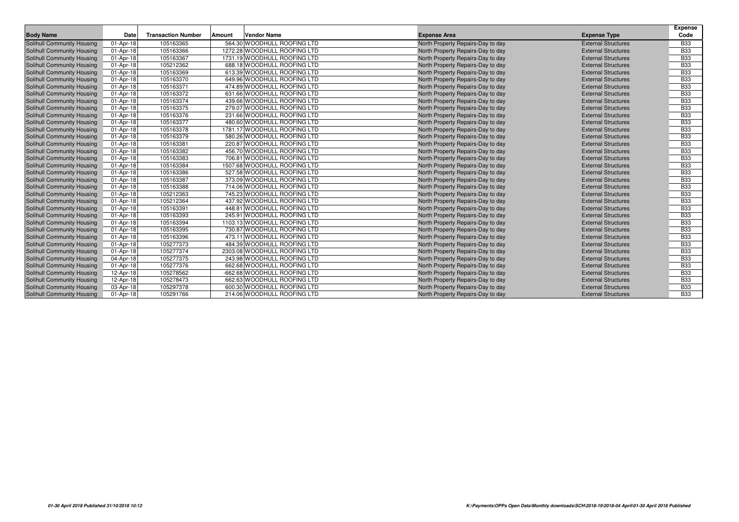| Body Name | Date | Transaction Number | Amount | Vendor Name | Expense Area | Expense Type | Expense Code |
|---|---|---|---|---|---|---|---|
| Solihull Community Housing | 01-Apr-18 | 105163365 | 564.30 | WOODHULL ROOFING LTD | North Property Repairs-Day to day | External Structures | B33 |
| Solihull Community Housing | 01-Apr-18 | 105163366 | 1272.28 | WOODHULL ROOFING LTD | North Property Repairs-Day to day | External Structures | B33 |
| Solihull Community Housing | 01-Apr-18 | 105163367 | 1731.19 | WOODHULL ROOFING LTD | North Property Repairs-Day to day | External Structures | B33 |
| Solihull Community Housing | 01-Apr-18 | 105212362 | 688.18 | WOODHULL ROOFING LTD | North Property Repairs-Day to day | External Structures | B33 |
| Solihull Community Housing | 01-Apr-18 | 105163369 | 613.39 | WOODHULL ROOFING LTD | North Property Repairs-Day to day | External Structures | B33 |
| Solihull Community Housing | 01-Apr-18 | 105163370 | 649.96 | WOODHULL ROOFING LTD | North Property Repairs-Day to day | External Structures | B33 |
| Solihull Community Housing | 01-Apr-18 | 105163371 | 474.89 | WOODHULL ROOFING LTD | North Property Repairs-Day to day | External Structures | B33 |
| Solihull Community Housing | 01-Apr-18 | 105163372 | 631.66 | WOODHULL ROOFING LTD | North Property Repairs-Day to day | External Structures | B33 |
| Solihull Community Housing | 01-Apr-18 | 105163374 | 439.66 | WOODHULL ROOFING LTD | North Property Repairs-Day to day | External Structures | B33 |
| Solihull Community Housing | 01-Apr-18 | 105163375 | 279.07 | WOODHULL ROOFING LTD | North Property Repairs-Day to day | External Structures | B33 |
| Solihull Community Housing | 01-Apr-18 | 105163376 | 231.66 | WOODHULL ROOFING LTD | North Property Repairs-Day to day | External Structures | B33 |
| Solihull Community Housing | 01-Apr-18 | 105163377 | 480.60 | WOODHULL ROOFING LTD | North Property Repairs-Day to day | External Structures | B33 |
| Solihull Community Housing | 01-Apr-18 | 105163378 | 1781.17 | WOODHULL ROOFING LTD | North Property Repairs-Day to day | External Structures | B33 |
| Solihull Community Housing | 01-Apr-18 | 105163379 | 580.26 | WOODHULL ROOFING LTD | North Property Repairs-Day to day | External Structures | B33 |
| Solihull Community Housing | 01-Apr-18 | 105163381 | 220.87 | WOODHULL ROOFING LTD | North Property Repairs-Day to day | External Structures | B33 |
| Solihull Community Housing | 01-Apr-18 | 105163382 | 456.70 | WOODHULL ROOFING LTD | North Property Repairs-Day to day | External Structures | B33 |
| Solihull Community Housing | 01-Apr-18 | 105163383 | 706.81 | WOODHULL ROOFING LTD | North Property Repairs-Day to day | External Structures | B33 |
| Solihull Community Housing | 01-Apr-18 | 105163384 | 1507.68 | WOODHULL ROOFING LTD | North Property Repairs-Day to day | External Structures | B33 |
| Solihull Community Housing | 01-Apr-18 | 105163386 | 527.58 | WOODHULL ROOFING LTD | North Property Repairs-Day to day | External Structures | B33 |
| Solihull Community Housing | 01-Apr-18 | 105163387 | 373.09 | WOODHULL ROOFING LTD | North Property Repairs-Day to day | External Structures | B33 |
| Solihull Community Housing | 01-Apr-18 | 105163388 | 714.06 | WOODHULL ROOFING LTD | North Property Repairs-Day to day | External Structures | B33 |
| Solihull Community Housing | 01-Apr-18 | 105212363 | 745.23 | WOODHULL ROOFING LTD | North Property Repairs-Day to day | External Structures | B33 |
| Solihull Community Housing | 01-Apr-18 | 105212364 | 437.92 | WOODHULL ROOFING LTD | North Property Repairs-Day to day | External Structures | B33 |
| Solihull Community Housing | 01-Apr-18 | 105163391 | 448.81 | WOODHULL ROOFING LTD | North Property Repairs-Day to day | External Structures | B33 |
| Solihull Community Housing | 01-Apr-18 | 105163393 | 245.91 | WOODHULL ROOFING LTD | North Property Repairs-Day to day | External Structures | B33 |
| Solihull Community Housing | 01-Apr-18 | 105163394 | 1103.13 | WOODHULL ROOFING LTD | North Property Repairs-Day to day | External Structures | B33 |
| Solihull Community Housing | 01-Apr-18 | 105163395 | 730.87 | WOODHULL ROOFING LTD | North Property Repairs-Day to day | External Structures | B33 |
| Solihull Community Housing | 01-Apr-18 | 105163396 | 473.11 | WOODHULL ROOFING LTD | North Property Repairs-Day to day | External Structures | B33 |
| Solihull Community Housing | 01-Apr-18 | 105277373 | 484.39 | WOODHULL ROOFING LTD | North Property Repairs-Day to day | External Structures | B33 |
| Solihull Community Housing | 01-Apr-18 | 105277374 | 2303.08 | WOODHULL ROOFING LTD | North Property Repairs-Day to day | External Structures | B33 |
| Solihull Community Housing | 04-Apr-18 | 105277375 | 243.98 | WOODHULL ROOFING LTD | North Property Repairs-Day to day | External Structures | B33 |
| Solihull Community Housing | 01-Apr-18 | 105277376 | 662.68 | WOODHULL ROOFING LTD | North Property Repairs-Day to day | External Structures | B33 |
| Solihull Community Housing | 12-Apr-18 | 105278562 | -662.68 | WOODHULL ROOFING LTD | North Property Repairs-Day to day | External Structures | B33 |
| Solihull Community Housing | 12-Apr-18 | 105278473 | 662.63 | WOODHULL ROOFING LTD | North Property Repairs-Day to day | External Structures | B33 |
| Solihull Community Housing | 03-Apr-18 | 105297378 | 600.30 | WOODHULL ROOFING LTD | North Property Repairs-Day to day | External Structures | B33 |
| Solihull Community Housing | 01-Apr-18 | 105291766 | 214.06 | WOODHULL ROOFING LTD | North Property Repairs-Day to day | External Structures | B33 |